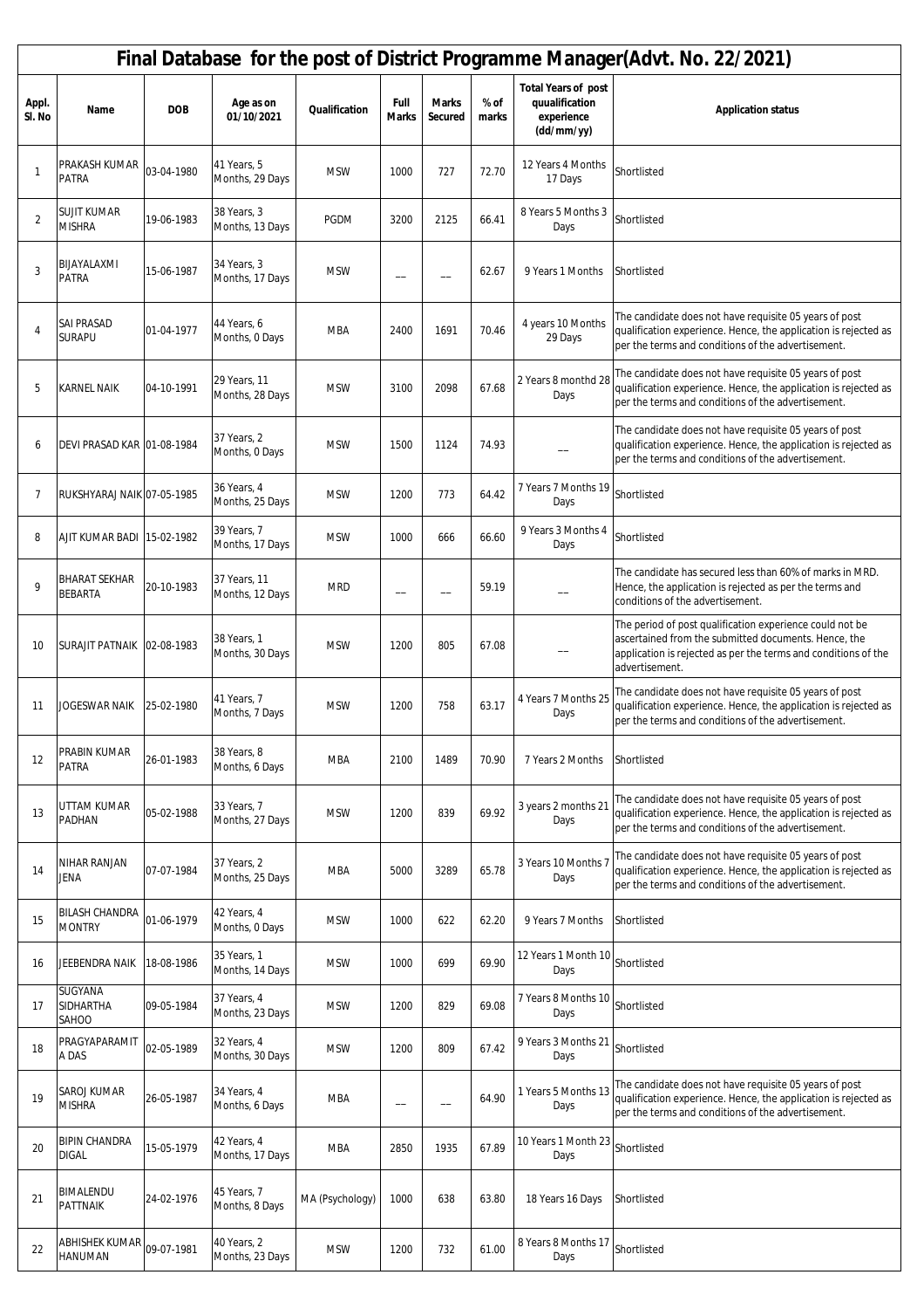# Final Database for the post of District Programme Manager(Advt. No. 22/2021)

| Appl. Sl. No | Name | DOB | Age as on 01/10/2021 | Qualification | Full Marks | Marks Secured | % of marks | Total Years of post quualification experience (dd/mm/yy) | Application status |
|---|---|---|---|---|---|---|---|---|---|
| 1 | PRAKASH KUMAR PATRA | 03-04-1980 | 41 Years, 5 Months, 29 Days | MSW | 1000 | 727 | 72.70 | 12 Years 4 Months 17 Days | Shortlisted |
| 2 | SUJIT KUMAR MISHRA | 19-06-1983 | 38 Years, 3 Months, 13 Days | PGDM | 3200 | 2125 | 66.41 | 8 Years 5 Months 3 Days | Shortlisted |
| 3 | BIJAYALAXMI PATRA | 15-06-1987 | 34 Years, 3 Months, 17 Days | MSW | -- | -- | 62.67 | 9 Years 1 Months | Shortlisted |
| 4 | SAI PRASAD SURAPU | 01-04-1977 | 44 Years, 6 Months, 0 Days | MBA | 2400 | 1691 | 70.46 | 4 years 10 Months 29 Days | The candidate does not have requisite 05 years of post qualification experience. Hence, the application is rejected as per the terms and conditions of the advertisement. |
| 5 | KARNEL NAIK | 04-10-1991 | 29 Years, 11 Months, 28 Days | MSW | 3100 | 2098 | 67.68 | 2 Years 8 monthd 28 Days | The candidate does not have requisite 05 years of post qualification experience. Hence, the application is rejected as per the terms and conditions of the advertisement. |
| 6 | DEVI PRASAD KAR | 01-08-1984 | 37 Years, 2 Months, 0 Days | MSW | 1500 | 1124 | 74.93 | -- | The candidate does not have requisite 05 years of post qualification experience. Hence, the application is rejected as per the terms and conditions of the advertisement. |
| 7 | RUKSHYARAJ NAIK | 07-05-1985 | 36 Years, 4 Months, 25 Days | MSW | 1200 | 773 | 64.42 | 7 Years 7 Months 19 Days | Shortlisted |
| 8 | AJIT KUMAR BADI | 15-02-1982 | 39 Years, 7 Months, 17 Days | MSW | 1000 | 666 | 66.60 | 9 Years 3 Months 4 Days | Shortlisted |
| 9 | BHARAT SEKHAR BEBARTA | 20-10-1983 | 37 Years, 11 Months, 12 Days | MRD | -- | -- | 59.19 | -- | The candidate has secured less than 60% of marks in MRD. Hence, the application is rejected as per the terms and conditions of the advertisement. |
| 10 | SURAJIT PATNAIK | 02-08-1983 | 38 Years, 1 Months, 30 Days | MSW | 1200 | 805 | 67.08 | -- | The period of post qualification experience could not be ascertained from the submitted documents. Hence, the application is rejected as per the terms and conditions of the advertisement. |
| 11 | JOGESWAR NAIK | 25-02-1980 | 41 Years, 7 Months, 7 Days | MSW | 1200 | 758 | 63.17 | 4 Years 7 Months 25 Days | The candidate does not have requisite 05 years of post qualification experience. Hence, the application is rejected as per the terms and conditions of the advertisement. |
| 12 | PRABIN KUMAR PATRA | 26-01-1983 | 38 Years, 8 Months, 6 Days | MBA | 2100 | 1489 | 70.90 | 7 Years 2 Months | Shortlisted |
| 13 | UTTAM KUMAR PADHAN | 05-02-1988 | 33 Years, 7 Months, 27 Days | MSW | 1200 | 839 | 69.92 | 3 years 2 months 21 Days | The candidate does not have requisite 05 years of post qualification experience. Hence, the application is rejected as per the terms and conditions of the advertisement. |
| 14 | NIHAR RANJAN JENA | 07-07-1984 | 37 Years, 2 Months, 25 Days | MBA | 5000 | 3289 | 65.78 | 3 Years 10 Months 7 Days | The candidate does not have requisite 05 years of post qualification experience. Hence, the application is rejected as per the terms and conditions of the advertisement. |
| 15 | BILASH CHANDRA MONTRY | 01-06-1979 | 42 Years, 4 Months, 0 Days | MSW | 1000 | 622 | 62.20 | 9 Years 7 Months | Shortlisted |
| 16 | JEEBENDRA NAIK | 18-08-1986 | 35 Years, 1 Months, 14 Days | MSW | 1000 | 699 | 69.90 | 12 Years 1 Month 10 Days | Shortlisted |
| 17 | SUGYANA SIDHARTHA SAHOO | 09-05-1984 | 37 Years, 4 Months, 23 Days | MSW | 1200 | 829 | 69.08 | 7 Years 8 Months 10 Days | Shortlisted |
| 18 | PRAGYAPARAMITA DAS | 02-05-1989 | 32 Years, 4 Months, 30 Days | MSW | 1200 | 809 | 67.42 | 9 Years 3 Months 21 Days | Shortlisted |
| 19 | SAROJ KUMAR MISHRA | 26-05-1987 | 34 Years, 4 Months, 6 Days | MBA | -- | -- | 64.90 | 1 Years 5 Months 13 Days | The candidate does not have requisite 05 years of post qualification experience. Hence, the application is rejected as per the terms and conditions of the advertisement. |
| 20 | BIPIN CHANDRA DIGAL | 15-05-1979 | 42 Years, 4 Months, 17 Days | MBA | 2850 | 1935 | 67.89 | 10 Years 1 Month 23 Days | Shortlisted |
| 21 | BIMALENDU PATTNAIK | 24-02-1976 | 45 Years, 7 Months, 8 Days | MA (Psychology) | 1000 | 638 | 63.80 | 18 Years 16 Days | Shortlisted |
| 22 | ABHISHEK KUMAR HANUMAN | 09-07-1981 | 40 Years, 2 Months, 23 Days | MSW | 1200 | 732 | 61.00 | 8 Years 8 Months 17 Days | Shortlisted |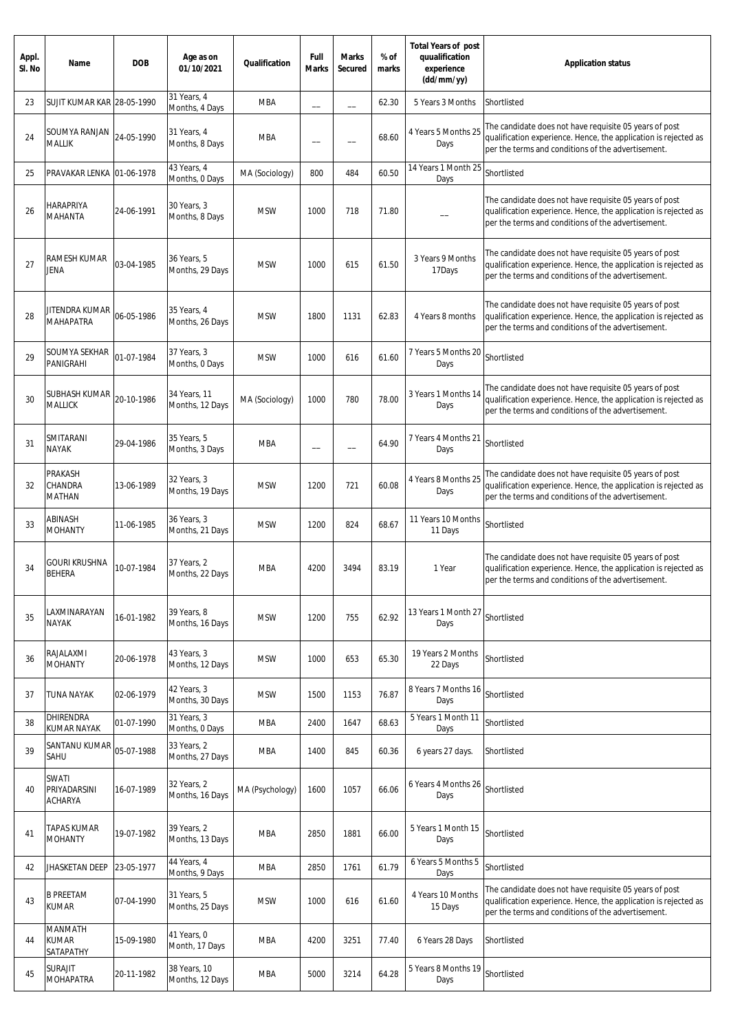| Appl. Sl. No | Name | DOB | Age as on 01/10/2021 | Qualification | Full Marks | Marks Secured | % of marks | Total Years of post quualification experience (dd/mm/yy) | Application status |
|---|---|---|---|---|---|---|---|---|---|
| 23 | SUJIT KUMAR KAR | 28-05-1990 | 31 Years, 4 Months, 4 Days | MBA | __ | __ | 62.30 | 5 Years 3 Months | Shortlisted |
| 24 | SOUMYA RANJAN MALLIK | 24-05-1990 | 31 Years, 4 Months, 8 Days | MBA | __ | __ | 68.60 | 4 Years 5 Months 25 Days | The candidate does not have requisite 05 years of post qualification experience. Hence, the application is rejected as per the terms and conditions of the advertisement. |
| 25 | PRAVAKAR LENKA | 01-06-1978 | 43 Years, 4 Months, 0 Days | MA (Sociology) | 800 | 484 | 60.50 | 14 Years 1 Month 25 Days | Shortlisted |
| 26 | HARAPRIYA MAHANTA | 24-06-1991 | 30 Years, 3 Months, 8 Days | MSW | 1000 | 718 | 71.80 | __ | The candidate does not have requisite 05 years of post qualification experience. Hence, the application is rejected as per the terms and conditions of the advertisement. |
| 27 | RAMESH KUMAR JENA | 03-04-1985 | 36 Years, 5 Months, 29 Days | MSW | 1000 | 615 | 61.50 | 3 Years 9 Months 17Days | The candidate does not have requisite 05 years of post qualification experience. Hence, the application is rejected as per the terms and conditions of the advertisement. |
| 28 | JITENDRA KUMAR MAHAPATRA | 06-05-1986 | 35 Years, 4 Months, 26 Days | MSW | 1800 | 1131 | 62.83 | 4 Years 8 months | The candidate does not have requisite 05 years of post qualification experience. Hence, the application is rejected as per the terms and conditions of the advertisement. |
| 29 | SOUMYA SEKHAR PANIGRAHI | 01-07-1984 | 37 Years, 3 Months, 0 Days | MSW | 1000 | 616 | 61.60 | 7 Years 5 Months 20 Days | Shortlisted |
| 30 | SUBHASH KUMAR MALLICK | 20-10-1986 | 34 Years, 11 Months, 12 Days | MA (Sociology) | 1000 | 780 | 78.00 | 3 Years 1 Months 14 Days | The candidate does not have requisite 05 years of post qualification experience. Hence, the application is rejected as per the terms and conditions of the advertisement. |
| 31 | SMITARANI NAYAK | 29-04-1986 | 35 Years, 5 Months, 3 Days | MBA | __ | __ | 64.90 | 7 Years 4 Months 21 Days | Shortlisted |
| 32 | PRAKASH CHANDRA MATHAN | 13-06-1989 | 32 Years, 3 Months, 19 Days | MSW | 1200 | 721 | 60.08 | 4 Years 8 Months 25 Days | The candidate does not have requisite 05 years of post qualification experience. Hence, the application is rejected as per the terms and conditions of the advertisement. |
| 33 | ABINASH MOHANTY | 11-06-1985 | 36 Years, 3 Months, 21 Days | MSW | 1200 | 824 | 68.67 | 11 Years 10 Months 11 Days | Shortlisted |
| 34 | GOURI KRUSHNA BEHERA | 10-07-1984 | 37 Years, 2 Months, 22 Days | MBA | 4200 | 3494 | 83.19 | 1 Year | The candidate does not have requisite 05 years of post qualification experience. Hence, the application is rejected as per the terms and conditions of the advertisement. |
| 35 | LAXMINARAYAN NAYAK | 16-01-1982 | 39 Years, 8 Months, 16 Days | MSW | 1200 | 755 | 62.92 | 13 Years 1 Month 27 Days | Shortlisted |
| 36 | RAJALAXMI MOHANTY | 20-06-1978 | 43 Years, 3 Months, 12 Days | MSW | 1000 | 653 | 65.30 | 19 Years 2 Months 22 Days | Shortlisted |
| 37 | TUNA NAYAK | 02-06-1979 | 42 Years, 3 Months, 30 Days | MSW | 1500 | 1153 | 76.87 | 8 Years 7 Months 16 Days | Shortlisted |
| 38 | DHIRENDRA KUMAR NAYAK | 01-07-1990 | 31 Years, 3 Months, 0 Days | MBA | 2400 | 1647 | 68.63 | 5 Years 1 Month 11 Days | Shortlisted |
| 39 | SANTANU KUMAR SAHU | 05-07-1988 | 33 Years, 2 Months, 27 Days | MBA | 1400 | 845 | 60.36 | 6 years 27 days. | Shortlisted |
| 40 | SWATI PRIYADARSINI ACHARYA | 16-07-1989 | 32 Years, 2 Months, 16 Days | MA (Psychology) | 1600 | 1057 | 66.06 | 6 Years 4 Months 26 Days | Shortlisted |
| 41 | TAPAS KUMAR MOHANTY | 19-07-1982 | 39 Years, 2 Months, 13 Days | MBA | 2850 | 1881 | 66.00 | 5 Years 1 Month 15 Days | Shortlisted |
| 42 | JHASKETAN DEEP | 23-05-1977 | 44 Years, 4 Months, 9 Days | MBA | 2850 | 1761 | 61.79 | 6 Years 5 Months 5 Days | Shortlisted |
| 43 | B PREETAM KUMAR | 07-04-1990 | 31 Years, 5 Months, 25 Days | MSW | 1000 | 616 | 61.60 | 4 Years 10 Months 15 Days | The candidate does not have requisite 05 years of post qualification experience. Hence, the application is rejected as per the terms and conditions of the advertisement. |
| 44 | MANMATH KUMAR SATAPATHY | 15-09-1980 | 41 Years, 0 Month, 17 Days | MBA | 4200 | 3251 | 77.40 | 6 Years 28 Days | Shortlisted |
| 45 | SURAJIT MOHAPATRA | 20-11-1982 | 38 Years, 10 Months, 12 Days | MBA | 5000 | 3214 | 64.28 | 5 Years 8 Months 19 Days | Shortlisted |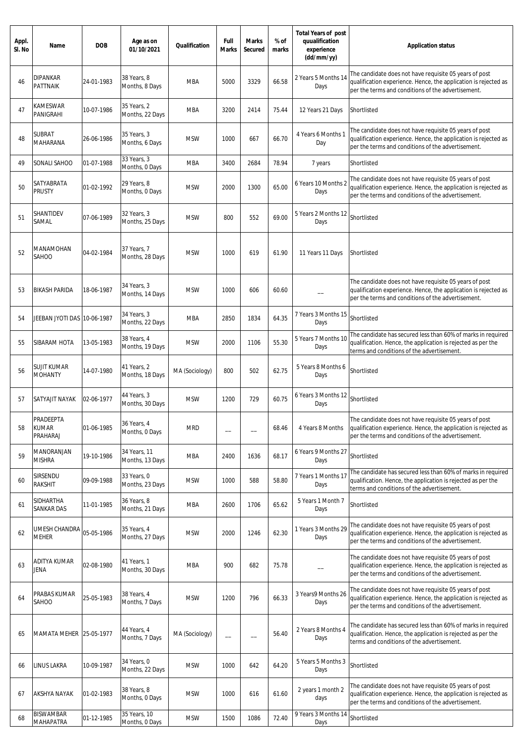| Appl. Sl. No | Name | DOB | Age as on 01/10/2021 | Qualification | Full Marks | Marks Secured | % of marks | Total Years of post quualification experience (dd/mm/yy) | Application status |
|---|---|---|---|---|---|---|---|---|---|
| 46 | DIPANKAR PATTNAIK | 24-01-1983 | 38 Years, 8 Months, 8 Days | MBA | 5000 | 3329 | 66.58 | 2 Years 5 Months 14 Days | The candidate does not have requisite 05 years of post qualification experience. Hence, the application is rejected as per the terms and conditions of the advertisement. |
| 47 | KAMESWAR PANIGRAHI | 10-07-1986 | 35 Years, 2 Months, 22 Days | MBA | 3200 | 2414 | 75.44 | 12 Years 21 Days | Shortlisted |
| 48 | SUBRAT MAHARANA | 26-06-1986 | 35 Years, 3 Months, 6 Days | MSW | 1000 | 667 | 66.70 | 4 Years 6 Months 1 Day | The candidate does not have requisite 05 years of post qualification experience. Hence, the application is rejected as per the terms and conditions of the advertisement. |
| 49 | SONALI SAHOO | 01-07-1988 | 33 Years, 3 Months, 0 Days | MBA | 3400 | 2684 | 78.94 | 7 years | Shortlisted |
| 50 | SATYABRATA PRUSTY | 01-02-1992 | 29 Years, 8 Months, 0 Days | MSW | 2000 | 1300 | 65.00 | 6 Years 10 Months 2 Days | The candidate does not have requisite 05 years of post qualification experience. Hence, the application is rejected as per the terms and conditions of the advertisement. |
| 51 | SHANTIDEV SAMAL | 07-06-1989 | 32 Years, 3 Months, 25 Days | MSW | 800 | 552 | 69.00 | 5 Years 2 Months 12 Days | Shortlisted |
| 52 | MANAMOHAN SAHOO | 04-02-1984 | 37 Years, 7 Months, 28 Days | MSW | 1000 | 619 | 61.90 | 11 Years 11 Days | Shortlisted |
| 53 | BIKASH PARIDA | 18-06-1987 | 34 Years, 3 Months, 14 Days | MSW | 1000 | 606 | 60.60 | __ | The candidate does not have requisite 05 years of post qualification experience. Hence, the application is rejected as per the terms and conditions of the advertisement. |
| 54 | JEEBAN JYOTI DAS | 10-06-1987 | 34 Years, 3 Months, 22 Days | MBA | 2850 | 1834 | 64.35 | 7 Years 3 Months 15 Days | Shortlisted |
| 55 | SIBARAM HOTA | 13-05-1983 | 38 Years, 4 Months, 19 Days | MSW | 2000 | 1106 | 55.30 | 5 Years 7 Months 10 Days | The candidate has secured less than 60% of marks in required qualification. Hence, the application is rejected as per the terms and conditions of the advertisement. |
| 56 | SUJIT KUMAR MOHANTY | 14-07-1980 | 41 Years, 2 Months, 18 Days | MA (Sociology) | 800 | 502 | 62.75 | 5 Years 8 Months 6 Days | Shortlisted |
| 57 | SATYAJIT NAYAK | 02-06-1977 | 44 Years, 3 Months, 30 Days | MSW | 1200 | 729 | 60.75 | 6 Years 3 Months 12 Days | Shortlisted |
| 58 | PRADEEPTA KUMAR PRAHARAJ | 01-06-1985 | 36 Years, 4 Months, 0 Days | MRD | __ | __ | 68.46 | 4 Years 8 Months | The candidate does not have requisite 05 years of post qualification experience. Hence, the application is rejected as per the terms and conditions of the advertisement. |
| 59 | MANORANJAN MISHRA | 19-10-1986 | 34 Years, 11 Months, 13 Days | MBA | 2400 | 1636 | 68.17 | 6 Years 9 Months 27 Days | Shortlisted |
| 60 | SIRSENDU RAKSHIT | 09-09-1988 | 33 Years, 0 Months, 23 Days | MSW | 1000 | 588 | 58.80 | 7 Years 1 Months 17 Days | The candidate has secured less than 60% of marks in required qualification. Hence, the application is rejected as per the terms and conditions of the advertisement. |
| 61 | SIDHARTHA SANKAR DAS | 11-01-1985 | 36 Years, 8 Months, 21 Days | MBA | 2600 | 1706 | 65.62 | 5 Years 1 Month 7 Days | Shortlisted |
| 62 | UMESH CHANDRA MEHER | 05-05-1986 | 35 Years, 4 Months, 27 Days | MSW | 2000 | 1246 | 62.30 | 1 Years 3 Months 29 Days | The candidate does not have requisite 05 years of post qualification experience. Hence, the application is rejected as per the terms and conditions of the advertisement. |
| 63 | ADITYA KUMAR JENA | 02-08-1980 | 41 Years, 1 Months, 30 Days | MBA | 900 | 682 | 75.78 | __ | The candidate does not have requisite 05 years of post qualification experience. Hence, the application is rejected as per the terms and conditions of the advertisement. |
| 64 | PRABAS KUMAR SAHOO | 25-05-1983 | 38 Years, 4 Months, 7 Days | MSW | 1200 | 796 | 66.33 | 3 Years9 Months 26 Days | The candidate does not have requisite 05 years of post qualification experience. Hence, the application is rejected as per the terms and conditions of the advertisement. |
| 65 | MAMATA MEHER | 25-05-1977 | 44 Years, 4 Months, 7 Days | MA (Sociology) | __ | __ | 56.40 | 2 Years 8 Months 4 Days | The candidate has secured less than 60% of marks in required qualification. Hence, the application is rejected as per the terms and conditions of the advertisement. |
| 66 | LINUS LAKRA | 10-09-1987 | 34 Years, 0 Months, 22 Days | MSW | 1000 | 642 | 64.20 | 5 Years 5 Months 3 Days | Shortlisted |
| 67 | AKSHYA NAYAK | 01-02-1983 | 38 Years, 8 Months, 0 Days | MSW | 1000 | 616 | 61.60 | 2 years 1 month 2 days | The candidate does not have requisite 05 years of post qualification experience. Hence, the application is rejected as per the terms and conditions of the advertisement. |
| 68 | BISWAMBAR MAHAPATRA | 01-12-1985 | 35 Years, 10 Months, 0 Days | MSW | 1500 | 1086 | 72.40 | 9 Years 3 Months 14 Days | Shortlisted |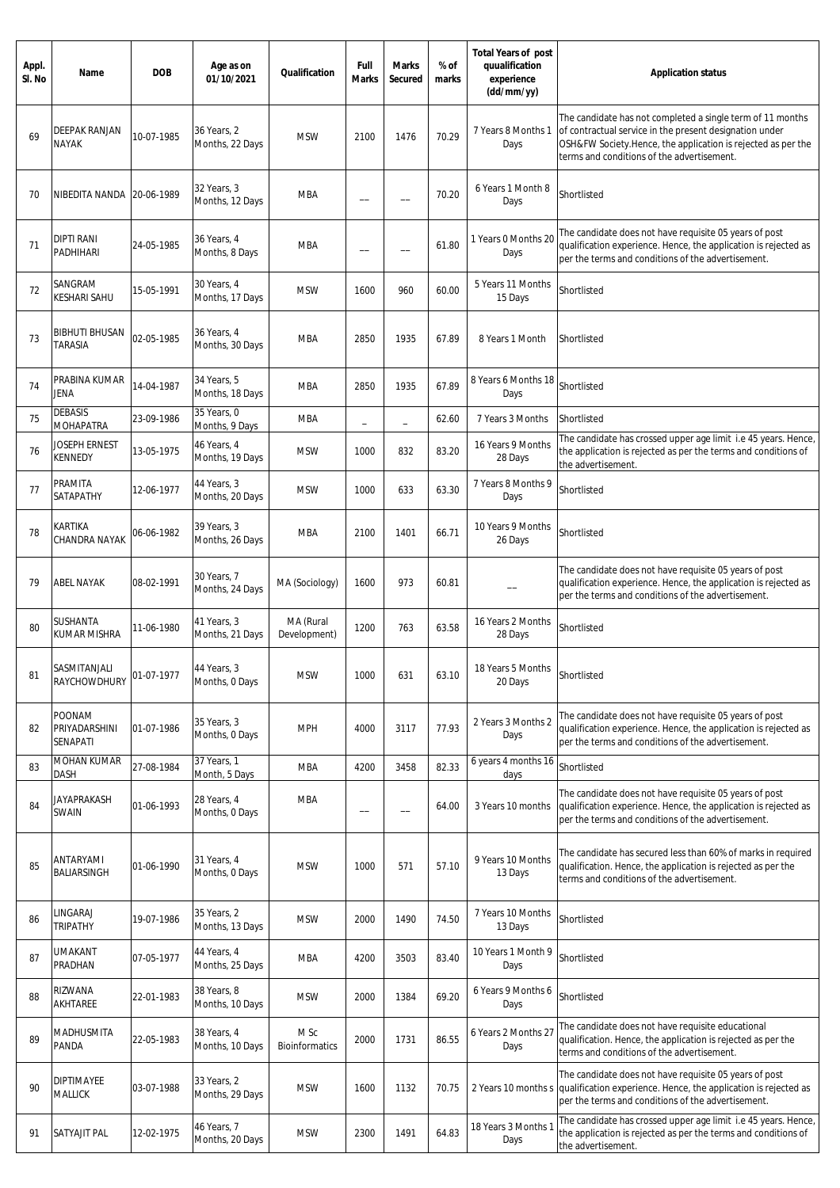| Appl. Sl. No | Name | DOB | Age as on 01/10/2021 | Qualification | Full Marks | Marks Secured | % of marks | Total Years of post quualification experience (dd/mm/yy) | Application status |
|---|---|---|---|---|---|---|---|---|---|
| 69 | DEEPAK RANJAN NAYAK | 10-07-1985 | 36 Years, 2 Months, 22 Days | MSW | 2100 | 1476 | 70.29 | 7 Years 8 Months 1 Days | The candidate has not completed a single term of 11 months of contractual service in the present designation under OSH&FW Society.Hence, the application is rejected as per the terms and conditions of the advertisement. |
| 70 | NIBEDITA NANDA | 20-06-1989 | 32 Years, 3 Months, 12 Days | MBA | __ | __ | 70.20 | 6 Years 1 Month 8 Days | Shortlisted |
| 71 | DIPTI RANI PADHIHARI | 24-05-1985 | 36 Years, 4 Months, 8 Days | MBA | __ | __ | 61.80 | 1 Years 0 Months 20 Days | The candidate does not have requisite 05 years of post qualification experience. Hence, the application is rejected as per the terms and conditions of the advertisement. |
| 72 | SANGRAM KESHARI SAHU | 15-05-1991 | 30 Years, 4 Months, 17 Days | MSW | 1600 | 960 | 60.00 | 5 Years 11 Months 15 Days | Shortlisted |
| 73 | BIBHUTI BHUSAN TARASIA | 02-05-1985 | 36 Years, 4 Months, 30 Days | MBA | 2850 | 1935 | 67.89 | 8 Years 1 Month | Shortlisted |
| 74 | PRABINA KUMAR JENA | 14-04-1987 | 34 Years, 5 Months, 18 Days | MBA | 2850 | 1935 | 67.89 | 8 Years 6 Months 18 Days | Shortlisted |
| 75 | DEBASIS MOHAPATRA | 23-09-1986 | 35 Years, 0 Months, 9 Days | MBA | _ | _ | 62.60 | 7 Years 3 Months | Shortlisted |
| 76 | JOSEPH ERNEST KENNEDY | 13-05-1975 | 46 Years, 4 Months, 19 Days | MSW | 1000 | 832 | 83.20 | 16 Years 9 Months 28 Days | The candidate has crossed upper age limit i.e 45 years. Hence, the application is rejected as per the terms and conditions of the advertisement. |
| 77 | PRAMITA SATAPATHY | 12-06-1977 | 44 Years, 3 Months, 20 Days | MSW | 1000 | 633 | 63.30 | 7 Years 8 Months 9 Days | Shortlisted |
| 78 | KARTIKA CHANDRA NAYAK | 06-06-1982 | 39 Years, 3 Months, 26 Days | MBA | 2100 | 1401 | 66.71 | 10 Years 9 Months 26 Days | Shortlisted |
| 79 | ABEL NAYAK | 08-02-1991 | 30 Years, 7 Months, 24 Days | MA (Sociology) | 1600 | 973 | 60.81 | __ | The candidate does not have requisite 05 years of post qualification experience. Hence, the application is rejected as per the terms and conditions of the advertisement. |
| 80 | SUSHANTA KUMAR MISHRA | 11-06-1980 | 41 Years, 3 Months, 21 Days | MA (Rural Development) | 1200 | 763 | 63.58 | 16 Years 2 Months 28 Days | Shortlisted |
| 81 | SASMITANJALI RAYCHOWDHURY | 01-07-1977 | 44 Years, 3 Months, 0 Days | MSW | 1000 | 631 | 63.10 | 18 Years 5 Months 20 Days | Shortlisted |
| 82 | POONAM PRIYADARSHINI SENAPATI | 01-07-1986 | 35 Years, 3 Months, 0 Days | MPH | 4000 | 3117 | 77.93 | 2 Years 3 Months 2 Days | The candidate does not have requisite 05 years of post qualification experience. Hence, the application is rejected as per the terms and conditions of the advertisement. |
| 83 | MOHAN KUMAR DASH | 27-08-1984 | 37 Years, 1 Month, 5 Days | MBA | 4200 | 3458 | 82.33 | 6 years 4 months 16 days | Shortlisted |
| 84 | JAYAPRAKASH SWAIN | 01-06-1993 | 28 Years, 4 Months, 0 Days | MBA | __ | __ | 64.00 | 3 Years 10 months | The candidate does not have requisite 05 years of post qualification experience. Hence, the application is rejected as per the terms and conditions of the advertisement. |
| 85 | ANTARYAMI BALIARSINGH | 01-06-1990 | 31 Years, 4 Months, 0 Days | MSW | 1000 | 571 | 57.10 | 9 Years 10 Months 13 Days | The candidate has secured less than 60% of marks in required qualification. Hence, the application is rejected as per the terms and conditions of the advertisement. |
| 86 | LINGARAJ TRIPATHY | 19-07-1986 | 35 Years, 2 Months, 13 Days | MSW | 2000 | 1490 | 74.50 | 7 Years 10 Months 13 Days | Shortlisted |
| 87 | UMAKANT PRADHAN | 07-05-1977 | 44 Years, 4 Months, 25 Days | MBA | 4200 | 3503 | 83.40 | 10 Years 1 Month 9 Days | Shortlisted |
| 88 | RIZWANA AKHTAREE | 22-01-1983 | 38 Years, 8 Months, 10 Days | MSW | 2000 | 1384 | 69.20 | 6 Years 9 Months 6 Days | Shortlisted |
| 89 | MADHUSMITA PANDA | 22-05-1983 | 38 Years, 4 Months, 10 Days | M Sc Bioinformatics | 2000 | 1731 | 86.55 | 6 Years 2 Months 27 Days | The candidate does not have requisite educational qualification. Hence, the application is rejected as per the terms and conditions of the advertisement. |
| 90 | DIPTIMAYEE MALLICK | 03-07-1988 | 33 Years, 2 Months, 29 Days | MSW | 1600 | 1132 | 70.75 | 2 Years 10 months s | The candidate does not have requisite 05 years of post qualification experience. Hence, the application is rejected as per the terms and conditions of the advertisement. |
| 91 | SATYAJIT PAL | 12-02-1975 | 46 Years, 7 Months, 20 Days | MSW | 2300 | 1491 | 64.83 | 18 Years 3 Months 1 Days | The candidate has crossed upper age limit i.e 45 years. Hence, the application is rejected as per the terms and conditions of the advertisement. |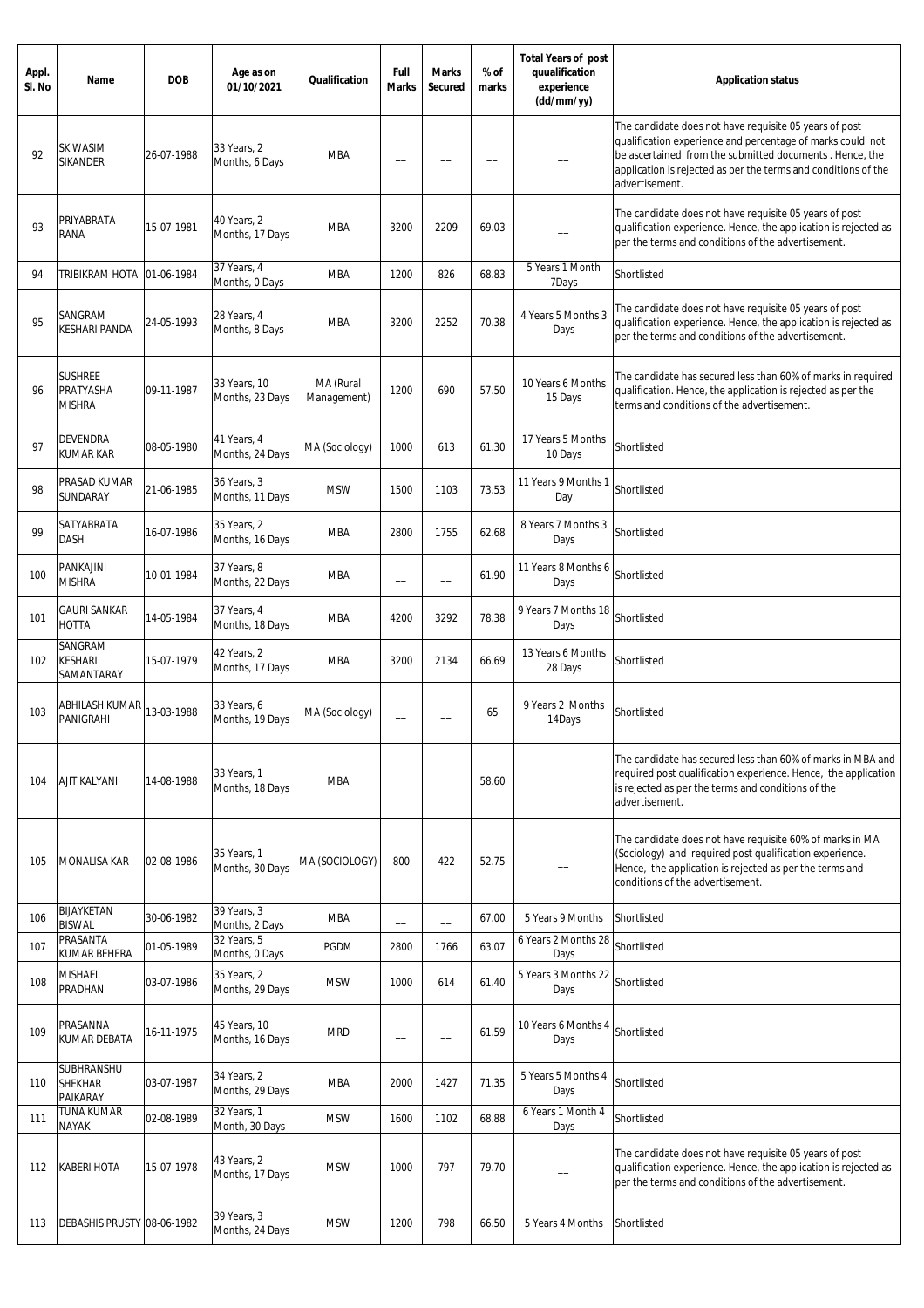| Appl. Sl. No | Name | DOB | Age as on 01/10/2021 | Qualification | Full Marks | Marks Secured | % of marks | Total Years of post quualification experience (dd/mm/yy) | Application status |
|---|---|---|---|---|---|---|---|---|---|
| 92 | SK WASIM SIKANDER | 26-07-1988 | 33 Years, 2 Months, 6 Days | MBA | -- | -- | -- | -- | The candidate does not have requisite 05 years of post qualification experience and percentage of marks could not be ascertained from the submitted documents . Hence, the application is rejected as per the terms and conditions of the advertisement. |
| 93 | PRIYABRATA RANA | 15-07-1981 | 40 Years, 2 Months, 17 Days | MBA | 3200 | 2209 | 69.03 | -- | The candidate does not have requisite 05 years of post qualification experience. Hence, the application is rejected as per the terms and conditions of the advertisement. |
| 94 | TRIBIKRAM HOTA | 01-06-1984 | 37 Years, 4 Months, 0 Days | MBA | 1200 | 826 | 68.83 | 5 Years 1 Month 7Days | Shortlisted |
| 95 | SANGRAM KESHARI PANDA | 24-05-1993 | 28 Years, 4 Months, 8 Days | MBA | 3200 | 2252 | 70.38 | 4 Years 5 Months 3 Days | The candidate does not have requisite 05 years of post qualification experience. Hence, the application is rejected as per the terms and conditions of the advertisement. |
| 96 | SUSHREE PRATYASHA MISHRA | 09-11-1987 | 33 Years, 10 Months, 23 Days | MA (Rural Management) | 1200 | 690 | 57.50 | 10 Years 6 Months 15 Days | The candidate has secured less than 60% of marks in required qualification. Hence, the application is rejected as per the terms and conditions of the advertisement. |
| 97 | DEVENDRA KUMAR KAR | 08-05-1980 | 41 Years, 4 Months, 24 Days | MA (Sociology) | 1000 | 613 | 61.30 | 17 Years 5 Months 10 Days | Shortlisted |
| 98 | PRASAD KUMAR SUNDARAY | 21-06-1985 | 36 Years, 3 Months, 11 Days | MSW | 1500 | 1103 | 73.53 | 11 Years 9 Months 1 Day | Shortlisted |
| 99 | SATYABRATA DASH | 16-07-1986 | 35 Years, 2 Months, 16 Days | MBA | 2800 | 1755 | 62.68 | 8 Years 7 Months 3 Days | Shortlisted |
| 100 | PANKAJINI MISHRA | 10-01-1984 | 37 Years, 8 Months, 22 Days | MBA | -- | -- | 61.90 | 11 Years 8 Months 6 Days | Shortlisted |
| 101 | GAURI SANKAR HOTTA | 14-05-1984 | 37 Years, 4 Months, 18 Days | MBA | 4200 | 3292 | 78.38 | 9 Years 7 Months 18 Days | Shortlisted |
| 102 | SANGRAM KESHARI SAMANTARAY | 15-07-1979 | 42 Years, 2 Months, 17 Days | MBA | 3200 | 2134 | 66.69 | 13 Years 6 Months 28 Days | Shortlisted |
| 103 | ABHILASH KUMAR PANIGRAHI | 13-03-1988 | 33 Years, 6 Months, 19 Days | MA (Sociology) | -- | -- | 65 | 9 Years 2 Months 14Days | Shortlisted |
| 104 | AJIT KALYANI | 14-08-1988 | 33 Years, 1 Months, 18 Days | MBA | -- | -- | 58.60 | -- | The candidate has secured less than 60% of marks in MBA and required post qualification experience. Hence, the application is rejected as per the terms and conditions of the advertisement. |
| 105 | MONALISA KAR | 02-08-1986 | 35 Years, 1 Months, 30 Days | MA (SOCIOLOGY) | 800 | 422 | 52.75 | -- | The candidate does not have requisite 60% of marks in MA (Sociology) and required post qualification experience. Hence, the application is rejected as per the terms and conditions of the advertisement. |
| 106 | BIJAYKETAN BISWAL | 30-06-1982 | 39 Years, 3 Months, 2 Days | MBA | -- | -- | 67.00 | 5 Years 9 Months | Shortlisted |
| 107 | PRASANTA KUMAR BEHERA | 01-05-1989 | 32 Years, 5 Months, 0 Days | PGDM | 2800 | 1766 | 63.07 | 6 Years 2 Months 28 Days | Shortlisted |
| 108 | MISHAEL PRADHAN | 03-07-1986 | 35 Years, 2 Months, 29 Days | MSW | 1000 | 614 | 61.40 | 5 Years 3 Months 22 Days | Shortlisted |
| 109 | PRASANNA KUMAR DEBATA | 16-11-1975 | 45 Years, 10 Months, 16 Days | MRD | -- | -- | 61.59 | 10 Years 6 Months 4 Days | Shortlisted |
| 110 | SUBHRANSHU SHEKHAR PAIKARAY | 03-07-1987 | 34 Years, 2 Months, 29 Days | MBA | 2000 | 1427 | 71.35 | 5 Years 5 Months 4 Days | Shortlisted |
| 111 | TUNA KUMAR NAYAK | 02-08-1989 | 32 Years, 1 Month, 30 Days | MSW | 1600 | 1102 | 68.88 | 6 Years 1 Month 4 Days | Shortlisted |
| 112 | KABERI HOTA | 15-07-1978 | 43 Years, 2 Months, 17 Days | MSW | 1000 | 797 | 79.70 | -- | The candidate does not have requisite 05 years of post qualification experience. Hence, the application is rejected as per the terms and conditions of the advertisement. |
| 113 | DEBASHIS PRUSTY | 08-06-1982 | 39 Years, 3 Months, 24 Days | MSW | 1200 | 798 | 66.50 | 5 Years 4 Months | Shortlisted |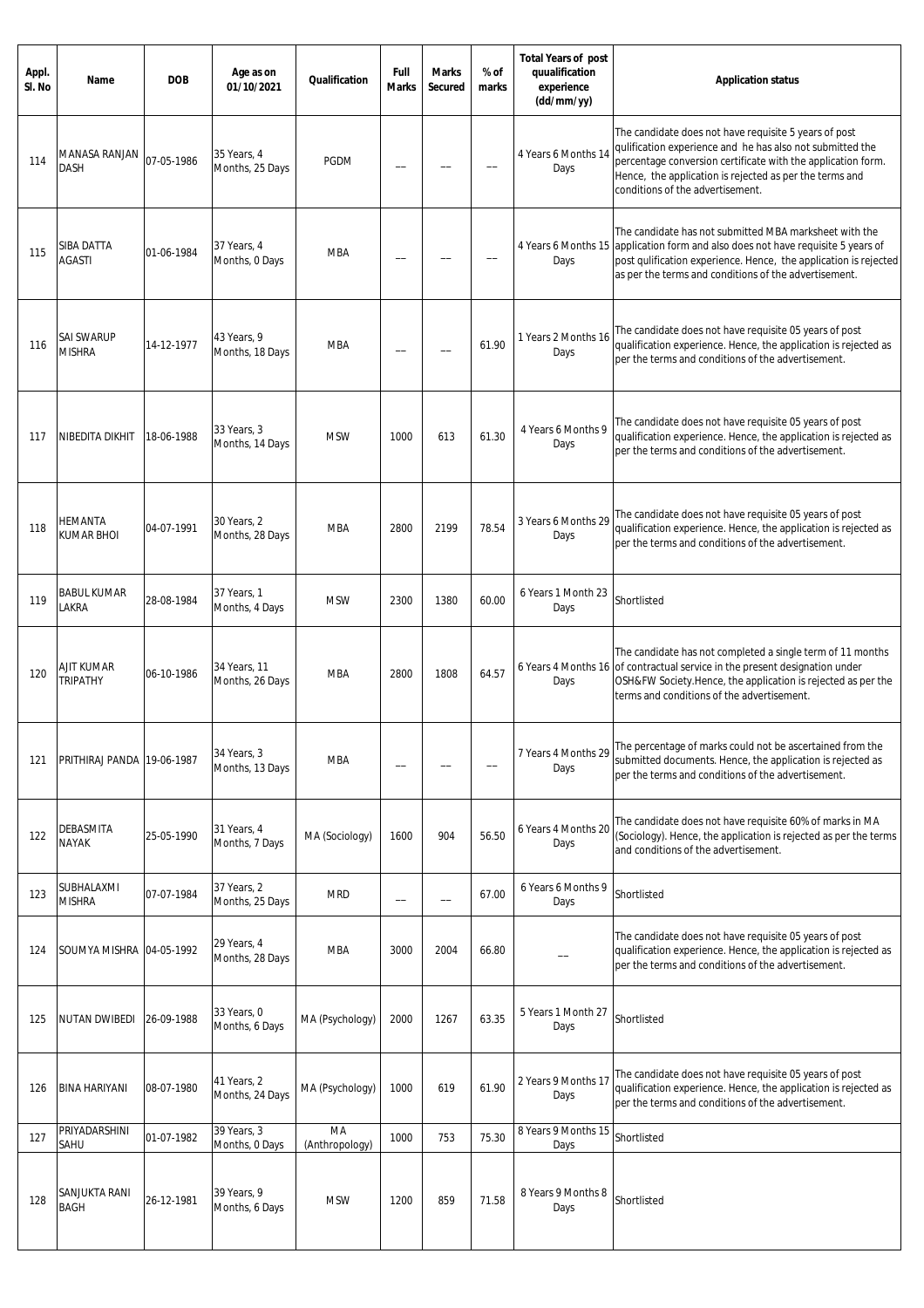| Appl. Sl. No | Name | DOB | Age as on 01/10/2021 | Qualification | Full Marks | Marks Secured | % of marks | Total Years of post quualification experience (dd/mm/yy) | Application status |
|---|---|---|---|---|---|---|---|---|---|
| 114 | MANASA RANJAN DASH | 07-05-1986 | 35 Years, 4 Months, 25 Days | PGDM | ---- | ---- | ---- | 4 Years 6 Months 14 Days | The candidate does not have requisite 5 years of post qulification experience and he has also not submitted the percentage conversion certificate with the application form. Hence, the application is rejected as per the terms and conditions of the advertisement. |
| 115 | SIBA DATTA AGASTI | 01-06-1984 | 37 Years, 4 Months, 0 Days | MBA | ---- | ---- | ---- | 4 Years 6 Months 15 Days | The candidate has not submitted MBA marksheet with the application form and also does not have requisite 5 years of post qulification experience. Hence, the application is rejected as per the terms and conditions of the advertisement. |
| 116 | SAI SWARUP MISHRA | 14-12-1977 | 43 Years, 9 Months, 18 Days | MBA | ---- | ---- | 61.90 | 1 Years 2 Months 16 Days | The candidate does not have requisite 05 years of post qualification experience. Hence, the application is rejected as per the terms and conditions of the advertisement. |
| 117 | NIBEDITA DIKHIT | 18-06-1988 | 33 Years, 3 Months, 14 Days | MSW | 1000 | 613 | 61.30 | 4 Years 6 Months 9 Days | The candidate does not have requisite 05 years of post qualification experience. Hence, the application is rejected as per the terms and conditions of the advertisement. |
| 118 | HEMANTA KUMAR BHOI | 04-07-1991 | 30 Years, 2 Months, 28 Days | MBA | 2800 | 2199 | 78.54 | 3 Years 6 Months 29 Days | The candidate does not have requisite 05 years of post qualification experience. Hence, the application is rejected as per the terms and conditions of the advertisement. |
| 119 | BABUL KUMAR LAKRA | 28-08-1984 | 37 Years, 1 Months, 4 Days | MSW | 2300 | 1380 | 60.00 | 6 Years 1 Month 23 Days | Shortlisted |
| 120 | AJIT KUMAR TRIPATHY | 06-10-1986 | 34 Years, 11 Months, 26 Days | MBA | 2800 | 1808 | 64.57 | 6 Years 4 Months 16 Days | The candidate has not completed a single term of 11 months of contractual service in the present designation under OSH&FW Society.Hence, the application is rejected as per the terms and conditions of the advertisement. |
| 121 | PRITHIRAJ PANDA | 19-06-1987 | 34 Years, 3 Months, 13 Days | MBA | ---- | ---- | ---- | 7 Years 4 Months 29 Days | The percentage of marks could not be ascertained from the submitted documents. Hence, the application is rejected as per the terms and conditions of the advertisement. |
| 122 | DEBASMITA NAYAK | 25-05-1990 | 31 Years, 4 Months, 7 Days | MA (Sociology) | 1600 | 904 | 56.50 | 6 Years 4 Months 20 Days | The candidate does not have requisite 60% of marks in MA (Sociology). Hence, the application is rejected as per the terms and conditions of the advertisement. |
| 123 | SUBHALAXMI MISHRA | 07-07-1984 | 37 Years, 2 Months, 25 Days | MRD | ---- | ---- | 67.00 | 6 Years 6 Months 9 Days | Shortlisted |
| 124 | SOUMYA MISHRA | 04-05-1992 | 29 Years, 4 Months, 28 Days | MBA | 3000 | 2004 | 66.80 | ---- | The candidate does not have requisite 05 years of post qualification experience. Hence, the application is rejected as per the terms and conditions of the advertisement. |
| 125 | NUTAN DWIBEDI | 26-09-1988 | 33 Years, 0 Months, 6 Days | MA (Psychology) | 2000 | 1267 | 63.35 | 5 Years 1 Month 27 Days | Shortlisted |
| 126 | BINA HARIYANI | 08-07-1980 | 41 Years, 2 Months, 24 Days | MA (Psychology) | 1000 | 619 | 61.90 | 2 Years 9 Months 17 Days | The candidate does not have requisite 05 years of post qualification experience. Hence, the application is rejected as per the terms and conditions of the advertisement. |
| 127 | PRIYADARSHINI SAHU | 01-07-1982 | 39 Years, 3 Months, 0 Days | MA (Anthropology) | 1000 | 753 | 75.30 | 8 Years 9 Months 15 Days | Shortlisted |
| 128 | SANJUKTA RANI BAGH | 26-12-1981 | 39 Years, 9 Months, 6 Days | MSW | 1200 | 859 | 71.58 | 8 Years 9 Months 8 Days | Shortlisted |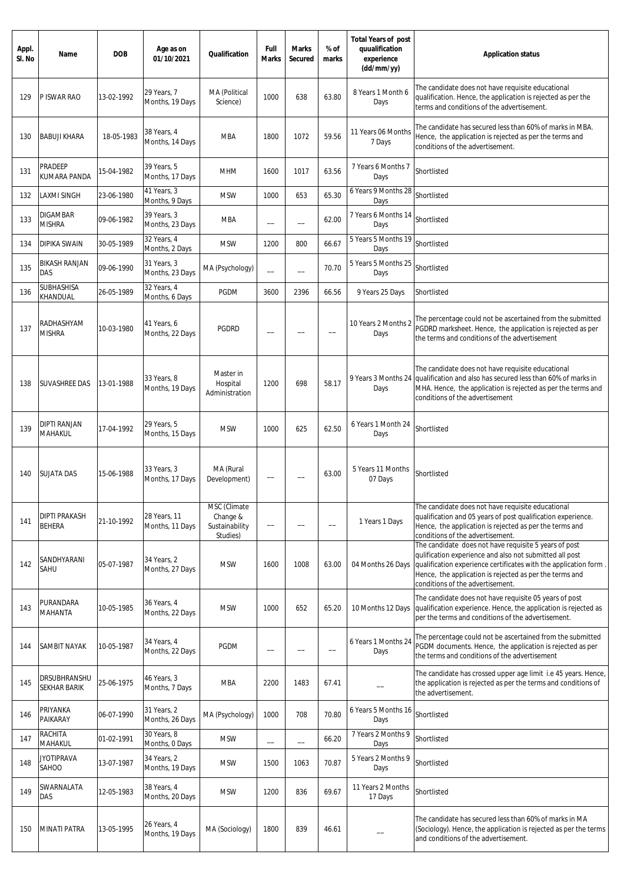| Appl. Sl. No | Name | DOB | Age as on 01/10/2021 | Qualification | Full Marks | Marks Secured | % of marks | Total Years of post quualification experience (dd/mm/yy) | Application status |
|---|---|---|---|---|---|---|---|---|---|
| 129 | P ISWAR RAO | 13-02-1992 | 29 Years, 7 Months, 19 Days | MA (Political Science) | 1000 | 638 | 63.80 | 8 Years 1 Month 6 Days | The candidate does not have requisite educational qualification. Hence, the application is rejected as per the terms and conditions of the advertisement. |
| 130 | BABUJI KHARA | 18-05-1983 | 38 Years, 4 Months, 14 Days | MBA | 1800 | 1072 | 59.56 | 11 Years 06 Months 7 Days | The candidate has secured less than 60% of marks in MBA. Hence, the application is rejected as per the terms and conditions of the advertisement. |
| 131 | PRADEEP KUMARA PANDA | 15-04-1982 | 39 Years, 5 Months, 17 Days | MHM | 1600 | 1017 | 63.56 | 7 Years 6 Months 7 Days | Shortlisted |
| 132 | LAXMI SINGH | 23-06-1980 | 41 Years, 3 Months, 9 Days | MSW | 1000 | 653 | 65.30 | 6 Years 9 Months 28 Days | Shortlisted |
| 133 | DIGAMBAR MISHRA | 09-06-1982 | 39 Years, 3 Months, 23 Days | MBA | -- | -- | 62.00 | 7 Years 6 Months 14 Days | Shortlisted |
| 134 | DIPIKA SWAIN | 30-05-1989 | 32 Years, 4 Months, 2 Days | MSW | 1200 | 800 | 66.67 | 5 Years 5 Months 19 Days | Shortlisted |
| 135 | BIKASH RANJAN DAS | 09-06-1990 | 31 Years, 3 Months, 23 Days | MA (Psychology) | -- | -- | 70.70 | 5 Years 5 Months 25 Days | Shortlisted |
| 136 | SUBHASHISA KHANDUAL | 26-05-1989 | 32 Years, 4 Months, 6 Days | PGDM | 3600 | 2396 | 66.56 | 9 Years 25 Days | Shortlisted |
| 137 | RADHASHYAM MISHRA | 10-03-1980 | 41 Years, 6 Months, 22 Days | PGDRD | -- | -- | -- | 10 Years 2 Months 2 Days | The percentage could not be ascertained from the submitted PGDRD marksheet. Hence, the application is rejected as per the terms and conditions of the advertisement |
| 138 | SUVASHREE DAS | 13-01-1988 | 33 Years, 8 Months, 19 Days | Master in Hospital Administration | 1200 | 698 | 58.17 | 9 Years 3 Months 24 Days | The candidate does not have requisite educational qualification and also has secured less than 60% of marks in MHA. Hence, the application is rejected as per the terms and conditions of the advertisement |
| 139 | DIPTI RANJAN MAHAKUL | 17-04-1992 | 29 Years, 5 Months, 15 Days | MSW | 1000 | 625 | 62.50 | 6 Years 1 Month 24 Days | Shortlisted |
| 140 | SUJATA DAS | 15-06-1988 | 33 Years, 3 Months, 17 Days | MA (Rural Development) | -- | -- | 63.00 | 5 Years 11 Months 07 Days | Shortlisted |
| 141 | DIPTI PRAKASH BEHERA | 21-10-1992 | 28 Years, 11 Months, 11 Days | MSC (Climate Change & Sustainability Studies) | -- | -- | -- | 1 Years 1 Days | The candidate does not have requisite educational qualification and 05 years of post qualification experience. Hence, the application is rejected as per the terms and conditions of the advertisement. |
| 142 | SANDHYARANI SAHU | 05-07-1987 | 34 Years, 2 Months, 27 Days | MSW | 1600 | 1008 | 63.00 | 04 Months 26 Days | The candidate does not have requisite 5 years of post qulification experience and also not submitted all post qualification experience certificates with the application form . Hence, the application is rejected as per the terms and conditions of the advertisement. |
| 143 | PURANDARA MAHANTA | 10-05-1985 | 36 Years, 4 Months, 22 Days | MSW | 1000 | 652 | 65.20 | 10 Months 12 Days | The candidate does not have requisite 05 years of post qualification experience. Hence, the application is rejected as per the terms and conditions of the advertisement. |
| 144 | SAMBIT NAYAK | 10-05-1987 | 34 Years, 4 Months, 22 Days | PGDM | -- | -- | -- | 6 Years 1 Months 24 Days | The percentage could not be ascertained from the submitted PGDM documents. Hence, the application is rejected as per the terms and conditions of the advertisement |
| 145 | DRSUBHRANSHU SEKHAR BARIK | 25-06-1975 | 46 Years, 3 Months, 7 Days | MBA | 2200 | 1483 | 67.41 | -- | The candidate has crossed upper age limit i.e 45 years. Hence, the application is rejected as per the terms and conditions of the advertisement. |
| 146 | PRIYANKA PAIKARAY | 06-07-1990 | 31 Years, 2 Months, 26 Days | MA (Psychology) | 1000 | 708 | 70.80 | 6 Years 5 Months 16 Days | Shortlisted |
| 147 | RACHITA MAHAKUL | 01-02-1991 | 30 Years, 8 Months, 0 Days | MSW | -- | -- | 66.20 | 7 Years 2 Months 9 Days | Shortlisted |
| 148 | JYOTIPRAVA SAHOO | 13-07-1987 | 34 Years, 2 Months, 19 Days | MSW | 1500 | 1063 | 70.87 | 5 Years 2 Months 9 Days | Shortlisted |
| 149 | SWARNALATA DAS | 12-05-1983 | 38 Years, 4 Months, 20 Days | MSW | 1200 | 836 | 69.67 | 11 Years 2 Months 17 Days | Shortlisted |
| 150 | MINATI PATRA | 13-05-1995 | 26 Years, 4 Months, 19 Days | MA (Sociology) | 1800 | 839 | 46.61 | -- | The candidate has secured less than 60% of marks in MA (Sociology). Hence, the application is rejected as per the terms and conditions of the advertisement. |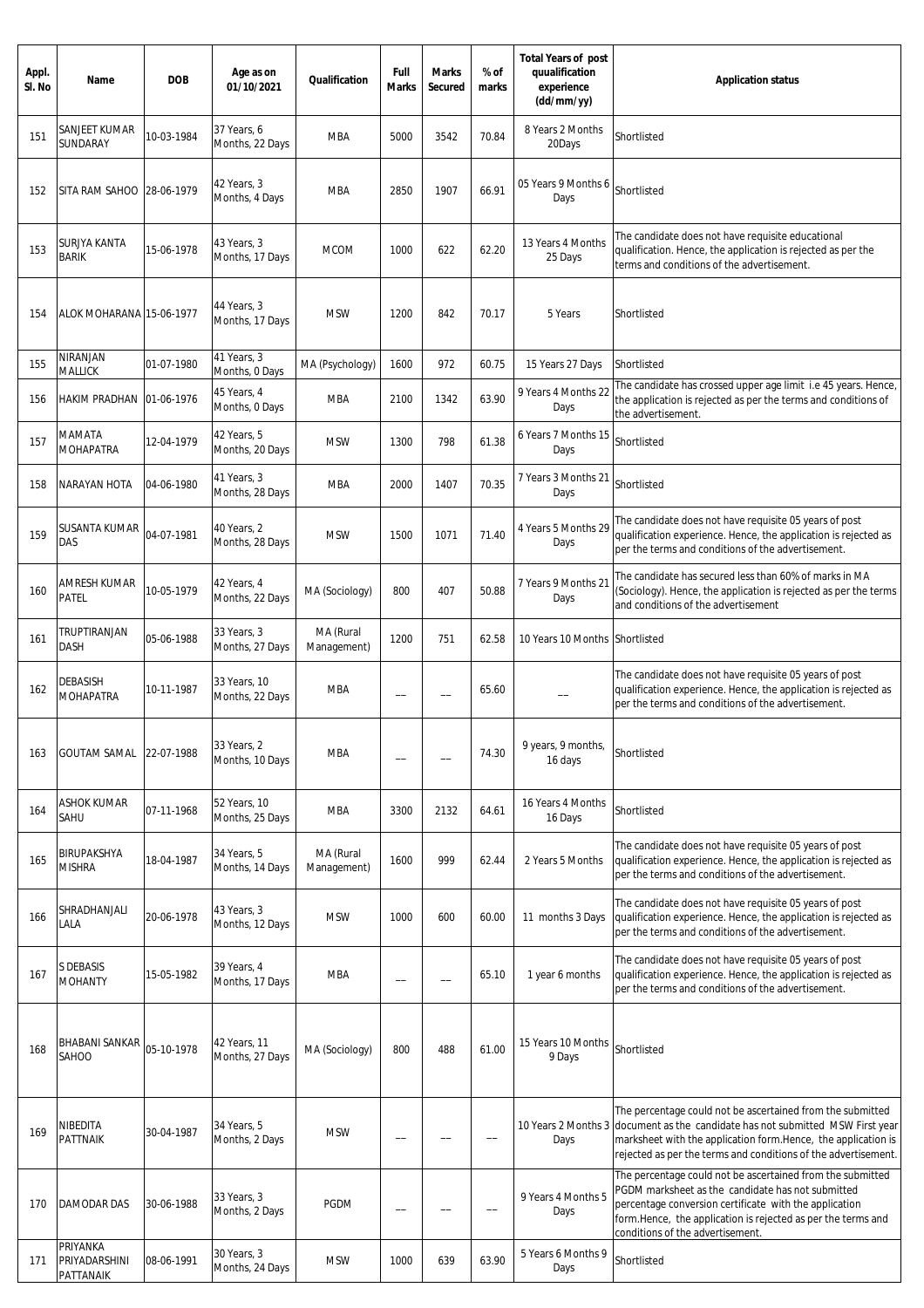| Appl. Sl. No | Name | DOB | Age as on 01/10/2021 | Qualification | Full Marks | Marks Secured | % of marks | Total Years of post quualification experience (dd/mm/yy) | Application status |
|---|---|---|---|---|---|---|---|---|---|
| 151 | SANJEET KUMAR SUNDARAY | 10-03-1984 | 37 Years, 6 Months, 22 Days | MBA | 5000 | 3542 | 70.84 | 8 Years 2 Months 20Days | Shortlisted |
| 152 | SITA RAM SAHOO | 28-06-1979 | 42 Years, 3 Months, 4 Days | MBA | 2850 | 1907 | 66.91 | 05 Years 9 Months 6 Days | Shortlisted |
| 153 | SURJYA KANTA BARIK | 15-06-1978 | 43 Years, 3 Months, 17 Days | MCOM | 1000 | 622 | 62.20 | 13 Years 4 Months 25 Days | The candidate does not have requisite educational qualification. Hence, the application is rejected as per the terms and conditions of the advertisement. |
| 154 | ALOK MOHARANA | 15-06-1977 | 44 Years, 3 Months, 17 Days | MSW | 1200 | 842 | 70.17 | 5 Years | Shortlisted |
| 155 | NIRANJAN MALLICK | 01-07-1980 | 41 Years, 3 Months, 0 Days | MA (Psychology) | 1600 | 972 | 60.75 | 15 Years 27 Days | Shortlisted |
| 156 | HAKIM PRADHAN | 01-06-1976 | 45 Years, 4 Months, 0 Days | MBA | 2100 | 1342 | 63.90 | 9 Years 4 Months 22 Days | The candidate has crossed upper age limit i.e 45 years. Hence, the application is rejected as per the terms and conditions of the advertisement. |
| 157 | MAMATA MOHAPATRA | 12-04-1979 | 42 Years, 5 Months, 20 Days | MSW | 1300 | 798 | 61.38 | 6 Years 7 Months 15 Days | Shortlisted |
| 158 | NARAYAN HOTA | 04-06-1980 | 41 Years, 3 Months, 28 Days | MBA | 2000 | 1407 | 70.35 | 7 Years 3 Months 21 Days | Shortlisted |
| 159 | SUSANTA KUMAR DAS | 04-07-1981 | 40 Years, 2 Months, 28 Days | MSW | 1500 | 1071 | 71.40 | 4 Years 5 Months 29 Days | The candidate does not have requisite 05 years of post qualification experience. Hence, the application is rejected as per the terms and conditions of the advertisement. |
| 160 | AMRESH KUMAR PATEL | 10-05-1979 | 42 Years, 4 Months, 22 Days | MA (Sociology) | 800 | 407 | 50.88 | 7 Years 9 Months 21 Days | The candidate has secured less than 60% of marks in MA (Sociology). Hence, the application is rejected as per the terms and conditions of the advertisement |
| 161 | TRUPTIRANJAN DASH | 05-06-1988 | 33 Years, 3 Months, 27 Days | MA (Rural Management) | 1200 | 751 | 62.58 | 10 Years 10 Months | Shortlisted |
| 162 | DEBASISH MOHAPATRA | 10-11-1987 | 33 Years, 10 Months, 22 Days | MBA | __ | __ | 65.60 | __ | The candidate does not have requisite 05 years of post qualification experience. Hence, the application is rejected as per the terms and conditions of the advertisement. |
| 163 | GOUTAM SAMAL | 22-07-1988 | 33 Years, 2 Months, 10 Days | MBA | __ | __ | 74.30 | 9 years, 9 months, 16 days | Shortlisted |
| 164 | ASHOK KUMAR SAHU | 07-11-1968 | 52 Years, 10 Months, 25 Days | MBA | 3300 | 2132 | 64.61 | 16 Years 4 Months 16 Days | Shortlisted |
| 165 | BIRUPAKSHYA MISHRA | 18-04-1987 | 34 Years, 5 Months, 14 Days | MA (Rural Management) | 1600 | 999 | 62.44 | 2 Years 5 Months | The candidate does not have requisite 05 years of post qualification experience. Hence, the application is rejected as per the terms and conditions of the advertisement. |
| 166 | SHRADHANJALI LALA | 20-06-1978 | 43 Years, 3 Months, 12 Days | MSW | 1000 | 600 | 60.00 | 11 months 3 Days | The candidate does not have requisite 05 years of post qualification experience. Hence, the application is rejected as per the terms and conditions of the advertisement. |
| 167 | S DEBASIS MOHANTY | 15-05-1982 | 39 Years, 4 Months, 17 Days | MBA | __ | __ | 65.10 | 1 year 6 months | The candidate does not have requisite 05 years of post qualification experience. Hence, the application is rejected as per the terms and conditions of the advertisement. |
| 168 | BHABANI SANKAR SAHOO | 05-10-1978 | 42 Years, 11 Months, 27 Days | MA (Sociology) | 800 | 488 | 61.00 | 15 Years 10 Months 9 Days | Shortlisted |
| 169 | NIBEDITA PATTNAIK | 30-04-1987 | 34 Years, 5 Months, 2 Days | MSW | __ | __ | __ | 10 Years 2 Months 3 Days | The percentage could not be ascertained from the submitted document as the candidate has not submitted MSW First year marksheet with the application form.Hence, the application is rejected as per the terms and conditions of the advertisement. |
| 170 | DAMODAR DAS | 30-06-1988 | 33 Years, 3 Months, 2 Days | PGDM | __ | __ | __ | 9 Years 4 Months 5 Days | The percentage could not be ascertained from the submitted PGDM marksheet as the candidate has not submitted percentage conversion certificate with the application form.Hence, the application is rejected as per the terms and conditions of the advertisement. |
| 171 | PRIYANKA PRIYADARSHINI PATTANAIK | 08-06-1991 | 30 Years, 3 Months, 24 Days | MSW | 1000 | 639 | 63.90 | 5 Years 6 Months 9 Days | Shortlisted |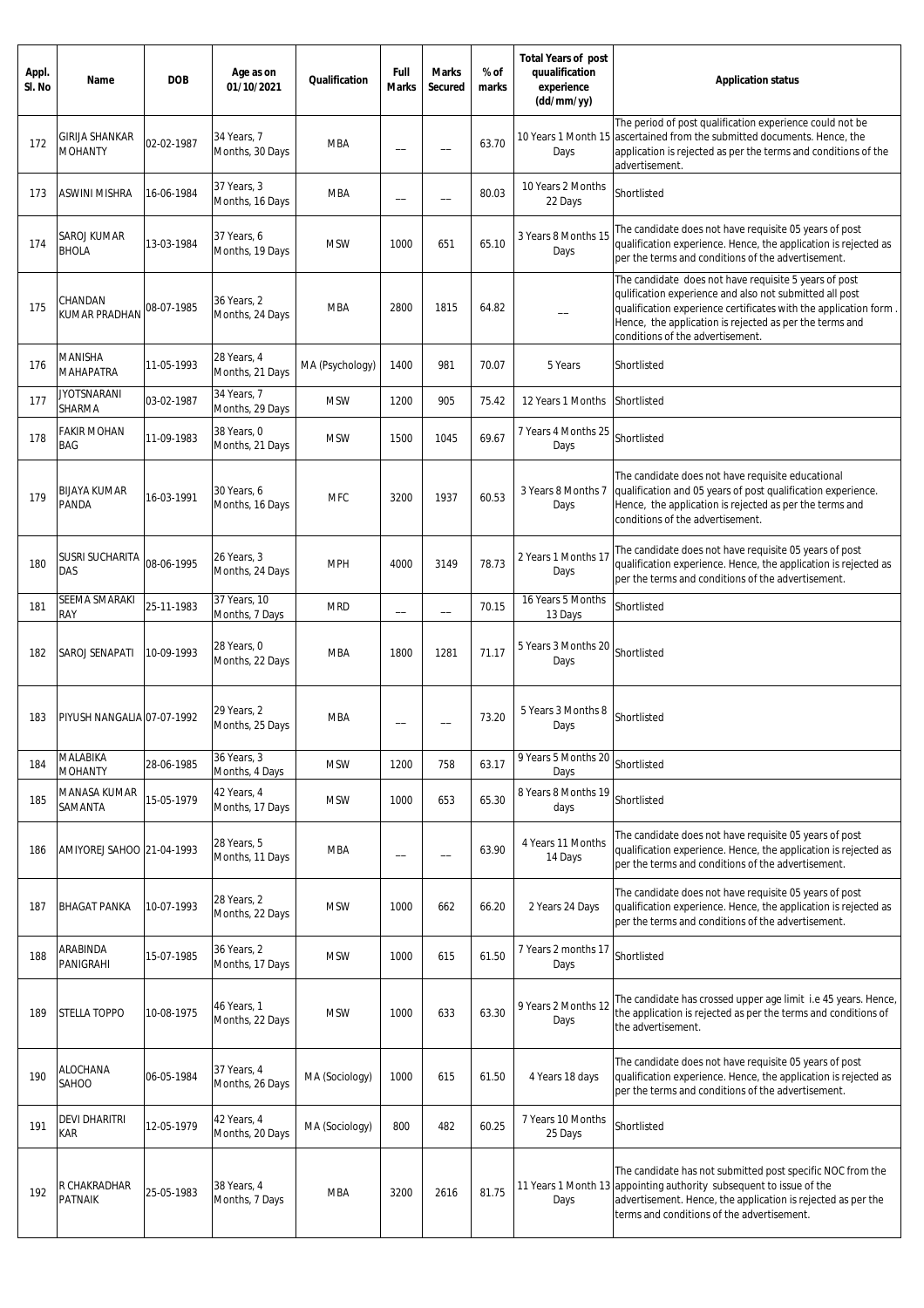| Appl. Sl. No | Name | DOB | Age as on 01/10/2021 | Qualification | Full Marks | Marks Secured | % of marks | Total Years of post quualification experience (dd/mm/yy) | Application status |
|---|---|---|---|---|---|---|---|---|---|
| 172 | GIRIJA SHANKAR MOHANTY | 02-02-1987 | 34 Years, 7 Months, 30 Days | MBA | -- | -- | 63.70 | 10 Years 1 Month 15 Days | The period of post qualification experience could not be ascertained from the submitted documents. Hence, the application is rejected as per the terms and conditions of the advertisement. |
| 173 | ASWINI MISHRA | 16-06-1984 | 37 Years, 3 Months, 16 Days | MBA | -- | -- | 80.03 | 10 Years 2 Months 22 Days | Shortlisted |
| 174 | SAROJ KUMAR BHOLA | 13-03-1984 | 37 Years, 6 Months, 19 Days | MSW | 1000 | 651 | 65.10 | 3 Years 8 Months 15 Days | The candidate does not have requisite 05 years of post qualification experience. Hence, the application is rejected as per the terms and conditions of the advertisement. |
| 175 | CHANDAN KUMAR PRADHAN | 08-07-1985 | 36 Years, 2 Months, 24 Days | MBA | 2800 | 1815 | 64.82 | -- | The candidate does not have requisite 5 years of post qulification experience and also not submitted all post qualification experience certificates with the application form . Hence, the application is rejected as per the terms and conditions of the advertisement. |
| 176 | MANISHA MAHAPATRA | 11-05-1993 | 28 Years, 4 Months, 21 Days | MA (Psychology) | 1400 | 981 | 70.07 | 5 Years | Shortlisted |
| 177 | JYOTSNARANI SHARMA | 03-02-1987 | 34 Years, 7 Months, 29 Days | MSW | 1200 | 905 | 75.42 | 12 Years 1 Months | Shortlisted |
| 178 | FAKIR MOHAN BAG | 11-09-1983 | 38 Years, 0 Months, 21 Days | MSW | 1500 | 1045 | 69.67 | 7 Years 4 Months 25 Days | Shortlisted |
| 179 | BIJAYA KUMAR PANDA | 16-03-1991 | 30 Years, 6 Months, 16 Days | MFC | 3200 | 1937 | 60.53 | 3 Years 8 Months 7 Days | The candidate does not have requisite educational qualification and 05 years of post qualification experience. Hence, the application is rejected as per the terms and conditions of the advertisement. |
| 180 | SUSRI SUCHARITA DAS | 08-06-1995 | 26 Years, 3 Months, 24 Days | MPH | 4000 | 3149 | 78.73 | 2 Years 1 Months 17 Days | The candidate does not have requisite 05 years of post qualification experience. Hence, the application is rejected as per the terms and conditions of the advertisement. |
| 181 | SEEMA SMARAKI RAY | 25-11-1983 | 37 Years, 10 Months, 7 Days | MRD | -- | -- | 70.15 | 16 Years 5 Months 13 Days | Shortlisted |
| 182 | SAROJ SENAPATI | 10-09-1993 | 28 Years, 0 Months, 22 Days | MBA | 1800 | 1281 | 71.17 | 5 Years 3 Months 20 Days | Shortlisted |
| 183 | PIYUSH NANGALIA | 07-07-1992 | 29 Years, 2 Months, 25 Days | MBA | -- | -- | 73.20 | 5 Years 3 Months 8 Days | Shortlisted |
| 184 | MALABIKA MOHANTY | 28-06-1985 | 36 Years, 3 Months, 4 Days | MSW | 1200 | 758 | 63.17 | 9 Years 5 Months 20 Days | Shortlisted |
| 185 | MANASA KUMAR SAMANTA | 15-05-1979 | 42 Years, 4 Months, 17 Days | MSW | 1000 | 653 | 65.30 | 8 Years 8 Months 19 days | Shortlisted |
| 186 | AMIYOREJ SAHOO | 21-04-1993 | 28 Years, 5 Months, 11 Days | MBA | -- | -- | 63.90 | 4 Years 11 Months 14 Days | The candidate does not have requisite 05 years of post qualification experience. Hence, the application is rejected as per the terms and conditions of the advertisement. |
| 187 | BHAGAT PANKA | 10-07-1993 | 28 Years, 2 Months, 22 Days | MSW | 1000 | 662 | 66.20 | 2 Years 24 Days | The candidate does not have requisite 05 years of post qualification experience. Hence, the application is rejected as per the terms and conditions of the advertisement. |
| 188 | ARABINDA PANIGRAHI | 15-07-1985 | 36 Years, 2 Months, 17 Days | MSW | 1000 | 615 | 61.50 | 7 Years 2 months 17 Days | Shortlisted |
| 189 | STELLA TOPPO | 10-08-1975 | 46 Years, 1 Months, 22 Days | MSW | 1000 | 633 | 63.30 | 9 Years 2 Months 12 Days | The candidate has crossed upper age limit i.e 45 years. Hence, the application is rejected as per the terms and conditions of the advertisement. |
| 190 | ALOCHANA SAHOO | 06-05-1984 | 37 Years, 4 Months, 26 Days | MA (Sociology) | 1000 | 615 | 61.50 | 4 Years 18 days | The candidate does not have requisite 05 years of post qualification experience. Hence, the application is rejected as per the terms and conditions of the advertisement. |
| 191 | DEVI DHARITRI KAR | 12-05-1979 | 42 Years, 4 Months, 20 Days | MA (Sociology) | 800 | 482 | 60.25 | 7 Years 10 Months 25 Days | Shortlisted |
| 192 | R CHAKRADHAR PATNAIK | 25-05-1983 | 38 Years, 4 Months, 7 Days | MBA | 3200 | 2616 | 81.75 | 11 Years 1 Month 13 Days | The candidate has not submitted post specific NOC from the appointing authority subsequent to issue of the advertisement. Hence, the application is rejected as per the terms and conditions of the advertisement. |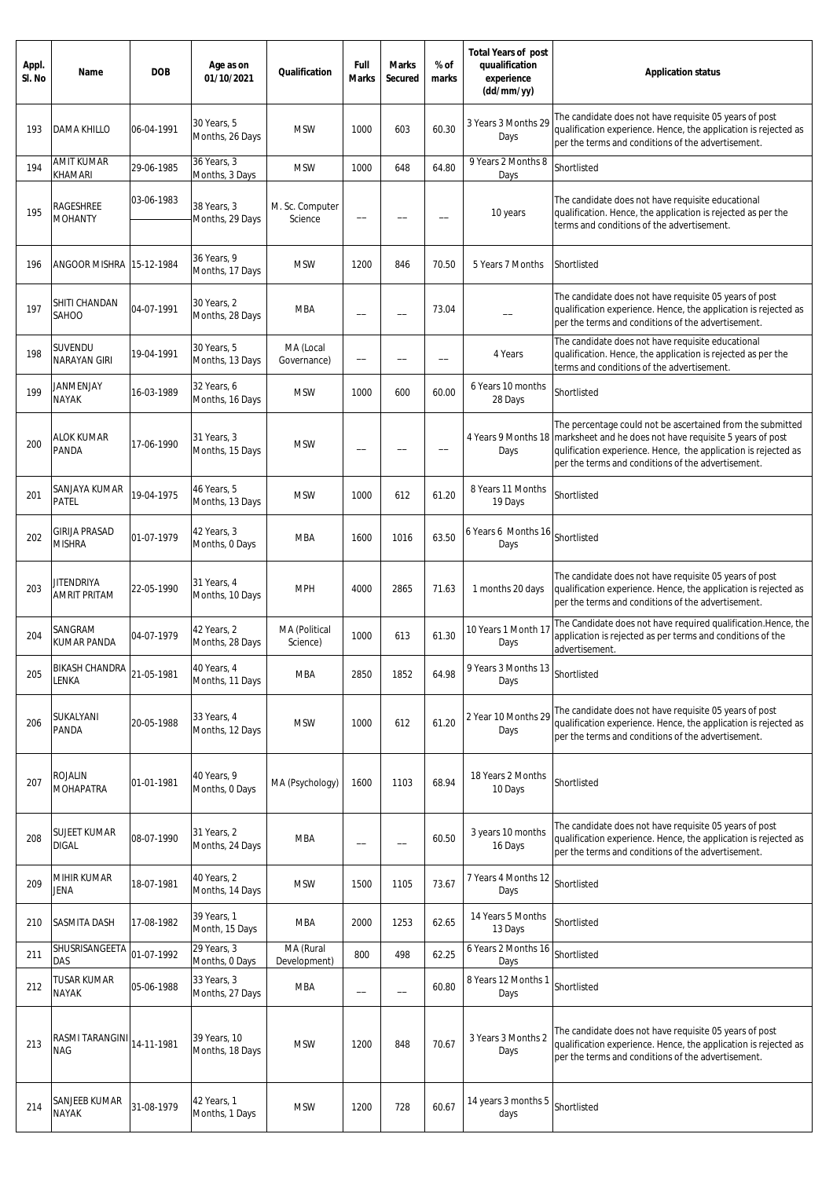| Appl. Sl. No | Name | DOB | Age as on 01/10/2021 | Qualification | Full Marks | Marks Secured | % of marks | Total Years of post quualification experience (dd/mm/yy) | Application status |
|---|---|---|---|---|---|---|---|---|---|
| 193 | DAMA KHILLO | 06-04-1991 | 30 Years, 5 Months, 26 Days | MSW | 1000 | 603 | 60.30 | 3 Years 3 Months 29 Days | The candidate does not have requisite 05 years of post qualification experience. Hence, the application is rejected as per the terms and conditions of the advertisement. |
| 194 | AMIT KUMAR KHAMARI | 29-06-1985 | 36 Years, 3 Months, 3 Days | MSW | 1000 | 648 | 64.80 | 9 Years 2 Months 8 Days | Shortlisted |
| 195 | RAGESHREE MOHANTY | 03-06-1983 | 38 Years, 3 Months, 29 Days | M. Sc. Computer Science | -- | -- | -- | 10 years | The candidate does not have requisite educational qualification. Hence, the application is rejected as per the terms and conditions of the advertisement. |
| 196 | ANGOOR MISHRA | 15-12-1984 | 36 Years, 9 Months, 17 Days | MSW | 1200 | 846 | 70.50 | 5 Years 7 Months | Shortlisted |
| 197 | SHITI CHANDAN SAHOO | 04-07-1991 | 30 Years, 2 Months, 28 Days | MBA | -- | -- | 73.04 | -- | The candidate does not have requisite 05 years of post qualification experience. Hence, the application is rejected as per the terms and conditions of the advertisement. |
| 198 | SUVENDU NARAYAN GIRI | 19-04-1991 | 30 Years, 5 Months, 13 Days | MA (Local Governance) | -- | -- | -- | 4 Years | The candidate does not have requisite educational qualification. Hence, the application is rejected as per the terms and conditions of the advertisement. |
| 199 | JANMENJAY NAYAK | 16-03-1989 | 32 Years, 6 Months, 16 Days | MSW | 1000 | 600 | 60.00 | 6 Years 10 months 28 Days | Shortlisted |
| 200 | ALOK KUMAR PANDA | 17-06-1990 | 31 Years, 3 Months, 15 Days | MSW | -- | -- | -- | 4 Years 9 Months 18 Days | The percentage could not be ascertained from the submitted marksheet and he does not have requisite 5 years of post qulification experience. Hence, the application is rejected as per the terms and conditions of the advertisement. |
| 201 | SANJAYA KUMAR PATEL | 19-04-1975 | 46 Years, 5 Months, 13 Days | MSW | 1000 | 612 | 61.20 | 8 Years 11 Months 19 Days | Shortlisted |
| 202 | GIRIJA PRASAD MISHRA | 01-07-1979 | 42 Years, 3 Months, 0 Days | MBA | 1600 | 1016 | 63.50 | 6 Years 6 Months 16 Days | Shortlisted |
| 203 | JITENDRIYA AMRIT PRITAM | 22-05-1990 | 31 Years, 4 Months, 10 Days | MPH | 4000 | 2865 | 71.63 | 1 months 20 days | The candidate does not have requisite 05 years of post qualification experience. Hence, the application is rejected as per the terms and conditions of the advertisement. |
| 204 | SANGRAM KUMAR PANDA | 04-07-1979 | 42 Years, 2 Months, 28 Days | MA (Political Science) | 1000 | 613 | 61.30 | 10 Years 1 Month 17 Days | The Candidate does not have required qualification.Hence, the application is rejected as per terms and conditions of the advertisement. |
| 205 | BIKASH CHANDRA LENKA | 21-05-1981 | 40 Years, 4 Months, 11 Days | MBA | 2850 | 1852 | 64.98 | 9 Years 3 Months 13 Days | Shortlisted |
| 206 | SUKALYANI PANDA | 20-05-1988 | 33 Years, 4 Months, 12 Days | MSW | 1000 | 612 | 61.20 | 2 Year 10 Months 29 Days | The candidate does not have requisite 05 years of post qualification experience. Hence, the application is rejected as per the terms and conditions of the advertisement. |
| 207 | ROJALIN MOHAPATRA | 01-01-1981 | 40 Years, 9 Months, 0 Days | MA (Psychology) | 1600 | 1103 | 68.94 | 18 Years 2 Months 10 Days | Shortlisted |
| 208 | SUJEET KUMAR DIGAL | 08-07-1990 | 31 Years, 2 Months, 24 Days | MBA | -- | -- | 60.50 | 3 years 10 months 16 Days | The candidate does not have requisite 05 years of post qualification experience. Hence, the application is rejected as per the terms and conditions of the advertisement. |
| 209 | MIHIR KUMAR JENA | 18-07-1981 | 40 Years, 2 Months, 14 Days | MSW | 1500 | 1105 | 73.67 | 7 Years 4 Months 12 Days | Shortlisted |
| 210 | SASMITA DASH | 17-08-1982 | 39 Years, 1 Month, 15 Days | MBA | 2000 | 1253 | 62.65 | 14 Years 5 Months 13 Days | Shortlisted |
| 211 | SHUSRISANGEETA DAS | 01-07-1992 | 29 Years, 3 Months, 0 Days | MA (Rural Development) | 800 | 498 | 62.25 | 6 Years 2 Months 16 Days | Shortlisted |
| 212 | TUSAR KUMAR NAYAK | 05-06-1988 | 33 Years, 3 Months, 27 Days | MBA | -- | -- | 60.80 | 8 Years 12 Months 1 Days | Shortlisted |
| 213 | RASMI TARANGINI NAG | 14-11-1981 | 39 Years, 10 Months, 18 Days | MSW | 1200 | 848 | 70.67 | 3 Years 3 Months 2 Days | The candidate does not have requisite 05 years of post qualification experience. Hence, the application is rejected as per the terms and conditions of the advertisement. |
| 214 | SANJEEB KUMAR NAYAK | 31-08-1979 | 42 Years, 1 Months, 1 Days | MSW | 1200 | 728 | 60.67 | 14 years 3 months 5 days | Shortlisted |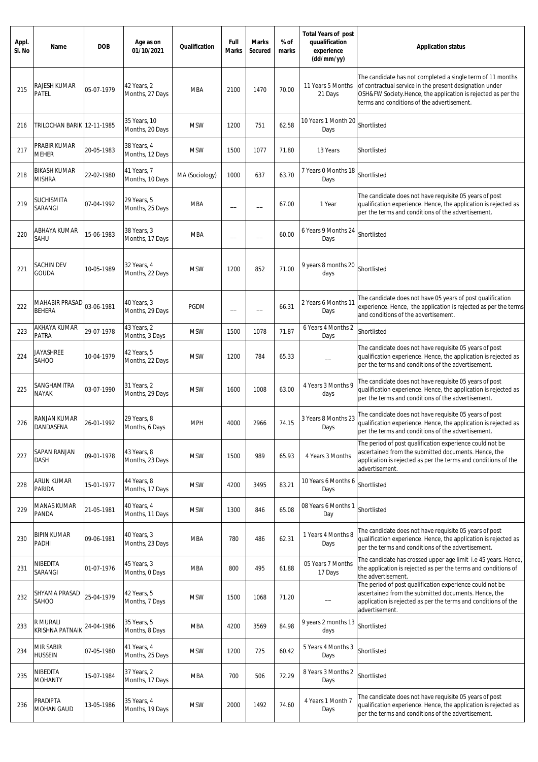| Appl. Sl. No | Name | DOB | Age as on 01/10/2021 | Qualification | Full Marks | Marks Secured | % of marks | Total Years of post quualification experience (dd/mm/yy) | Application status |
|---|---|---|---|---|---|---|---|---|---|
| 215 | RAJESH KUMAR PATEL | 05-07-1979 | 42 Years, 2 Months, 27 Days | MBA | 2100 | 1470 | 70.00 | 11 Years 5 Months 21 Days | The candidate has not completed a single term of 11 months of contractual service in the present designation under OSH&FW Society.Hence, the application is rejected as per the terms and conditions of the advertisement. |
| 216 | TRILOCHAN BARIK | 12-11-1985 | 35 Years, 10 Months, 20 Days | MSW | 1200 | 751 | 62.58 | 10 Years 1 Month 20 Days | Shortlisted |
| 217 | PRABIR KUMAR MEHER | 20-05-1983 | 38 Years, 4 Months, 12 Days | MSW | 1500 | 1077 | 71.80 | 13 Years | Shortlisted |
| 218 | BIKASH KUMAR MISHRA | 22-02-1980 | 41 Years, 7 Months, 10 Days | MA (Sociology) | 1000 | 637 | 63.70 | 7 Years 0 Months 18 Days | Shortlisted |
| 219 | SUCHISMITA SARANGI | 07-04-1992 | 29 Years, 5 Months, 25 Days | MBA | -- | -- | 67.00 | 1 Year | The candidate does not have requisite 05 years of post qualification experience. Hence, the application is rejected as per the terms and conditions of the advertisement. |
| 220 | ABHAYA KUMAR SAHU | 15-06-1983 | 38 Years, 3 Months, 17 Days | MBA | -- | -- | 60.00 | 6 Years 9 Months 24 Days | Shortlisted |
| 221 | SACHIN DEV GOUDA | 10-05-1989 | 32 Years, 4 Months, 22 Days | MSW | 1200 | 852 | 71.00 | 9 years 8 months 20 days | Shortlisted |
| 222 | MAHABIR PRASAD BEHERA | 03-06-1981 | 40 Years, 3 Months, 29 Days | PGDM | -- | -- | 66.31 | 2 Years 6 Months 11 Days | The candidate does not have 05 years of post qualification experience. Hence, the application is rejected as per the terms and conditions of the advertisement. |
| 223 | AKHAYA KUMAR PATRA | 29-07-1978 | 43 Years, 2 Months, 3 Days | MSW | 1500 | 1078 | 71.87 | 6 Years 4 Months 2 Days | Shortlisted |
| 224 | JAYASHREE SAHOO | 10-04-1979 | 42 Years, 5 Months, 22 Days | MSW | 1200 | 784 | 65.33 | -- | The candidate does not have requisite 05 years of post qualification experience. Hence, the application is rejected as per the terms and conditions of the advertisement. |
| 225 | SANGHAMITRA NAYAK | 03-07-1990 | 31 Years, 2 Months, 29 Days | MSW | 1600 | 1008 | 63.00 | 4 Years 3 Months 9 days | The candidate does not have requisite 05 years of post qualification experience. Hence, the application is rejected as per the terms and conditions of the advertisement. |
| 226 | RANJAN KUMAR DANDASENA | 26-01-1992 | 29 Years, 8 Months, 6 Days | MPH | 4000 | 2966 | 74.15 | 3 Years 8 Months 23 Days | The candidate does not have requisite 05 years of post qualification experience. Hence, the application is rejected as per the terms and conditions of the advertisement. |
| 227 | SAPAN RANJAN DASH | 09-01-1978 | 43 Years, 8 Months, 23 Days | MSW | 1500 | 989 | 65.93 | 4 Years 3 Months | The period of post qualification experience could not be ascertained from the submitted documents. Hence, the application is rejected as per the terms and conditions of the advertisement. |
| 228 | ARUN KUMAR PARIDA | 15-01-1977 | 44 Years, 8 Months, 17 Days | MSW | 4200 | 3495 | 83.21 | 10 Years 6 Months 6 Days | Shortlisted |
| 229 | MANAS KUMAR PANDA | 21-05-1981 | 40 Years, 4 Months, 11 Days | MSW | 1300 | 846 | 65.08 | 08 Years 6 Months 1 Day | Shortlisted |
| 230 | BIPIN KUMAR PADHI | 09-06-1981 | 40 Years, 3 Months, 23 Days | MBA | 780 | 486 | 62.31 | 1 Years 4 Months 8 Days | The candidate does not have requisite 05 years of post qualification experience. Hence, the application is rejected as per the terms and conditions of the advertisement. |
| 231 | NIBEDITA SARANGI | 01-07-1976 | 45 Years, 3 Months, 0 Days | MBA | 800 | 495 | 61.88 | 05 Years 7 Months 17 Days | The candidate has crossed upper age limit i.e 45 years. Hence, the application is rejected as per the terms and conditions of the advertisement. |
| 232 | SHYAMA PRASAD SAHOO | 25-04-1979 | 42 Years, 5 Months, 7 Days | MSW | 1500 | 1068 | 71.20 | -- | The period of post qualification experience could not be ascertained from the submitted documents. Hence, the application is rejected as per the terms and conditions of the advertisement. |
| 233 | R MURALI KRISHNA PATNAIK | 24-04-1986 | 35 Years, 5 Months, 8 Days | MBA | 4200 | 3569 | 84.98 | 9 years 2 months 13 days | Shortlisted |
| 234 | MIR SABIR HUSSEIN | 07-05-1980 | 41 Years, 4 Months, 25 Days | MSW | 1200 | 725 | 60.42 | 5 Years 4 Months 3 Days | Shortlisted |
| 235 | NIBEDITA MOHANTY | 15-07-1984 | 37 Years, 2 Months, 17 Days | MBA | 700 | 506 | 72.29 | 8 Years 3 Months 2 Days | Shortlisted |
| 236 | PRADIPTA MOHAN GAUD | 13-05-1986 | 35 Years, 4 Months, 19 Days | MSW | 2000 | 1492 | 74.60 | 4 Years 1 Month 7 Days | The candidate does not have requisite 05 years of post qualification experience. Hence, the application is rejected as per the terms and conditions of the advertisement. |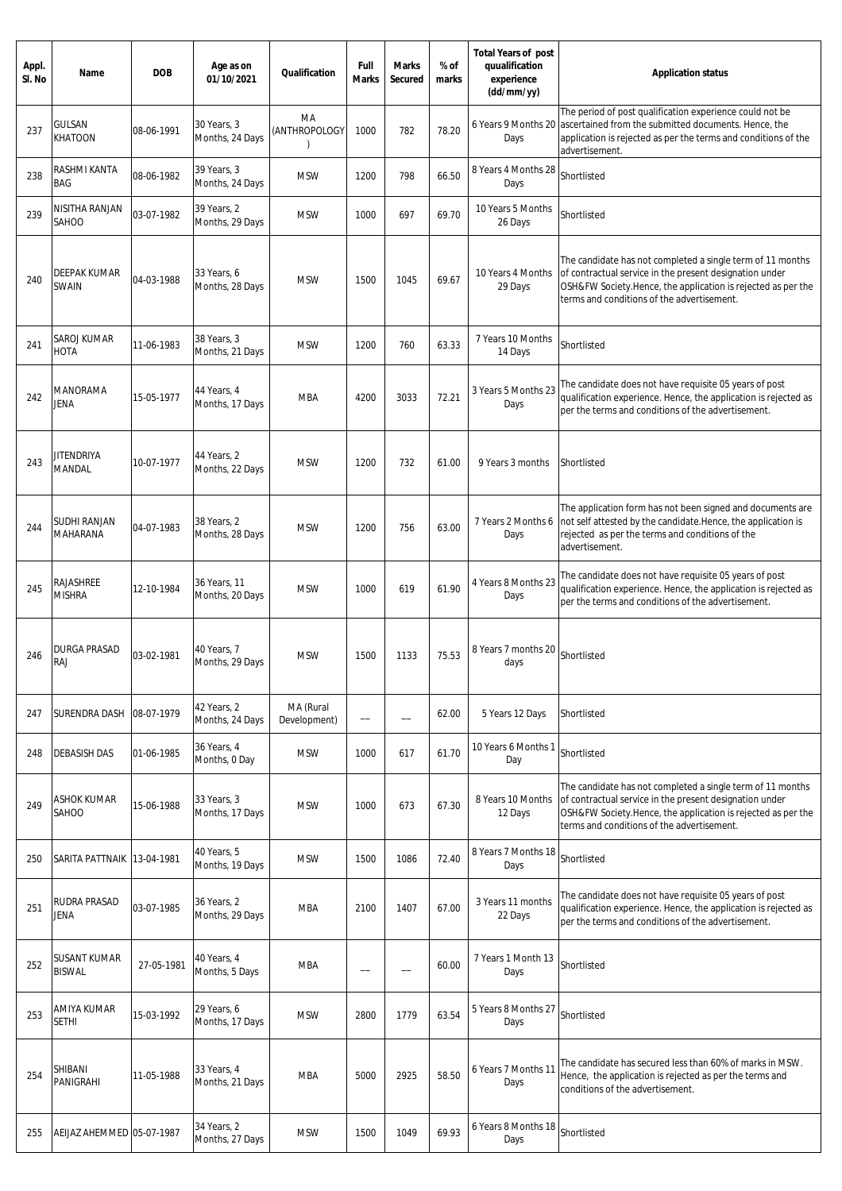| Appl. Sl. No | Name | DOB | Age as on 01/10/2021 | Qualification | Full Marks | Marks Secured | % of marks | Total Years of post quualification experience (dd/mm/yy) | Application status |
|---|---|---|---|---|---|---|---|---|---|
| 237 | GULSAN KHATOON | 08-06-1991 | 30 Years, 3 Months, 24 Days | MA (ANTHROPOLOGY) | 1000 | 782 | 78.20 | 6 Years 9 Months 20 Days | The period of post qualification experience could not be ascertained from the submitted documents. Hence, the application is rejected as per the terms and conditions of the advertisement. |
| 238 | RASHMI KANTA BAG | 08-06-1982 | 39 Years, 3 Months, 24 Days | MSW | 1200 | 798 | 66.50 | 8 Years 4 Months 28 Days | Shortlisted |
| 239 | NISITHA RANJAN SAHOO | 03-07-1982 | 39 Years, 2 Months, 29 Days | MSW | 1000 | 697 | 69.70 | 10 Years 5 Months 26 Days | Shortlisted |
| 240 | DEEPAK KUMAR SWAIN | 04-03-1988 | 33 Years, 6 Months, 28 Days | MSW | 1500 | 1045 | 69.67 | 10 Years 4 Months 29 Days | The candidate has not completed a single term of 11 months of contractual service in the present designation under OSH&FW Society.Hence, the application is rejected as per the terms and conditions of the advertisement. |
| 241 | SAROJ KUMAR HOTA | 11-06-1983 | 38 Years, 3 Months, 21 Days | MSW | 1200 | 760 | 63.33 | 7 Years 10 Months 14 Days | Shortlisted |
| 242 | MANORAMA JENA | 15-05-1977 | 44 Years, 4 Months, 17 Days | MBA | 4200 | 3033 | 72.21 | 3 Years 5 Months 23 Days | The candidate does not have requisite 05 years of post qualification experience. Hence, the application is rejected as per the terms and conditions of the advertisement. |
| 243 | JITENDRIYA MANDAL | 10-07-1977 | 44 Years, 2 Months, 22 Days | MSW | 1200 | 732 | 61.00 | 9 Years 3 months | Shortlisted |
| 244 | SUDHI RANJAN MAHARANA | 04-07-1983 | 38 Years, 2 Months, 28 Days | MSW | 1200 | 756 | 63.00 | 7 Years 2 Months 6 Days | The application form has not been signed and documents are not self attested by the candidate.Hence, the application is rejected as per the terms and conditions of the advertisement. |
| 245 | RAJASHREE MISHRA | 12-10-1984 | 36 Years, 11 Months, 20 Days | MSW | 1000 | 619 | 61.90 | 4 Years 8 Months 23 Days | The candidate does not have requisite 05 years of post qualification experience. Hence, the application is rejected as per the terms and conditions of the advertisement. |
| 246 | DURGA PRASAD RAJ | 03-02-1981 | 40 Years, 7 Months, 29 Days | MSW | 1500 | 1133 | 75.53 | 8 Years 7 months 20 days | Shortlisted |
| 247 | SURENDRA DASH | 08-07-1979 | 42 Years, 2 Months, 24 Days | MA (Rural Development) | -- | -- | 62.00 | 5 Years 12 Days | Shortlisted |
| 248 | DEBASISH DAS | 01-06-1985 | 36 Years, 4 Months, 0 Day | MSW | 1000 | 617 | 61.70 | 10 Years 6 Months 1 Day | Shortlisted |
| 249 | ASHOK KUMAR SAHOO | 15-06-1988 | 33 Years, 3 Months, 17 Days | MSW | 1000 | 673 | 67.30 | 8 Years 10 Months 12 Days | The candidate has not completed a single term of 11 months of contractual service in the present designation under OSH&FW Society.Hence, the application is rejected as per the terms and conditions of the advertisement. |
| 250 | SARITA PATTNAIK | 13-04-1981 | 40 Years, 5 Months, 19 Days | MSW | 1500 | 1086 | 72.40 | 8 Years 7 Months 18 Days | Shortlisted |
| 251 | RUDRA PRASAD JENA | 03-07-1985 | 36 Years, 2 Months, 29 Days | MBA | 2100 | 1407 | 67.00 | 3 Years 11 months 22 Days | The candidate does not have requisite 05 years of post qualification experience. Hence, the application is rejected as per the terms and conditions of the advertisement. |
| 252 | SUSANT KUMAR BISWAL | 27-05-1981 | 40 Years, 4 Months, 5 Days | MBA | -- | -- | 60.00 | 7 Years 1 Month 13 Days | Shortlisted |
| 253 | AMIYA KUMAR SETHI | 15-03-1992 | 29 Years, 6 Months, 17 Days | MSW | 2800 | 1779 | 63.54 | 5 Years 8 Months 27 Days | Shortlisted |
| 254 | SHIBANI PANIGRAHI | 11-05-1988 | 33 Years, 4 Months, 21 Days | MBA | 5000 | 2925 | 58.50 | 6 Years 7 Months 11 Days | The candidate has secured less than 60% of marks in MSW. Hence, the application is rejected as per the terms and conditions of the advertisement. |
| 255 | AEIJAZ AHEMMED | 05-07-1987 | 34 Years, 2 Months, 27 Days | MSW | 1500 | 1049 | 69.93 | 6 Years 8 Months 18 Days | Shortlisted |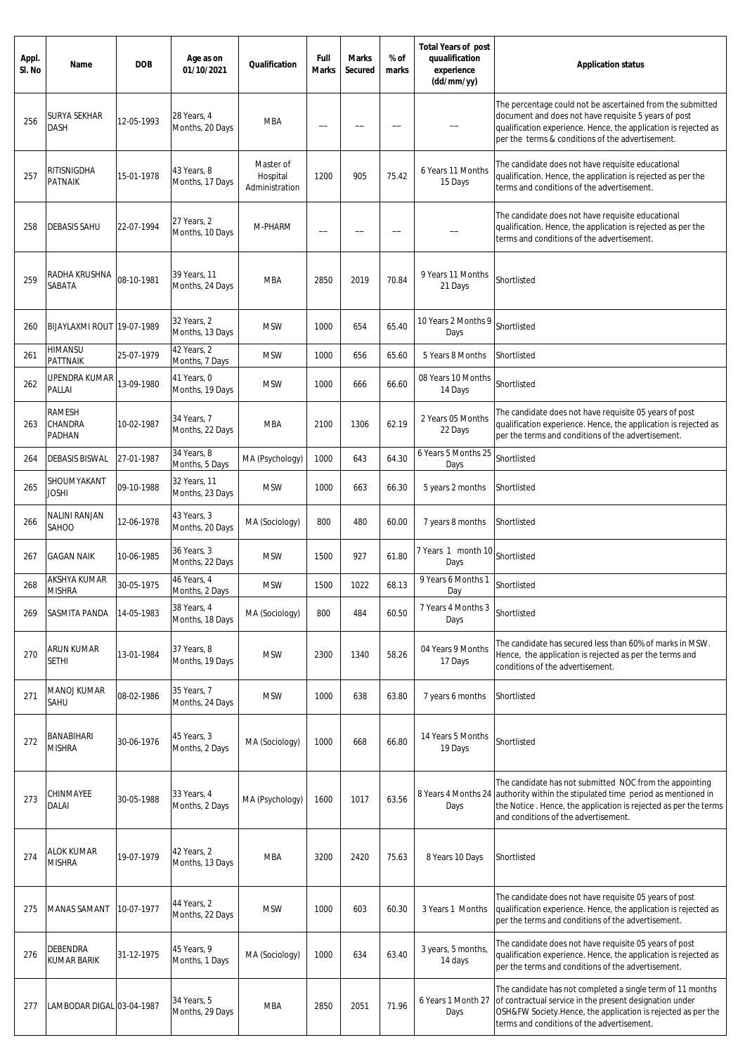| Appl. Sl. No | Name | DOB | Age as on 01/10/2021 | Qualification | Full Marks | Marks Secured | % of marks | Total Years of post quualification experience (dd/mm/yy) | Application status |
|---|---|---|---|---|---|---|---|---|---|
| 256 | SURYA SEKHAR DASH | 12-05-1993 | 28 Years, 4 Months, 20 Days | MBA | -- | -- | -- | -- | The percentage could not be ascertained from the submitted document and does not have requisite 5 years of post qualification experience. Hence, the application is rejected as per the terms & conditions of the advertisement. |
| 257 | RITISNIGDHA PATNAIK | 15-01-1978 | 43 Years, 8 Months, 17 Days | Master of Hospital Administration | 1200 | 905 | 75.42 | 6 Years 11 Months 15 Days | The candidate does not have requisite educational qualification. Hence, the application is rejected as per the terms and conditions of the advertisement. |
| 258 | DEBASIS SAHU | 22-07-1994 | 27 Years, 2 Months, 10 Days | M-PHARM | -- | -- | -- | -- | The candidate does not have requisite educational qualification. Hence, the application is rejected as per the terms and conditions of the advertisement. |
| 259 | RADHA KRUSHNA SABATA | 08-10-1981 | 39 Years, 11 Months, 24 Days | MBA | 2850 | 2019 | 70.84 | 9 Years 11 Months 21 Days | Shortlisted |
| 260 | BIJAYLAXMI ROUT | 19-07-1989 | 32 Years, 2 Months, 13 Days | MSW | 1000 | 654 | 65.40 | 10 Years 2 Months 9 Days | Shortlisted |
| 261 | HIMANSU PATTNAIK | 25-07-1979 | 42 Years, 2 Months, 7 Days | MSW | 1000 | 656 | 65.60 | 5 Years 8 Months | Shortlisted |
| 262 | UPENDRA KUMAR PALLAI | 13-09-1980 | 41 Years, 0 Months, 19 Days | MSW | 1000 | 666 | 66.60 | 08 Years 10 Months 14 Days | Shortlisted |
| 263 | RAMESH CHANDRA PADHAN | 10-02-1987 | 34 Years, 7 Months, 22 Days | MBA | 2100 | 1306 | 62.19 | 2 Years 05 Months 22 Days | The candidate does not have requisite 05 years of post qualification experience. Hence, the application is rejected as per the terms and conditions of the advertisement. |
| 264 | DEBASIS BISWAL | 27-01-1987 | 34 Years, 8 Months, 5 Days | MA (Psychology) | 1000 | 643 | 64.30 | 6 Years 5 Months 25 Days | Shortlisted |
| 265 | SHOUMYAKANT JOSHI | 09-10-1988 | 32 Years, 11 Months, 23 Days | MSW | 1000 | 663 | 66.30 | 5 years 2 months | Shortlisted |
| 266 | NALINI RANJAN SAHOO | 12-06-1978 | 43 Years, 3 Months, 20 Days | MA (Sociology) | 800 | 480 | 60.00 | 7 years 8 months | Shortlisted |
| 267 | GAGAN NAIK | 10-06-1985 | 36 Years, 3 Months, 22 Days | MSW | 1500 | 927 | 61.80 | 7 Years 1 month 10 Days | Shortlisted |
| 268 | AKSHYA KUMAR MISHRA | 30-05-1975 | 46 Years, 4 Months, 2 Days | MSW | 1500 | 1022 | 68.13 | 9 Years 6 Months 1 Day | Shortlisted |
| 269 | SASMITA PANDA | 14-05-1983 | 38 Years, 4 Months, 18 Days | MA (Sociology) | 800 | 484 | 60.50 | 7 Years 4 Months 3 Days | Shortlisted |
| 270 | ARUN KUMAR SETHI | 13-01-1984 | 37 Years, 8 Months, 19 Days | MSW | 2300 | 1340 | 58.26 | 04 Years 9 Months 17 Days | The candidate has secured less than 60% of marks in MSW. Hence, the application is rejected as per the terms and conditions of the advertisement. |
| 271 | MANOJ KUMAR SAHU | 08-02-1986 | 35 Years, 7 Months, 24 Days | MSW | 1000 | 638 | 63.80 | 7 years 6 months | Shortlisted |
| 272 | BANABIHARI MISHRA | 30-06-1976 | 45 Years, 3 Months, 2 Days | MA (Sociology) | 1000 | 668 | 66.80 | 14 Years 5 Months 19 Days | Shortlisted |
| 273 | CHINMAYEE DALAI | 30-05-1988 | 33 Years, 4 Months, 2 Days | MA (Psychology) | 1600 | 1017 | 63.56 | 8 Years 4 Months 24 Days | The candidate has not submitted NOC from the appointing authority within the stipulated time period as mentioned in the Notice . Hence, the application is rejected as per the terms and conditions of the advertisement. |
| 274 | ALOK KUMAR MISHRA | 19-07-1979 | 42 Years, 2 Months, 13 Days | MBA | 3200 | 2420 | 75.63 | 8 Years 10 Days | Shortlisted |
| 275 | MANAS SAMANT | 10-07-1977 | 44 Years, 2 Months, 22 Days | MSW | 1000 | 603 | 60.30 | 3 Years 1 Months | The candidate does not have requisite 05 years of post qualification experience. Hence, the application is rejected as per the terms and conditions of the advertisement. |
| 276 | DEBENDRA KUMAR BARIK | 31-12-1975 | 45 Years, 9 Months, 1 Days | MA (Sociology) | 1000 | 634 | 63.40 | 3 years, 5 months, 14 days | The candidate does not have requisite 05 years of post qualification experience. Hence, the application is rejected as per the terms and conditions of the advertisement. |
| 277 | LAMBODAR DIGAL | 03-04-1987 | 34 Years, 5 Months, 29 Days | MBA | 2850 | 2051 | 71.96 | 6 Years 1 Month 27 Days | The candidate has not completed a single term of 11 months of contractual service in the present designation under OSH&FW Society.Hence, the application is rejected as per the terms and conditions of the advertisement. |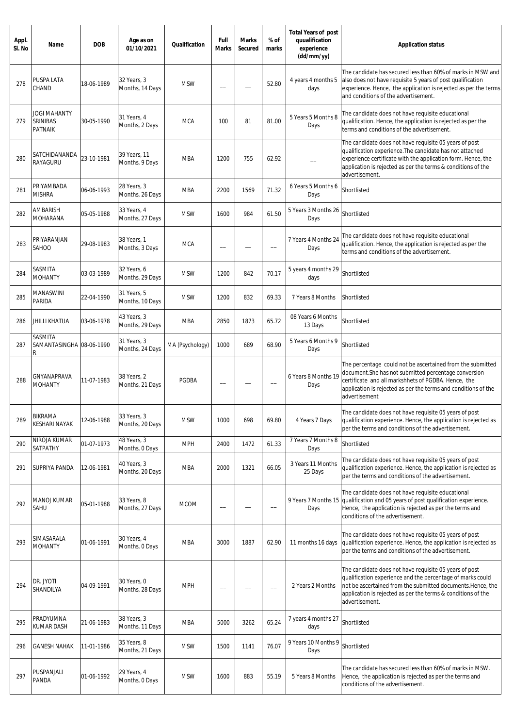| Appl. Sl. No | Name | DOB | Age as on 01/10/2021 | Qualification | Full Marks | Marks Secured | % of marks | Total Years of post quualification experience (dd/mm/yy) | Application status |
|---|---|---|---|---|---|---|---|---|---|
| 278 | PUSPA LATA CHAND | 18-06-1989 | 32 Years, 3 Months, 14 Days | MSW | --- | --- | 52.80 | 4 years 4 months 5 days | The candidate has secured less than 60% of marks in MSW and also does not have requisite 5 years of post qualification experience. Hence, the application is rejected as per the terms and conditions of the advertisement. |
| 279 | JOGI MAHANTY SRINIBAS PATNAIK | 30-05-1990 | 31 Years, 4 Months, 2 Days | MCA | 100 | 81 | 81.00 | 5 Years 5 Months 8 Days | The candidate does not have requisite educational qualification. Hence, the application is rejected as per the terms and conditions of the advertisement. |
| 280 | SATCHIDANANDA RAYAGURU | 23-10-1981 | 39 Years, 11 Months, 9 Days | MBA | 1200 | 755 | 62.92 | --- | The candidate does not have requisite 05 years of post qualification experience.The candidate has not attached experience certificate with the application form. Hence, the application is rejected as per the terms & conditions of the advertisement. |
| 281 | PRIYAMBADA MISHRA | 06-06-1993 | 28 Years, 3 Months, 26 Days | MBA | 2200 | 1569 | 71.32 | 6 Years 5 Months 6 Days | Shortlisted |
| 282 | AMBARISH MOHARANA | 05-05-1988 | 33 Years, 4 Months, 27 Days | MSW | 1600 | 984 | 61.50 | 5 Years 3 Months 26 Days | Shortlisted |
| 283 | PRIYARANJAN SAHOO | 29-08-1983 | 38 Years, 1 Months, 3 Days | MCA | --- | --- | --- | 7 Years 4 Months 24 Days | The candidate does not have requisite educational qualification. Hence, the application is rejected as per the terms and conditions of the advertisement. |
| 284 | SASMITA MOHANTY | 03-03-1989 | 32 Years, 6 Months, 29 Days | MSW | 1200 | 842 | 70.17 | 5 years 4 months 29 days | Shortlisted |
| 285 | MANASWINI PARIDA | 22-04-1990 | 31 Years, 5 Months, 10 Days | MSW | 1200 | 832 | 69.33 | 7 Years 8 Months | Shortlisted |
| 286 | JHILLI KHATUA | 03-06-1978 | 43 Years, 3 Months, 29 Days | MBA | 2850 | 1873 | 65.72 | 08 Years 6 Months 13 Days | Shortlisted |
| 287 | SASMITA SAMANTASINGHAR | 08-06-1990 | 31 Years, 3 Months, 24 Days | MA (Psychology) | 1000 | 689 | 68.90 | 5 Years 6 Months 9 Days | Shortlisted |
| 288 | GNYANAPRAVA MOHANTY | 11-07-1983 | 38 Years, 2 Months, 21 Days | PGDBA | --- | --- | --- | 6 Years 8 Months 19 Days | The percentage could not be ascertained from the submitted document.She has not submitted percentage conversion certificate and all markshhets of PGDBA. Hence, the application is rejected as per the terms and conditions of the advertisement |
| 289 | BIKRAMA KESHARI NAYAK | 12-06-1988 | 33 Years, 3 Months, 20 Days | MSW | 1000 | 698 | 69.80 | 4 Years 7 Days | The candidate does not have requisite 05 years of post qualification experience. Hence, the application is rejected as per the terms and conditions of the advertisement. |
| 290 | NIROJA KUMAR SATPATHY | 01-07-1973 | 48 Years, 3 Months, 0 Days | MPH | 2400 | 1472 | 61.33 | 7 Years 7 Months 8 Days | Shortlisted |
| 291 | SUPRIYA PANDA | 12-06-1981 | 40 Years, 3 Months, 20 Days | MBA | 2000 | 1321 | 66.05 | 3 Years 11 Months 25 Days | The candidate does not have requisite 05 years of post qualification experience. Hence, the application is rejected as per the terms and conditions of the advertisement. |
| 292 | MANOJ KUMAR SAHU | 05-01-1988 | 33 Years, 8 Months, 27 Days | MCOM | --- | --- | --- | 9 Years 7 Months 15 Days | The candidate does not have requisite educational qualification and 05 years of post qualification experience. Hence, the application is rejected as per the terms and conditions of the advertisement. |
| 293 | SIMASARALA MOHANTY | 01-06-1991 | 30 Years, 4 Months, 0 Days | MBA | 3000 | 1887 | 62.90 | 11 months 16 days | The candidate does not have requisite 05 years of post qualification experience. Hence, the application is rejected as per the terms and conditions of the advertisement. |
| 294 | DR. JYOTI SHANDILYA | 04-09-1991 | 30 Years, 0 Months, 28 Days | MPH | --- | --- | --- | 2 Years 2 Months | The candidate does not have requisite 05 years of post qualification experience and the percentage of marks could not be ascertained from the submitted documents.Hence, the application is rejected as per the terms & conditions of the advertisement. |
| 295 | PRADYUMNA KUMAR DASH | 21-06-1983 | 38 Years, 3 Months, 11 Days | MBA | 5000 | 3262 | 65.24 | 7 years 4 months 27 days | Shortlisted |
| 296 | GANESH NAHAK | 11-01-1986 | 35 Years, 8 Months, 21 Days | MSW | 1500 | 1141 | 76.07 | 9 Years 10 Months 9 Days | Shortlisted |
| 297 | PUSPANJALI PANDA | 01-06-1992 | 29 Years, 4 Months, 0 Days | MSW | 1600 | 883 | 55.19 | 5 Years 8 Months | The candidate has secured less than 60% of marks in MSW. Hence, the application is rejected as per the terms and conditions of the advertisement. |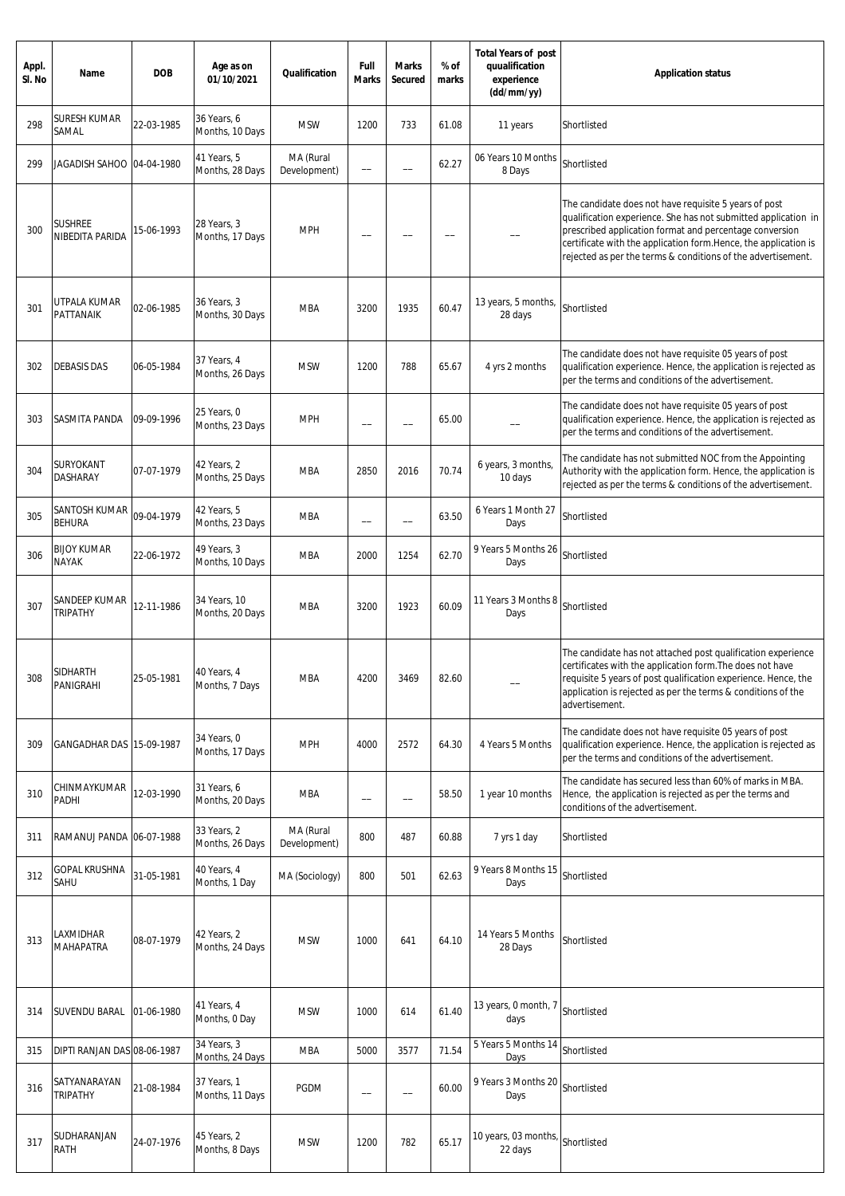| Appl. Sl. No | Name | DOB | Age as on 01/10/2021 | Qualification | Full Marks | Marks Secured | % of marks | Total Years of post quualification experience (dd/mm/yy) | Application status |
|---|---|---|---|---|---|---|---|---|---|
| 298 | SURESH KUMAR SAMAL | 22-03-1985 | 36 Years, 6 Months, 10 Days | MSW | 1200 | 733 | 61.08 | 11 years | Shortlisted |
| 299 | JAGADISH SAHOO | 04-04-1980 | 41 Years, 5 Months, 28 Days | MA (Rural Development) | --- | --- | 62.27 | 06 Years 10 Months 8 Days | Shortlisted |
| 300 | SUSHREE NIBEDITA PARIDA | 15-06-1993 | 28 Years, 3 Months, 17 Days | MPH | --- | --- | --- | --- | The candidate does not have requisite 5 years of post qualification experience. She has not submitted application in prescribed application format and percentage conversion certificate with the application form.Hence, the application is rejected as per the terms & conditions of the advertisement. |
| 301 | UTPALA KUMAR PATTANAIK | 02-06-1985 | 36 Years, 3 Months, 30 Days | MBA | 3200 | 1935 | 60.47 | 13 years, 5 months, 28 days | Shortlisted |
| 302 | DEBASIS DAS | 06-05-1984 | 37 Years, 4 Months, 26 Days | MSW | 1200 | 788 | 65.67 | 4 yrs 2 months | The candidate does not have requisite 05 years of post qualification experience. Hence, the application is rejected as per the terms and conditions of the advertisement. |
| 303 | SASMITA PANDA | 09-09-1996 | 25 Years, 0 Months, 23 Days | MPH | --- | --- | 65.00 | --- | The candidate does not have requisite 05 years of post qualification experience. Hence, the application is rejected as per the terms and conditions of the advertisement. |
| 304 | SURYOKANT DASHARAY | 07-07-1979 | 42 Years, 2 Months, 25 Days | MBA | 2850 | 2016 | 70.74 | 6 years, 3 months, 10 days | The candidate has not submitted NOC from the Appointing Authority with the application form. Hence, the application is rejected as per the terms & conditions of the advertisement. |
| 305 | SANTOSH KUMAR BEHURA | 09-04-1979 | 42 Years, 5 Months, 23 Days | MBA | --- | --- | 63.50 | 6 Years 1 Month 27 Days | Shortlisted |
| 306 | BIJOY KUMAR NAYAK | 22-06-1972 | 49 Years, 3 Months, 10 Days | MBA | 2000 | 1254 | 62.70 | 9 Years 5 Months 26 Days | Shortlisted |
| 307 | SANDEEP KUMAR TRIPATHY | 12-11-1986 | 34 Years, 10 Months, 20 Days | MBA | 3200 | 1923 | 60.09 | 11 Years 3 Months 8 Days | Shortlisted |
| 308 | SIDHARTH PANIGRAHI | 25-05-1981 | 40 Years, 4 Months, 7 Days | MBA | 4200 | 3469 | 82.60 | --- | The candidate has not attached post qualification experience certificates with the application form.The does not have requisite 5 years of post qualification experience. Hence, the application is rejected as per the terms & conditions of the advertisement. |
| 309 | GANGADHAR DAS | 15-09-1987 | 34 Years, 0 Months, 17 Days | MPH | 4000 | 2572 | 64.30 | 4 Years 5 Months | The candidate does not have requisite 05 years of post qualification experience. Hence, the application is rejected as per the terms and conditions of the advertisement. |
| 310 | CHINMAYKUMAR PADHI | 12-03-1990 | 31 Years, 6 Months, 20 Days | MBA | --- | --- | 58.50 | 1 year 10 months | The candidate has secured less than 60% of marks in MBA. Hence, the application is rejected as per the terms and conditions of the advertisement. |
| 311 | RAMANUJ PANDA | 06-07-1988 | 33 Years, 2 Months, 26 Days | MA (Rural Development) | 800 | 487 | 60.88 | 7 yrs 1 day | Shortlisted |
| 312 | GOPAL KRUSHNA SAHU | 31-05-1981 | 40 Years, 4 Months, 1 Day | MA (Sociology) | 800 | 501 | 62.63 | 9 Years 8 Months 15 Days | Shortlisted |
| 313 | LAXMIDHAR MAHAPATRA | 08-07-1979 | 42 Years, 2 Months, 24 Days | MSW | 1000 | 641 | 64.10 | 14 Years 5 Months 28 Days | Shortlisted |
| 314 | SUVENDU BARAL | 01-06-1980 | 41 Years, 4 Months, 0 Day | MSW | 1000 | 614 | 61.40 | 13 years, 0 month, 7 days | Shortlisted |
| 315 | DIPTI RANJAN DAS | 08-06-1987 | 34 Years, 3 Months, 24 Days | MBA | 5000 | 3577 | 71.54 | 5 Years 5 Months 14 Days | Shortlisted |
| 316 | SATYANARAYAN TRIPATHY | 21-08-1984 | 37 Years, 1 Months, 11 Days | PGDM | --- | --- | 60.00 | 9 Years 3 Months 20 Days | Shortlisted |
| 317 | SUDHARANJAN RATH | 24-07-1976 | 45 Years, 2 Months, 8 Days | MSW | 1200 | 782 | 65.17 | 10 years, 03 months, 22 days | Shortlisted |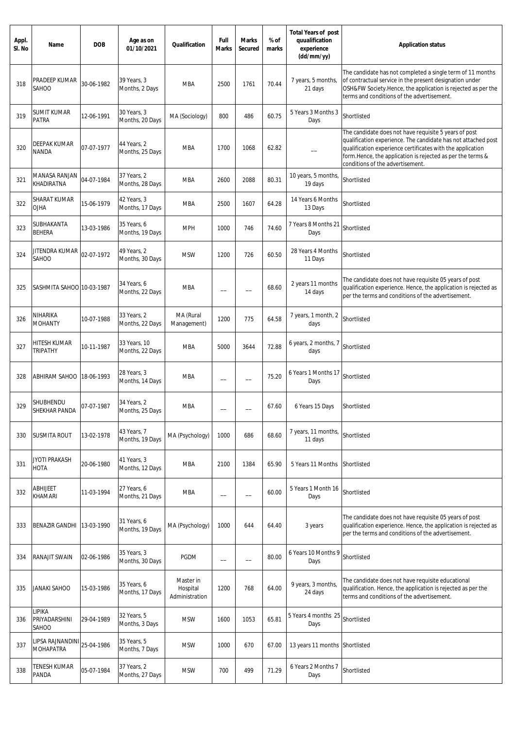| Appl. Sl. No | Name | DOB | Age as on 01/10/2021 | Qualification | Full Marks | Marks Secured | % of marks | Total Years of post quualification experience (dd/mm/yy) | Application status |
|---|---|---|---|---|---|---|---|---|---|
| 318 | PRADEEP KUMAR SAHOO | 30-06-1982 | 39 Years, 3 Months, 2 Days | MBA | 2500 | 1761 | 70.44 | 7 years, 5 months, 21 days | The candidate has not completed a single term of 11 months of contractual service in the present designation under OSH&FW Society.Hence, the application is rejected as per the terms and conditions of the advertisement. |
| 319 | SUMIT KUMAR PATRA | 12-06-1991 | 30 Years, 3 Months, 20 Days | MA (Sociology) | 800 | 486 | 60.75 | 5 Years 3 Months 3 Days | Shortlisted |
| 320 | DEEPAK KUMAR NANDA | 07-07-1977 | 44 Years, 2 Months, 25 Days | MBA | 1700 | 1068 | 62.82 | -- | The candidate does not have requisite 5 years of post qualification experience. The candidate has not attached post qualification experience certificates with the application form.Hence, the application is rejected as per the terms & conditions of the advertisement. |
| 321 | MANASA RANJAN KHADIRATNA | 04-07-1984 | 37 Years, 2 Months, 28 Days | MBA | 2600 | 2088 | 80.31 | 10 years, 5 months, 19 days | Shortlisted |
| 322 | SHARAT KUMAR OJHA | 15-06-1979 | 42 Years, 3 Months, 17 Days | MBA | 2500 | 1607 | 64.28 | 14 Years 6 Months 13 Days | Shortlisted |
| 323 | SUBHAKANTA BEHERA | 13-03-1986 | 35 Years, 6 Months, 19 Days | MPH | 1000 | 746 | 74.60 | 7 Years 8 Months 21 Days | Shortlisted |
| 324 | JITENDRA KUMAR SAHOO | 02-07-1972 | 49 Years, 2 Months, 30 Days | MSW | 1200 | 726 | 60.50 | 28 Years 4 Months 11 Days | Shortlisted |
| 325 | SASHMITA SAHOO | 10-03-1987 | 34 Years, 6 Months, 22 Days | MBA | -- | -- | 68.60 | 2 years 11 months 14 days | The candidate does not have requisite 05 years of post qualification experience. Hence, the application is rejected as per the terms and conditions of the advertisement. |
| 326 | NIHARIKA MOHANTY | 10-07-1988 | 33 Years, 2 Months, 22 Days | MA (Rural Management) | 1200 | 775 | 64.58 | 7 years, 1 month, 2 days | Shortlisted |
| 327 | HITESH KUMAR TRIPATHY | 10-11-1987 | 33 Years, 10 Months, 22 Days | MBA | 5000 | 3644 | 72.88 | 6 years, 2 months, 7 days | Shortlisted |
| 328 | ABHIRAM SAHOO | 18-06-1993 | 28 Years, 3 Months, 14 Days | MBA | -- | -- | 75.20 | 6 Years 1 Months 17 Days | Shortlisted |
| 329 | SHUBHENDU SHEKHAR PANDA | 07-07-1987 | 34 Years, 2 Months, 25 Days | MBA | -- | -- | 67.60 | 6 Years 15 Days | Shortlisted |
| 330 | SUSMITA ROUT | 13-02-1978 | 43 Years, 7 Months, 19 Days | MA (Psychology) | 1000 | 686 | 68.60 | 7 years, 11 months, 11 days | Shortlisted |
| 331 | JYOTI PRAKASH HOTA | 20-06-1980 | 41 Years, 3 Months, 12 Days | MBA | 2100 | 1384 | 65.90 | 5 Years 11 Months | Shortlisted |
| 332 | ABHIJEET KHAMARI | 11-03-1994 | 27 Years, 6 Months, 21 Days | MBA | -- | -- | 60.00 | 5 Years 1 Month 16 Days | Shortlisted |
| 333 | BENAZIR GANDHI | 13-03-1990 | 31 Years, 6 Months, 19 Days | MA (Psychology) | 1000 | 644 | 64.40 | 3 years | The candidate does not have requisite 05 years of post qualification experience. Hence, the application is rejected as per the terms and conditions of the advertisement. |
| 334 | RANAJIT SWAIN | 02-06-1986 | 35 Years, 3 Months, 30 Days | PGDM | -- | -- | 80.00 | 6 Years 10 Months 9 Days | Shortlisted |
| 335 | JANAKI SAHOO | 15-03-1986 | 35 Years, 6 Months, 17 Days | Master in Hospital Administration | 1200 | 768 | 64.00 | 9 years, 3 months, 24 days | The candidate does not have requisite educational qualification. Hence, the application is rejected as per the terms and conditions of the advertisement. |
| 336 | LIPIKA PRIYADARSHINI SAHOO | 29-04-1989 | 32 Years, 5 Months, 3 Days | MSW | 1600 | 1053 | 65.81 | 5 Years 4 months 25 Days | Shortlisted |
| 337 | LIPSA RAJNANDINI MOHAPATRA | 25-04-1986 | 35 Years, 5 Months, 7 Days | MSW | 1000 | 670 | 67.00 | 13 years 11 months | Shortlisted |
| 338 | TENESH KUMAR PANDA | 05-07-1984 | 37 Years, 2 Months, 27 Days | MSW | 700 | 499 | 71.29 | 6 Years 2 Months 7 Days | Shortlisted |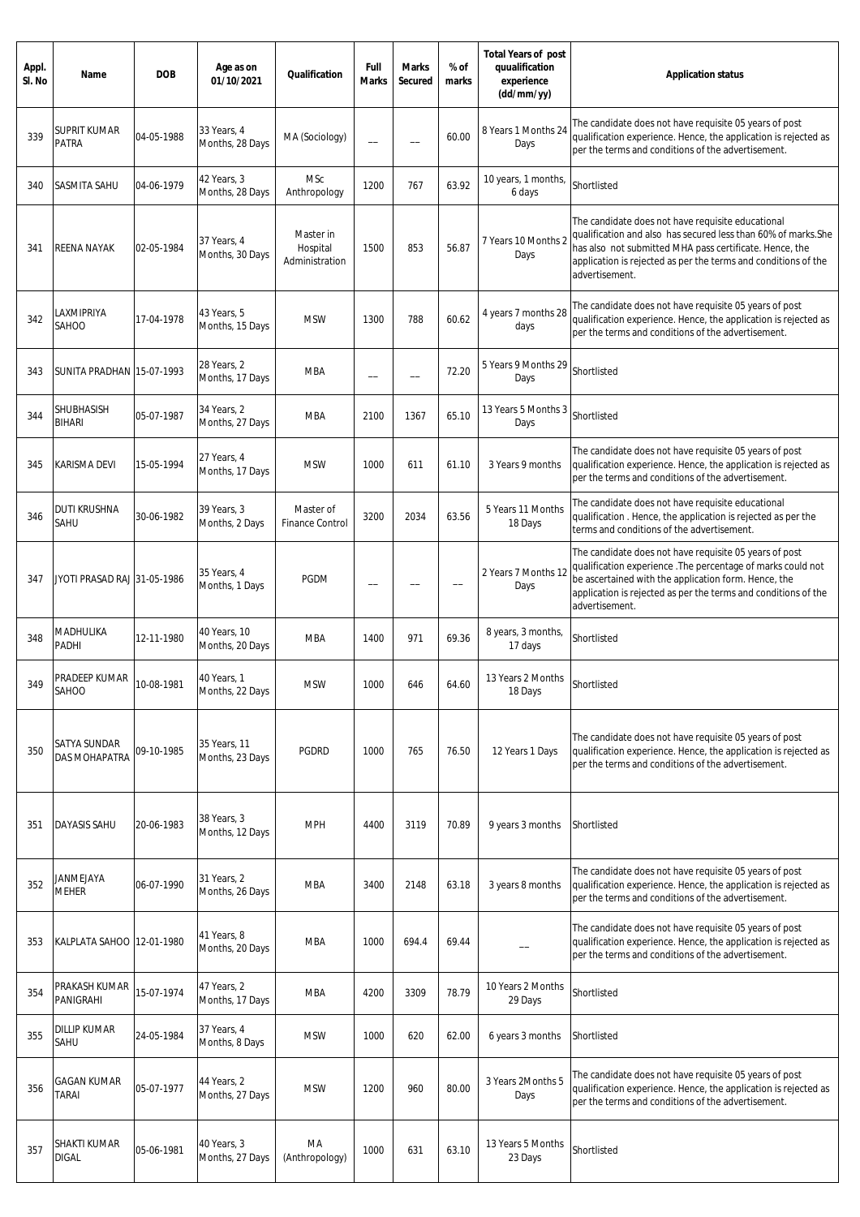| Appl. Sl. No | Name | DOB | Age as on 01/10/2021 | Qualification | Full Marks | Marks Secured | % of marks | Total Years of post quualification experience (dd/mm/yy) | Application status |
|---|---|---|---|---|---|---|---|---|---|
| 339 | SUPRIT KUMAR PATRA | 04-05-1988 | 33 Years, 4 Months, 28 Days | MA (Sociology) | --- | --- | 60.00 | 8 Years 1 Months 24 Days | The candidate does not have requisite 05 years of post qualification experience. Hence, the application is rejected as per the terms and conditions of the advertisement. |
| 340 | SASMITA SAHU | 04-06-1979 | 42 Years, 3 Months, 28 Days | MSc Anthropology | 1200 | 767 | 63.92 | 10 years, 1 months, 6 days | Shortlisted |
| 341 | REENA NAYAK | 02-05-1984 | 37 Years, 4 Months, 30 Days | Master in Hospital Administration | 1500 | 853 | 56.87 | 7 Years 10 Months 2 Days | The candidate does not have requisite educational qualification and also has secured less than 60% of marks.She has also not submitted MHA pass certificate. Hence, the application is rejected as per the terms and conditions of the advertisement. |
| 342 | LAXMIPRIYA SAHOO | 17-04-1978 | 43 Years, 5 Months, 15 Days | MSW | 1300 | 788 | 60.62 | 4 years 7 months 28 days | The candidate does not have requisite 05 years of post qualification experience. Hence, the application is rejected as per the terms and conditions of the advertisement. |
| 343 | SUNITA PRADHAN | 15-07-1993 | 28 Years, 2 Months, 17 Days | MBA | --- | --- | 72.20 | 5 Years 9 Months 29 Days | Shortlisted |
| 344 | SHUBHASISH BIHARI | 05-07-1987 | 34 Years, 2 Months, 27 Days | MBA | 2100 | 1367 | 65.10 | 13 Years 5 Months 3 Days | Shortlisted |
| 345 | KARISMA DEVI | 15-05-1994 | 27 Years, 4 Months, 17 Days | MSW | 1000 | 611 | 61.10 | 3 Years 9 months | The candidate does not have requisite 05 years of post qualification experience. Hence, the application is rejected as per the terms and conditions of the advertisement. |
| 346 | DUTI KRUSHNA SAHU | 30-06-1982 | 39 Years, 3 Months, 2 Days | Master of Finance Control | 3200 | 2034 | 63.56 | 5 Years 11 Months 18 Days | The candidate does not have requisite educational qualification . Hence, the application is rejected as per the terms and conditions of the advertisement. |
| 347 | JYOTI PRASAD RAJ | 31-05-1986 | 35 Years, 4 Months, 1 Days | PGDM | --- | --- | --- | 2 Years 7 Months 12 Days | The candidate does not have requisite 05 years of post qualification experience .The percentage of marks could not be ascertained with the application form. Hence, the application is rejected as per the terms and conditions of the advertisement. |
| 348 | MADHULIKA PADHI | 12-11-1980 | 40 Years, 10 Months, 20 Days | MBA | 1400 | 971 | 69.36 | 8 years, 3 months, 17 days | Shortlisted |
| 349 | PRADEEP KUMAR SAHOO | 10-08-1981 | 40 Years, 1 Months, 22 Days | MSW | 1000 | 646 | 64.60 | 13 Years 2 Months 18 Days | Shortlisted |
| 350 | SATYA SUNDAR DAS MOHAPATRA | 09-10-1985 | 35 Years, 11 Months, 23 Days | PGDRD | 1000 | 765 | 76.50 | 12 Years 1 Days | The candidate does not have requisite 05 years of post qualification experience. Hence, the application is rejected as per the terms and conditions of the advertisement. |
| 351 | DAYASIS SAHU | 20-06-1983 | 38 Years, 3 Months, 12 Days | MPH | 4400 | 3119 | 70.89 | 9 years 3 months | Shortlisted |
| 352 | JANMEJAYA MEHER | 06-07-1990 | 31 Years, 2 Months, 26 Days | MBA | 3400 | 2148 | 63.18 | 3 years 8 months | The candidate does not have requisite 05 years of post qualification experience. Hence, the application is rejected as per the terms and conditions of the advertisement. |
| 353 | KALPLATA SAHOO | 12-01-1980 | 41 Years, 8 Months, 20 Days | MBA | 1000 | 694.4 | 69.44 | --- | The candidate does not have requisite 05 years of post qualification experience. Hence, the application is rejected as per the terms and conditions of the advertisement. |
| 354 | PRAKASH KUMAR PANIGRAHI | 15-07-1974 | 47 Years, 2 Months, 17 Days | MBA | 4200 | 3309 | 78.79 | 10 Years 2 Months 29 Days | Shortlisted |
| 355 | DILLIP KUMAR SAHU | 24-05-1984 | 37 Years, 4 Months, 8 Days | MSW | 1000 | 620 | 62.00 | 6 years 3 months | Shortlisted |
| 356 | GAGAN KUMAR TARAI | 05-07-1977 | 44 Years, 2 Months, 27 Days | MSW | 1200 | 960 | 80.00 | 3 Years 2Months 5 Days | The candidate does not have requisite 05 years of post qualification experience. Hence, the application is rejected as per the terms and conditions of the advertisement. |
| 357 | SHAKTI KUMAR DIGAL | 05-06-1981 | 40 Years, 3 Months, 27 Days | MA (Anthropology) | 1000 | 631 | 63.10 | 13 Years 5 Months 23 Days | Shortlisted |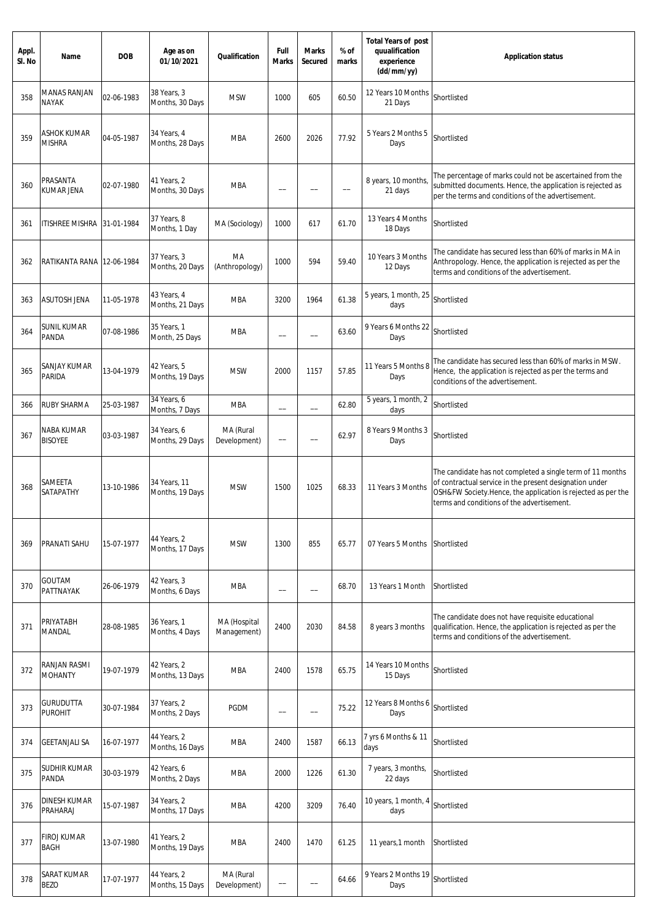| Appl. Sl. No | Name | DOB | Age as on 01/10/2021 | Qualification | Full Marks | Marks Secured | % of marks | Total Years of post quualification experience (dd/mm/yy) | Application status |
|---|---|---|---|---|---|---|---|---|---|
| 358 | MANAS RANJAN NAYAK | 02-06-1983 | 38 Years, 3 Months, 30 Days | MSW | 1000 | 605 | 60.50 | 12 Years 10 Months 21 Days | Shortlisted |
| 359 | ASHOK KUMAR MISHRA | 04-05-1987 | 34 Years, 4 Months, 28 Days | MBA | 2600 | 2026 | 77.92 | 5 Years 2 Months 5 Days | Shortlisted |
| 360 | PRASANTA KUMAR JENA | 02-07-1980 | 41 Years, 2 Months, 30 Days | MBA | -- | -- | -- | 8 years, 10 months, 21 days | The percentage of marks could not be ascertained from the submitted documents. Hence, the application is rejected as per the terms and conditions of the advertisement. |
| 361 | ITISHREE MISHRA | 31-01-1984 | 37 Years, 8 Months, 1 Day | MA (Sociology) | 1000 | 617 | 61.70 | 13 Years 4 Months 18 Days | Shortlisted |
| 362 | RATIKANTA RANA | 12-06-1984 | 37 Years, 3 Months, 20 Days | MA (Anthropology) | 1000 | 594 | 59.40 | 10 Years 3 Months 12 Days | The candidate has secured less than 60% of marks in MA in Anthropology. Hence, the application is rejected as per the terms and conditions of the advertisement. |
| 363 | ASUTOSH JENA | 11-05-1978 | 43 Years, 4 Months, 21 Days | MBA | 3200 | 1964 | 61.38 | 5 years, 1 month, 25 days | Shortlisted |
| 364 | SUNIL KUMAR PANDA | 07-08-1986 | 35 Years, 1 Month, 25 Days | MBA | -- | -- | 63.60 | 9 Years 6 Months 22 Days | Shortlisted |
| 365 | SANJAY KUMAR PARIDA | 13-04-1979 | 42 Years, 5 Months, 19 Days | MSW | 2000 | 1157 | 57.85 | 11 Years 5 Months 8 Days | The candidate has secured less than 60% of marks in MSW. Hence, the application is rejected as per the terms and conditions of the advertisement. |
| 366 | RUBY SHARMA | 25-03-1987 | 34 Years, 6 Months, 7 Days | MBA | -- | -- | 62.80 | 5 years, 1 month, 2 days | Shortlisted |
| 367 | NABA KUMAR BISOYEE | 03-03-1987 | 34 Years, 6 Months, 29 Days | MA (Rural Development) | -- | -- | 62.97 | 8 Years 9 Months 3 Days | Shortlisted |
| 368 | SAMEETA SATAPATHY | 13-10-1986 | 34 Years, 11 Months, 19 Days | MSW | 1500 | 1025 | 68.33 | 11 Years 3 Months | The candidate has not completed a single term of 11 months of contractual service in the present designation under OSH&FW Society.Hence, the application is rejected as per the terms and conditions of the advertisement. |
| 369 | PRANATI SAHU | 15-07-1977 | 44 Years, 2 Months, 17 Days | MSW | 1300 | 855 | 65.77 | 07 Years 5 Months | Shortlisted |
| 370 | GOUTAM PATTNAYAK | 26-06-1979 | 42 Years, 3 Months, 6 Days | MBA | -- | -- | 68.70 | 13 Years 1 Month | Shortlisted |
| 371 | PRIYATABH MANDAL | 28-08-1985 | 36 Years, 1 Months, 4 Days | MA (Hospital Management) | 2400 | 2030 | 84.58 | 8 years 3 months | The candidate does not have requisite educational qualification. Hence, the application is rejected as per the terms and conditions of the advertisement. |
| 372 | RANJAN RASMI MOHANTY | 19-07-1979 | 42 Years, 2 Months, 13 Days | MBA | 2400 | 1578 | 65.75 | 14 Years 10 Months 15 Days | Shortlisted |
| 373 | GURUDUTTA PUROHIT | 30-07-1984 | 37 Years, 2 Months, 2 Days | PGDM | -- | -- | 75.22 | 12 Years 8 Months 6 Days | Shortlisted |
| 374 | GEETANJALI SA | 16-07-1977 | 44 Years, 2 Months, 16 Days | MBA | 2400 | 1587 | 66.13 | 7 yrs 6 Months & 11 days | Shortlisted |
| 375 | SUDHIR KUMAR PANDA | 30-03-1979 | 42 Years, 6 Months, 2 Days | MBA | 2000 | 1226 | 61.30 | 7 years, 3 months, 22 days | Shortlisted |
| 376 | DINESH KUMAR PRAHARAJ | 15-07-1987 | 34 Years, 2 Months, 17 Days | MBA | 4200 | 3209 | 76.40 | 10 years, 1 month, 4 days | Shortlisted |
| 377 | FIROJ KUMAR BAGH | 13-07-1980 | 41 Years, 2 Months, 19 Days | MBA | 2400 | 1470 | 61.25 | 11 years,1 month | Shortlisted |
| 378 | SARAT KUMAR BEZO | 17-07-1977 | 44 Years, 2 Months, 15 Days | MA (Rural Development) | -- | -- | 64.66 | 9 Years 2 Months 19 Days | Shortlisted |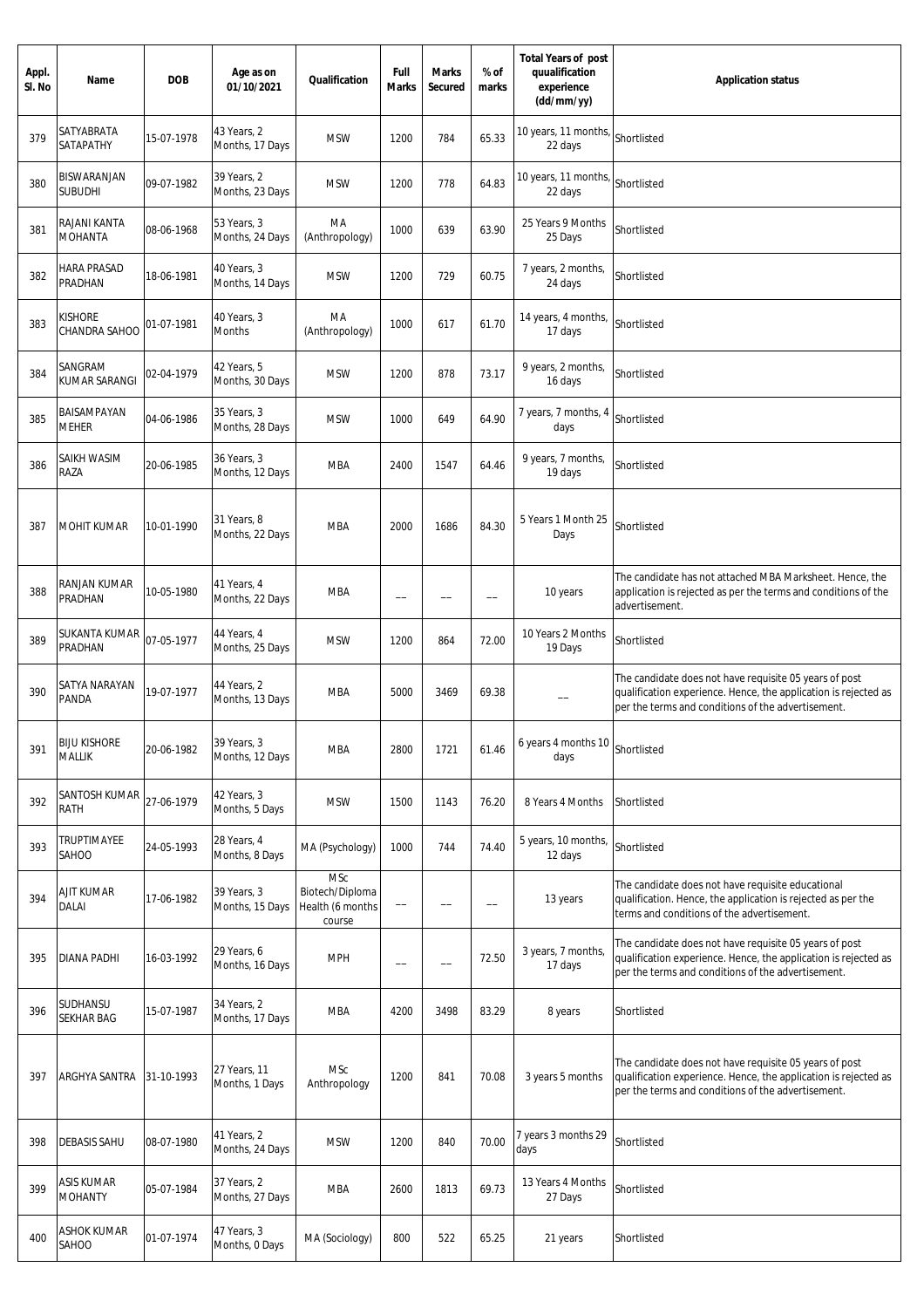| Appl. Sl. No | Name | DOB | Age as on 01/10/2021 | Qualification | Full Marks | Marks Secured | % of marks | Total Years of post quualification experience (dd/mm/yy) | Application status |
|---|---|---|---|---|---|---|---|---|---|
| 379 | SATYABRATA SATAPATHY | 15-07-1978 | 43 Years, 2 Months, 17 Days | MSW | 1200 | 784 | 65.33 | 10 years, 11 months, 22 days | Shortlisted |
| 380 | BISWARANJAN SUBUDHI | 09-07-1982 | 39 Years, 2 Months, 23 Days | MSW | 1200 | 778 | 64.83 | 10 years, 11 months, 22 days | Shortlisted |
| 381 | RAJANI KANTA MOHANTA | 08-06-1968 | 53 Years, 3 Months, 24 Days | MA (Anthropology) | 1000 | 639 | 63.90 | 25 Years 9 Months 25 Days | Shortlisted |
| 382 | HARA PRASAD PRADHAN | 18-06-1981 | 40 Years, 3 Months, 14 Days | MSW | 1200 | 729 | 60.75 | 7 years, 2 months, 24 days | Shortlisted |
| 383 | KISHORE CHANDRA SAHOO | 01-07-1981 | 40 Years, 3 Months | MA (Anthropology) | 1000 | 617 | 61.70 | 14 years, 4 months, 17 days | Shortlisted |
| 384 | SANGRAM KUMAR SARANGI | 02-04-1979 | 42 Years, 5 Months, 30 Days | MSW | 1200 | 878 | 73.17 | 9 years, 2 months, 16 days | Shortlisted |
| 385 | BAISAMPAYAN MEHER | 04-06-1986 | 35 Years, 3 Months, 28 Days | MSW | 1000 | 649 | 64.90 | 7 years, 7 months, 4 days | Shortlisted |
| 386 | SAIKH WASIM RAZA | 20-06-1985 | 36 Years, 3 Months, 12 Days | MBA | 2400 | 1547 | 64.46 | 9 years, 7 months, 19 days | Shortlisted |
| 387 | MOHIT KUMAR | 10-01-1990 | 31 Years, 8 Months, 22 Days | MBA | 2000 | 1686 | 84.30 | 5 Years 1 Month 25 Days | Shortlisted |
| 388 | RANJAN KUMAR PRADHAN | 10-05-1980 | 41 Years, 4 Months, 22 Days | MBA | -- | -- | -- | 10 years | The candidate has not attached MBA Marksheet. Hence, the application is rejected as per the terms and conditions of the advertisement. |
| 389 | SUKANTA KUMAR PRADHAN | 07-05-1977 | 44 Years, 4 Months, 25 Days | MSW | 1200 | 864 | 72.00 | 10 Years 2 Months 19 Days | Shortlisted |
| 390 | SATYA NARAYAN PANDA | 19-07-1977 | 44 Years, 2 Months, 13 Days | MBA | 5000 | 3469 | 69.38 | -- | The candidate does not have requisite 05 years of post qualification experience. Hence, the application is rejected as per the terms and conditions of the advertisement. |
| 391 | BIJU KISHORE MALLIK | 20-06-1982 | 39 Years, 3 Months, 12 Days | MBA | 2800 | 1721 | 61.46 | 6 years 4 months 10 days | Shortlisted |
| 392 | SANTOSH KUMAR RATH | 27-06-1979 | 42 Years, 3 Months, 5 Days | MSW | 1500 | 1143 | 76.20 | 8 Years 4 Months | Shortlisted |
| 393 | TRUPTIMAYEE SAHOO | 24-05-1993 | 28 Years, 4 Months, 8 Days | MA (Psychology) | 1000 | 744 | 74.40 | 5 years, 10 months, 12 days | Shortlisted |
| 394 | AJIT KUMAR DALAI | 17-06-1982 | 39 Years, 3 Months, 15 Days | MSc Biotech/Diploma Health (6 months course | -- | -- | -- | 13 years | The candidate does not have requisite educational qualification. Hence, the application is rejected as per the terms and conditions of the advertisement. |
| 395 | DIANA PADHI | 16-03-1992 | 29 Years, 6 Months, 16 Days | MPH | -- | -- | 72.50 | 3 years, 7 months, 17 days | The candidate does not have requisite 05 years of post qualification experience. Hence, the application is rejected as per the terms and conditions of the advertisement. |
| 396 | SUDHANSU SEKHAR BAG | 15-07-1987 | 34 Years, 2 Months, 17 Days | MBA | 4200 | 3498 | 83.29 | 8 years | Shortlisted |
| 397 | ARGHYA SANTRA | 31-10-1993 | 27 Years, 11 Months, 1 Days | MSc Anthropology | 1200 | 841 | 70.08 | 3 years 5 months | The candidate does not have requisite 05 years of post qualification experience. Hence, the application is rejected as per the terms and conditions of the advertisement. |
| 398 | DEBASIS SAHU | 08-07-1980 | 41 Years, 2 Months, 24 Days | MSW | 1200 | 840 | 70.00 | 7 years 3 months 29 days | Shortlisted |
| 399 | ASIS KUMAR MOHANTY | 05-07-1984 | 37 Years, 2 Months, 27 Days | MBA | 2600 | 1813 | 69.73 | 13 Years 4 Months 27 Days | Shortlisted |
| 400 | ASHOK KUMAR SAHOO | 01-07-1974 | 47 Years, 3 Months, 0 Days | MA (Sociology) | 800 | 522 | 65.25 | 21 years | Shortlisted |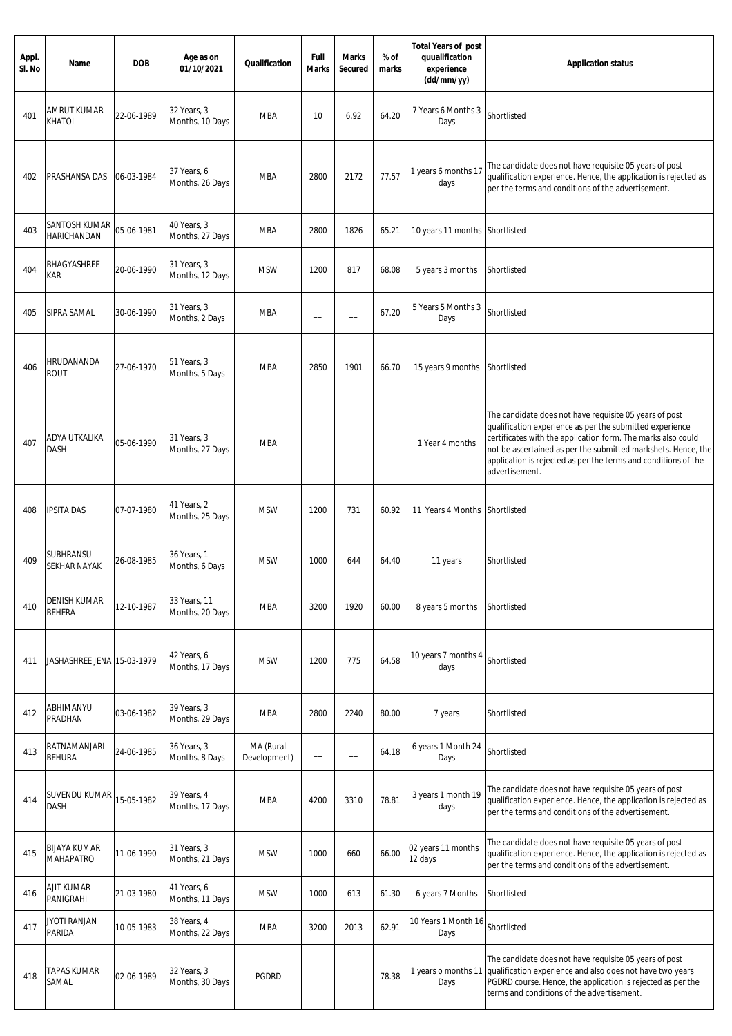| Appl. Sl. No | Name | DOB | Age as on 01/10/2021 | Qualification | Full Marks | Marks Secured | % of marks | Total Years of post quualification experience (dd/mm/yy) | Application status |
|---|---|---|---|---|---|---|---|---|---|
| 401 | AMRUT KUMAR KHATOI | 22-06-1989 | 32 Years, 3 Months, 10 Days | MBA | 10 | 6.92 | 64.20 | 7 Years 6 Months 3 Days | Shortlisted |
| 402 | PRASHANSA DAS | 06-03-1984 | 37 Years, 6 Months, 26 Days | MBA | 2800 | 2172 | 77.57 | 1 years 6 months 17 days | The candidate does not have requisite 05 years of post qualification experience. Hence, the application is rejected as per the terms and conditions of the advertisement. |
| 403 | SANTOSH KUMAR HARICHANDAN | 05-06-1981 | 40 Years, 3 Months, 27 Days | MBA | 2800 | 1826 | 65.21 | 10 years 11 months | Shortlisted |
| 404 | BHAGYASHREE KAR | 20-06-1990 | 31 Years, 3 Months, 12 Days | MSW | 1200 | 817 | 68.08 | 5 years 3 months | Shortlisted |
| 405 | SIPRA SAMAL | 30-06-1990 | 31 Years, 3 Months, 2 Days | MBA | -- | -- | 67.20 | 5 Years 5 Months 3 Days | Shortlisted |
| 406 | HRUDANANDA ROUT | 27-06-1970 | 51 Years, 3 Months, 5 Days | MBA | 2850 | 1901 | 66.70 | 15 years 9 months | Shortlisted |
| 407 | ADYA UTKALIKA DASH | 05-06-1990 | 31 Years, 3 Months, 27 Days | MBA | -- | -- | -- | 1 Year 4 months | The candidate does not have requisite 05 years of post qualification experience as per the submitted experience certificates with the application form. The marks also could not be ascertained as per the submitted markshets. Hence, the application is rejected as per the terms and conditions of the advertisement. |
| 408 | IPSITA DAS | 07-07-1980 | 41 Years, 2 Months, 25 Days | MSW | 1200 | 731 | 60.92 | 11 Years 4 Months | Shortlisted |
| 409 | SUBHRANSU SEKHAR NAYAK | 26-08-1985 | 36 Years, 1 Months, 6 Days | MSW | 1000 | 644 | 64.40 | 11 years | Shortlisted |
| 410 | DENISH KUMAR BEHERA | 12-10-1987 | 33 Years, 11 Months, 20 Days | MBA | 3200 | 1920 | 60.00 | 8 years 5 months | Shortlisted |
| 411 | JASHASHREE JENA | 15-03-1979 | 42 Years, 6 Months, 17 Days | MSW | 1200 | 775 | 64.58 | 10 years 7 months 4 days | Shortlisted |
| 412 | ABHIMANYU PRADHAN | 03-06-1982 | 39 Years, 3 Months, 29 Days | MBA | 2800 | 2240 | 80.00 | 7 years | Shortlisted |
| 413 | RATNAMANJARI BEHURA | 24-06-1985 | 36 Years, 3 Months, 8 Days | MA (Rural Development) | -- | -- | 64.18 | 6 years 1 Month 24 Days | Shortlisted |
| 414 | SUVENDU KUMAR DASH | 15-05-1982 | 39 Years, 4 Months, 17 Days | MBA | 4200 | 3310 | 78.81 | 3 years 1 month 19 days | The candidate does not have requisite 05 years of post qualification experience. Hence, the application is rejected as per the terms and conditions of the advertisement. |
| 415 | BIJAYA KUMAR MAHAPATRO | 11-06-1990 | 31 Years, 3 Months, 21 Days | MSW | 1000 | 660 | 66.00 | 02 years 11 months 12 days | The candidate does not have requisite 05 years of post qualification experience. Hence, the application is rejected as per the terms and conditions of the advertisement. |
| 416 | AJIT KUMAR PANIGRAHI | 21-03-1980 | 41 Years, 6 Months, 11 Days | MSW | 1000 | 613 | 61.30 | 6 years 7 Months | Shortlisted |
| 417 | JYOTI RANJAN PARIDA | 10-05-1983 | 38 Years, 4 Months, 22 Days | MBA | 3200 | 2013 | 62.91 | 10 Years 1 Month 16 Days | Shortlisted |
| 418 | TAPAS KUMAR SAMAL | 02-06-1989 | 32 Years, 3 Months, 30 Days | PGDRD | | | 78.38 | 1 years o months 11 Days | The candidate does not have requisite 05 years of post qualification experience and also does not have two years PGDRD course. Hence, the application is rejected as per the terms and conditions of the advertisement. |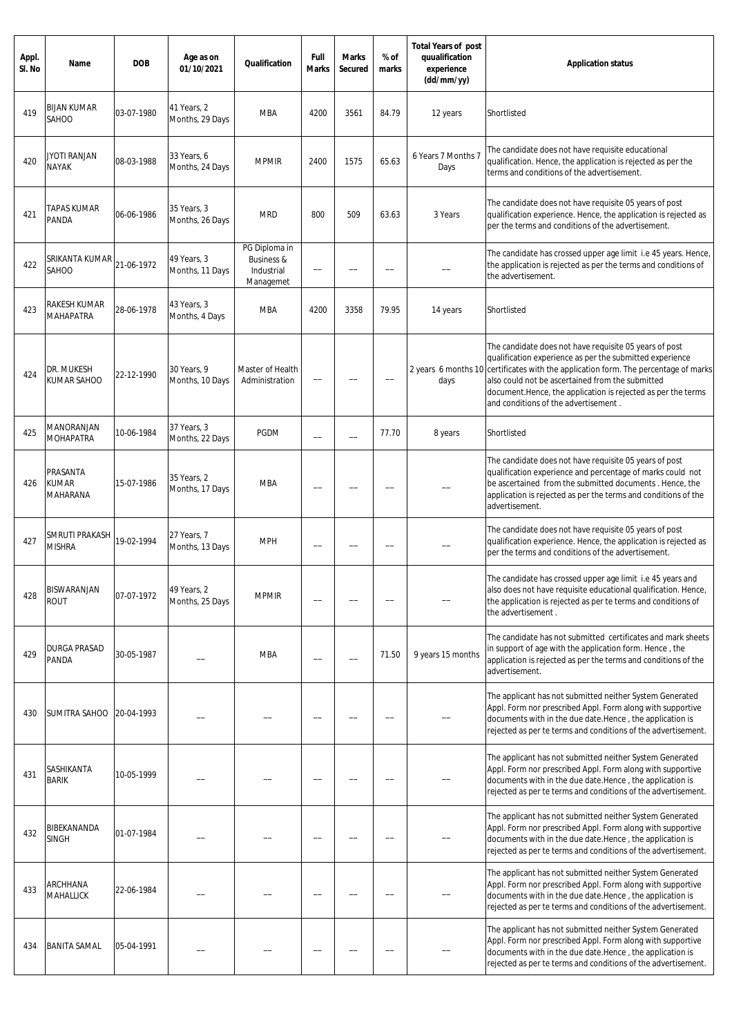| Appl. Sl. No | Name | DOB | Age as on 01/10/2021 | Qualification | Full Marks | Marks Secured | % of marks | Total Years of post quualification experience (dd/mm/yy) | Application status |
|---|---|---|---|---|---|---|---|---|---|
| 419 | BIJAN KUMAR SAHOO | 03-07-1980 | 41 Years, 2 Months, 29 Days | MBA | 4200 | 3561 | 84.79 | 12 years | Shortlisted |
| 420 | JYOTI RANJAN NAYAK | 08-03-1988 | 33 Years, 6 Months, 24 Days | MPMIR | 2400 | 1575 | 65.63 | 6 Years 7 Months 7 Days | The candidate does not have requisite educational qualification. Hence, the application is rejected as per the terms and conditions of the advertisement. |
| 421 | TAPAS KUMAR PANDA | 06-06-1986 | 35 Years, 3 Months, 26 Days | MRD | 800 | 509 | 63.63 | 3 Years | The candidate does not have requisite 05 years of post qualification experience. Hence, the application is rejected as per the terms and conditions of the advertisement. |
| 422 | SRIKANTA KUMAR SAHOO | 21-06-1972 | 49 Years, 3 Months, 11 Days | PG Diploma in Business & Industrial Managemet | -- | -- | -- | -- | The candidate has crossed upper age limit i.e 45 years. Hence, the application is rejected as per the terms and conditions of the advertisement. |
| 423 | RAKESH KUMAR MAHAPATRA | 28-06-1978 | 43 Years, 3 Months, 4 Days | MBA | 4200 | 3358 | 79.95 | 14 years | Shortlisted |
| 424 | DR. MUKESH KUMAR SAHOO | 22-12-1990 | 30 Years, 9 Months, 10 Days | Master of Health Administration | -- | -- | -- | 2 years 6 months 10 days | The candidate does not have requisite 05 years of post qualification experience as per the submitted experience certificates with the application form. The percentage of marks also could not be ascertained from the submitted document.Hence, the application is rejected as per the terms and conditions of the advertisement . |
| 425 | MANORANJAN MOHAPATRA | 10-06-1984 | 37 Years, 3 Months, 22 Days | PGDM | -- | -- | 77.70 | 8 years | Shortlisted |
| 426 | PRASANTA KUMAR MAHARANA | 15-07-1986 | 35 Years, 2 Months, 17 Days | MBA | -- | -- | -- | -- | The candidate does not have requisite 05 years of post qualification experience and percentage of marks could not be ascertained from the submitted documents . Hence, the application is rejected as per the terms and conditions of the advertisement. |
| 427 | SMRUTI PRAKASH MISHRA | 19-02-1994 | 27 Years, 7 Months, 13 Days | MPH | -- | -- | -- | -- | The candidate does not have requisite 05 years of post qualification experience. Hence, the application is rejected as per the terms and conditions of the advertisement. |
| 428 | BISWARANJAN ROUT | 07-07-1972 | 49 Years, 2 Months, 25 Days | MPMIR | -- | -- | -- | -- | The candidate has crossed upper age limit i.e 45 years and also does not have requisite educational qualification. Hence, the application is rejected as per te terms and conditions of the advertisement . |
| 429 | DURGA PRASAD PANDA | 30-05-1987 | -- | MBA | -- | -- | 71.50 | 9 years 15 months | The candidate has not submitted certificates and mark sheets in support of age with the application form. Hence , the application is rejected as per the terms and conditions of the advertisement. |
| 430 | SUMITRA SAHOO | 20-04-1993 | -- | -- | -- | -- | -- | -- | The applicant has not submitted neither System Generated Appl. Form nor prescribed Appl. Form along with supportive documents with in the due date.Hence , the application is rejected as per te terms and conditions of the advertisement. |
| 431 | SASHIKANTA BARIK | 10-05-1999 | -- | -- | -- | -- | -- | -- | The applicant has not submitted neither System Generated Appl. Form nor prescribed Appl. Form along with supportive documents with in the due date.Hence , the application is rejected as per te terms and conditions of the advertisement. |
| 432 | BIBEKANANDA SINGH | 01-07-1984 | -- | -- | -- | -- | -- | -- | The applicant has not submitted neither System Generated Appl. Form nor prescribed Appl. Form along with supportive documents with in the due date.Hence , the application is rejected as per te terms and conditions of the advertisement. |
| 433 | ARCHHANA MAHALLICK | 22-06-1984 | -- | -- | -- | -- | -- | -- | The applicant has not submitted neither System Generated Appl. Form nor prescribed Appl. Form along with supportive documents with in the due date.Hence , the application is rejected as per te terms and conditions of the advertisement. |
| 434 | BANITA SAMAL | 05-04-1991 | -- | -- | -- | -- | -- | -- | The applicant has not submitted neither System Generated Appl. Form nor prescribed Appl. Form along with supportive documents with in the due date.Hence , the application is rejected as per te terms and conditions of the advertisement. |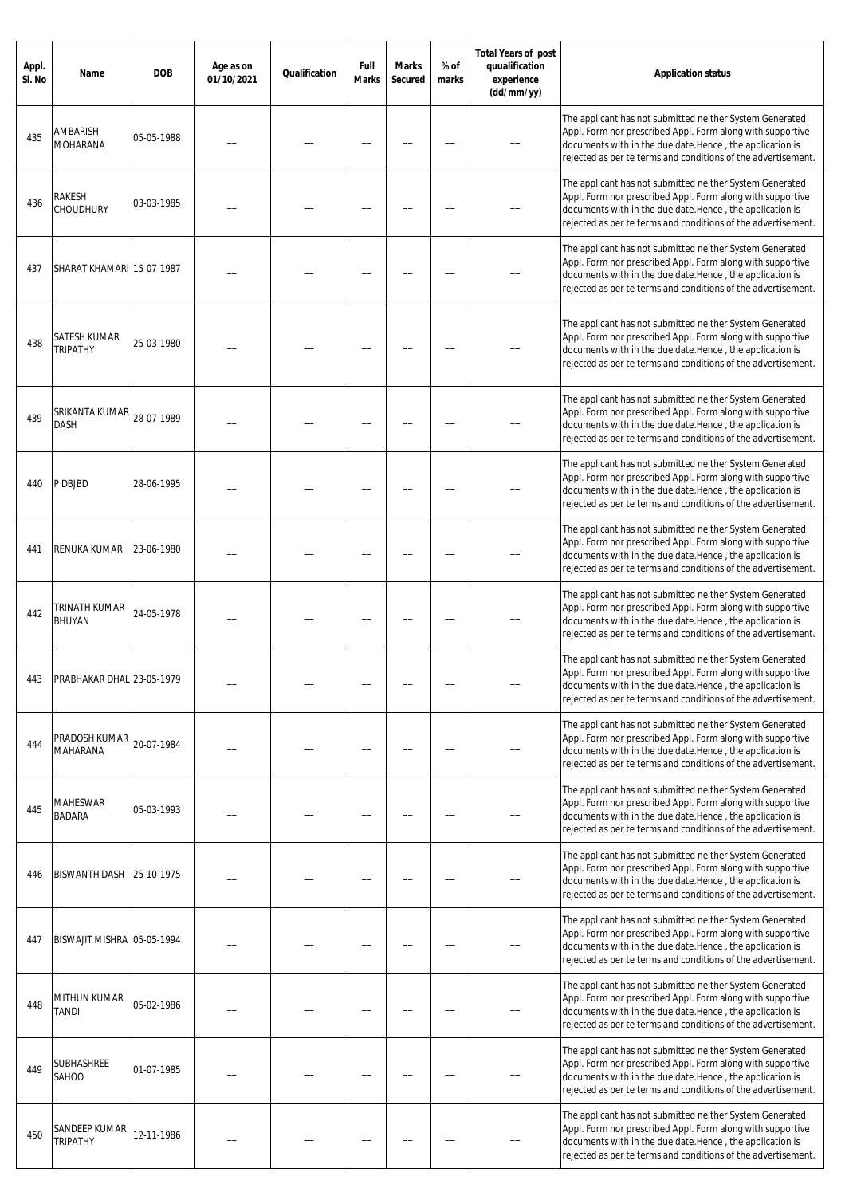| Appl. Sl. No | Name | DOB | Age as on 01/10/2021 | Qualification | Full Marks | Marks Secured | % of marks | Total Years of post quualification experience (dd/mm/yy) | Application status |
|---|---|---|---|---|---|---|---|---|---|
| 435 | AMBARISH MOHARANA | 05-05-1988 | -- | -- | -- | -- | -- | -- | The applicant has not submitted neither System Generated Appl. Form nor prescribed Appl. Form along with supportive documents with in the due date.Hence , the application is rejected as per te terms and conditions of the advertisement. |
| 436 | RAKESH CHOUDHURY | 03-03-1985 | -- | -- | -- | -- | -- | -- | The applicant has not submitted neither System Generated Appl. Form nor prescribed Appl. Form along with supportive documents with in the due date.Hence , the application is rejected as per te terms and conditions of the advertisement. |
| 437 | SHARAT KHAMARI | 15-07-1987 | -- | -- | -- | -- | -- | -- | The applicant has not submitted neither System Generated Appl. Form nor prescribed Appl. Form along with supportive documents with in the due date.Hence , the application is rejected as per te terms and conditions of the advertisement. |
| 438 | SATESH KUMAR TRIPATHY | 25-03-1980 | -- | -- | -- | -- | -- | -- | The applicant has not submitted neither System Generated Appl. Form nor prescribed Appl. Form along with supportive documents with in the due date.Hence , the application is rejected as per te terms and conditions of the advertisement. |
| 439 | SRIKANTA KUMAR DASH | 28-07-1989 | -- | -- | -- | -- | -- | -- | The applicant has not submitted neither System Generated Appl. Form nor prescribed Appl. Form along with supportive documents with in the due date.Hence , the application is rejected as per te terms and conditions of the advertisement. |
| 440 | P DBJBD | 28-06-1995 | -- | -- | -- | -- | -- | -- | The applicant has not submitted neither System Generated Appl. Form nor prescribed Appl. Form along with supportive documents with in the due date.Hence , the application is rejected as per te terms and conditions of the advertisement. |
| 441 | RENUKA KUMAR | 23-06-1980 | -- | -- | -- | -- | -- | -- | The applicant has not submitted neither System Generated Appl. Form nor prescribed Appl. Form along with supportive documents with in the due date.Hence , the application is rejected as per te terms and conditions of the advertisement. |
| 442 | TRINATH KUMAR BHUYAN | 24-05-1978 | -- | -- | -- | -- | -- | -- | The applicant has not submitted neither System Generated Appl. Form nor prescribed Appl. Form along with supportive documents with in the due date.Hence , the application is rejected as per te terms and conditions of the advertisement. |
| 443 | PRABHAKAR DHAL | 23-05-1979 | -- | -- | -- | -- | -- | -- | The applicant has not submitted neither System Generated Appl. Form nor prescribed Appl. Form along with supportive documents with in the due date.Hence , the application is rejected as per te terms and conditions of the advertisement. |
| 444 | PRADOSH KUMAR MAHARANA | 20-07-1984 | -- | -- | -- | -- | -- | -- | The applicant has not submitted neither System Generated Appl. Form nor prescribed Appl. Form along with supportive documents with in the due date.Hence , the application is rejected as per te terms and conditions of the advertisement. |
| 445 | MAHESWAR BADARA | 05-03-1993 | -- | -- | -- | -- | -- | -- | The applicant has not submitted neither System Generated Appl. Form nor prescribed Appl. Form along with supportive documents with in the due date.Hence , the application is rejected as per te terms and conditions of the advertisement. |
| 446 | BISWANTH DASH | 25-10-1975 | -- | -- | -- | -- | -- | -- | The applicant has not submitted neither System Generated Appl. Form nor prescribed Appl. Form along with supportive documents with in the due date.Hence , the application is rejected as per te terms and conditions of the advertisement. |
| 447 | BISWAJIT MISHRA | 05-05-1994 | -- | -- | -- | -- | -- | -- | The applicant has not submitted neither System Generated Appl. Form nor prescribed Appl. Form along with supportive documents with in the due date.Hence , the application is rejected as per te terms and conditions of the advertisement. |
| 448 | MITHUN KUMAR TANDI | 05-02-1986 | -- | -- | -- | -- | -- | -- | The applicant has not submitted neither System Generated Appl. Form nor prescribed Appl. Form along with supportive documents with in the due date.Hence , the application is rejected as per te terms and conditions of the advertisement. |
| 449 | SUBHASHREE SAHOO | 01-07-1985 | -- | -- | -- | -- | -- | -- | The applicant has not submitted neither System Generated Appl. Form nor prescribed Appl. Form along with supportive documents with in the due date.Hence , the application is rejected as per te terms and conditions of the advertisement. |
| 450 | SANDEEP KUMAR TRIPATHY | 12-11-1986 | -- | -- | -- | -- | -- | -- | The applicant has not submitted neither System Generated Appl. Form nor prescribed Appl. Form along with supportive documents with in the due date.Hence , the application is rejected as per te terms and conditions of the advertisement. |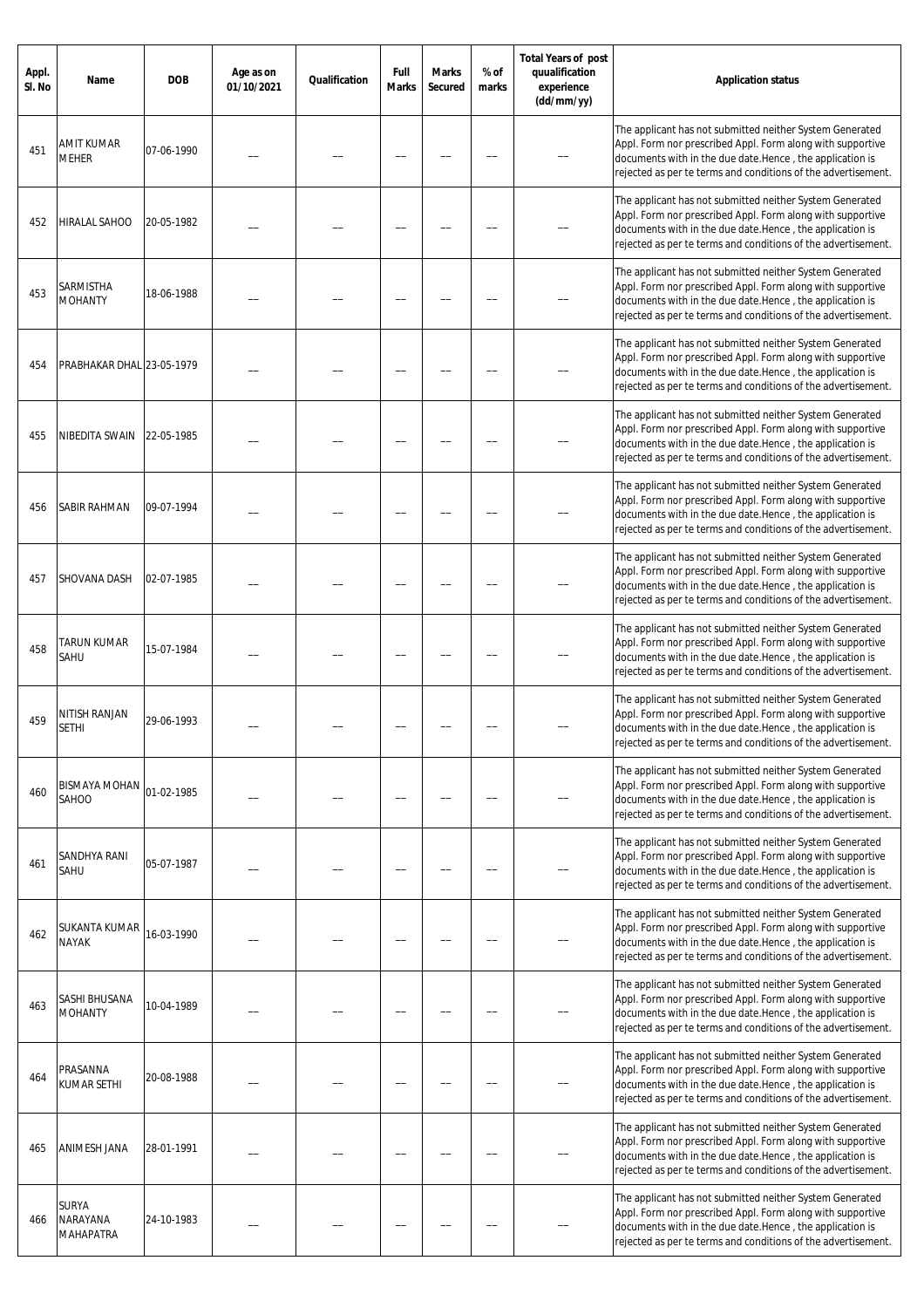| Appl. Sl. No | Name | DOB | Age as on 01/10/2021 | Qualification | Full Marks | Marks Secured | % of marks | Total Years of post quualification experience (dd/mm/yy) | Application status |
|---|---|---|---|---|---|---|---|---|---|
| 451 | AMIT KUMAR MEHER | 07-06-1990 | -- | -- | -- | -- | -- | -- | The applicant has not submitted neither System Generated Appl. Form nor prescribed Appl. Form along with supportive documents with in the due date.Hence , the application is rejected as per te terms and conditions of the advertisement. |
| 452 | HIRALAL SAHOO | 20-05-1982 | -- | -- | -- | -- | -- | -- | The applicant has not submitted neither System Generated Appl. Form nor prescribed Appl. Form along with supportive documents with in the due date.Hence , the application is rejected as per te terms and conditions of the advertisement. |
| 453 | SARMISTHA MOHANTY | 18-06-1988 | -- | -- | -- | -- | -- | -- | The applicant has not submitted neither System Generated Appl. Form nor prescribed Appl. Form along with supportive documents with in the due date.Hence , the application is rejected as per te terms and conditions of the advertisement. |
| 454 | PRABHAKAR DHAL | 23-05-1979 | -- | -- | -- | -- | -- | -- | The applicant has not submitted neither System Generated Appl. Form nor prescribed Appl. Form along with supportive documents with in the due date.Hence , the application is rejected as per te terms and conditions of the advertisement. |
| 455 | NIBEDITA SWAIN | 22-05-1985 | -- | -- | -- | -- | -- | -- | The applicant has not submitted neither System Generated Appl. Form nor prescribed Appl. Form along with supportive documents with in the due date.Hence , the application is rejected as per te terms and conditions of the advertisement. |
| 456 | SABIR RAHMAN | 09-07-1994 | -- | -- | -- | -- | -- | -- | The applicant has not submitted neither System Generated Appl. Form nor prescribed Appl. Form along with supportive documents with in the due date.Hence , the application is rejected as per te terms and conditions of the advertisement. |
| 457 | SHOVANA DASH | 02-07-1985 | -- | -- | -- | -- | -- | -- | The applicant has not submitted neither System Generated Appl. Form nor prescribed Appl. Form along with supportive documents with in the due date.Hence , the application is rejected as per te terms and conditions of the advertisement. |
| 458 | TARUN KUMAR SAHU | 15-07-1984 | -- | -- | -- | -- | -- | -- | The applicant has not submitted neither System Generated Appl. Form nor prescribed Appl. Form along with supportive documents with in the due date.Hence , the application is rejected as per te terms and conditions of the advertisement. |
| 459 | NITISH RANJAN SETHI | 29-06-1993 | -- | -- | -- | -- | -- | -- | The applicant has not submitted neither System Generated Appl. Form nor prescribed Appl. Form along with supportive documents with in the due date.Hence , the application is rejected as per te terms and conditions of the advertisement. |
| 460 | BISMAYA MOHAN SAHOO | 01-02-1985 | -- | -- | -- | -- | -- | -- | The applicant has not submitted neither System Generated Appl. Form nor prescribed Appl. Form along with supportive documents with in the due date.Hence , the application is rejected as per te terms and conditions of the advertisement. |
| 461 | SANDHYA RANI SAHU | 05-07-1987 | -- | -- | -- | -- | -- | -- | The applicant has not submitted neither System Generated Appl. Form nor prescribed Appl. Form along with supportive documents with in the due date.Hence , the application is rejected as per te terms and conditions of the advertisement. |
| 462 | SUKANTA KUMAR NAYAK | 16-03-1990 | -- | -- | -- | -- | -- | -- | The applicant has not submitted neither System Generated Appl. Form nor prescribed Appl. Form along with supportive documents with in the due date.Hence , the application is rejected as per te terms and conditions of the advertisement. |
| 463 | SASHI BHUSANA MOHANTY | 10-04-1989 | -- | -- | -- | -- | -- | -- | The applicant has not submitted neither System Generated Appl. Form nor prescribed Appl. Form along with supportive documents with in the due date.Hence , the application is rejected as per te terms and conditions of the advertisement. |
| 464 | PRASANNA KUMAR SETHI | 20-08-1988 | -- | -- | -- | -- | -- | -- | The applicant has not submitted neither System Generated Appl. Form nor prescribed Appl. Form along with supportive documents with in the due date.Hence , the application is rejected as per te terms and conditions of the advertisement. |
| 465 | ANIMESH JANA | 28-01-1991 | -- | -- | -- | -- | -- | -- | The applicant has not submitted neither System Generated Appl. Form nor prescribed Appl. Form along with supportive documents with in the due date.Hence , the application is rejected as per te terms and conditions of the advertisement. |
| 466 | SURYA NARAYANA MAHAPATRA | 24-10-1983 | -- | -- | -- | -- | -- | -- | The applicant has not submitted neither System Generated Appl. Form nor prescribed Appl. Form along with supportive documents with in the due date.Hence , the application is rejected as per te terms and conditions of the advertisement. |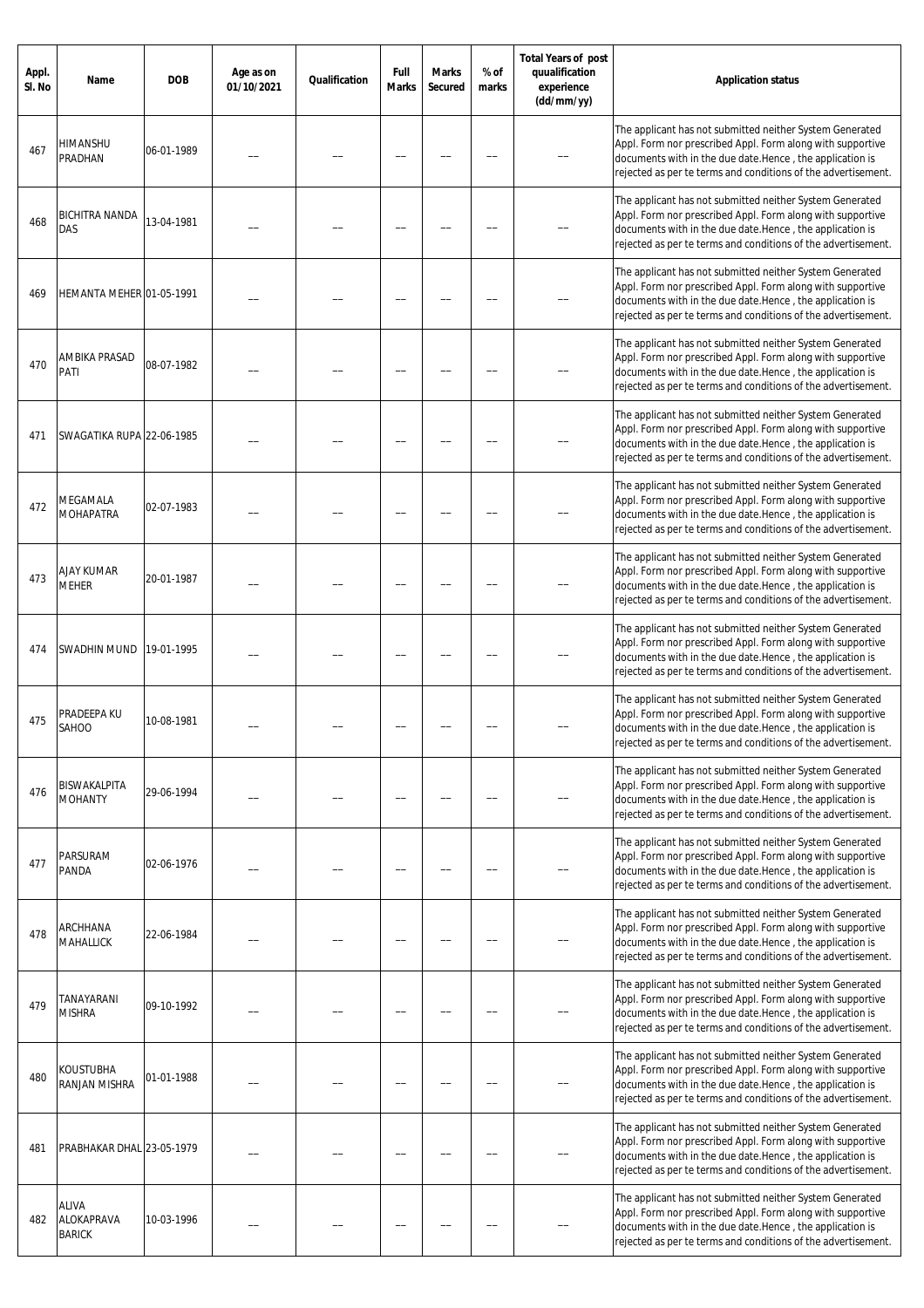| Appl. Sl. No | Name | DOB | Age as on 01/10/2021 | Qualification | Full Marks | Marks Secured | % of marks | Total Years of post quualification experience (dd/mm/yy) | Application status |
|---|---|---|---|---|---|---|---|---|---|
| 467 | HIMANSHU PRADHAN | 06-01-1989 | -- | -- | -- | -- | -- | -- | The applicant has not submitted neither System Generated Appl. Form nor prescribed Appl. Form along with supportive documents with in the due date.Hence , the application is rejected as per te terms and conditions of the advertisement. |
| 468 | BICHITRA NANDA DAS | 13-04-1981 | -- | -- | -- | -- | -- | -- | The applicant has not submitted neither System Generated Appl. Form nor prescribed Appl. Form along with supportive documents with in the due date.Hence , the application is rejected as per te terms and conditions of the advertisement. |
| 469 | HEMANTA MEHER | 01-05-1991 | -- | -- | -- | -- | -- | -- | The applicant has not submitted neither System Generated Appl. Form nor prescribed Appl. Form along with supportive documents with in the due date.Hence , the application is rejected as per te terms and conditions of the advertisement. |
| 470 | AMBIKA PRASAD PATI | 08-07-1982 | -- | -- | -- | -- | -- | -- | The applicant has not submitted neither System Generated Appl. Form nor prescribed Appl. Form along with supportive documents with in the due date.Hence , the application is rejected as per te terms and conditions of the advertisement. |
| 471 | SWAGATIKA RUPA | 22-06-1985 | -- | -- | -- | -- | -- | -- | The applicant has not submitted neither System Generated Appl. Form nor prescribed Appl. Form along with supportive documents with in the due date.Hence , the application is rejected as per te terms and conditions of the advertisement. |
| 472 | MEGAMALA MOHAPATRA | 02-07-1983 | -- | -- | -- | -- | -- | -- | The applicant has not submitted neither System Generated Appl. Form nor prescribed Appl. Form along with supportive documents with in the due date.Hence , the application is rejected as per te terms and conditions of the advertisement. |
| 473 | AJAY KUMAR MEHER | 20-01-1987 | -- | -- | -- | -- | -- | -- | The applicant has not submitted neither System Generated Appl. Form nor prescribed Appl. Form along with supportive documents with in the due date.Hence , the application is rejected as per te terms and conditions of the advertisement. |
| 474 | SWADHIN MUND | 19-01-1995 | -- | -- | -- | -- | -- | -- | The applicant has not submitted neither System Generated Appl. Form nor prescribed Appl. Form along with supportive documents with in the due date.Hence , the application is rejected as per te terms and conditions of the advertisement. |
| 475 | PRADEEPA KU SAHOO | 10-08-1981 | -- | -- | -- | -- | -- | -- | The applicant has not submitted neither System Generated Appl. Form nor prescribed Appl. Form along with supportive documents with in the due date.Hence , the application is rejected as per te terms and conditions of the advertisement. |
| 476 | BISWAKALPITA MOHANTY | 29-06-1994 | -- | -- | -- | -- | -- | -- | The applicant has not submitted neither System Generated Appl. Form nor prescribed Appl. Form along with supportive documents with in the due date.Hence , the application is rejected as per te terms and conditions of the advertisement. |
| 477 | PARSURAM PANDA | 02-06-1976 | -- | -- | -- | -- | -- | -- | The applicant has not submitted neither System Generated Appl. Form nor prescribed Appl. Form along with supportive documents with in the due date.Hence , the application is rejected as per te terms and conditions of the advertisement. |
| 478 | ARCHHANA MAHALLICK | 22-06-1984 | -- | -- | -- | -- | -- | -- | The applicant has not submitted neither System Generated Appl. Form nor prescribed Appl. Form along with supportive documents with in the due date.Hence , the application is rejected as per te terms and conditions of the advertisement. |
| 479 | TANAYARANI MISHRA | 09-10-1992 | -- | -- | -- | -- | -- | -- | The applicant has not submitted neither System Generated Appl. Form nor prescribed Appl. Form along with supportive documents with in the due date.Hence , the application is rejected as per te terms and conditions of the advertisement. |
| 480 | KOUSTUBHA RANJAN MISHRA | 01-01-1988 | -- | -- | -- | -- | -- | -- | The applicant has not submitted neither System Generated Appl. Form nor prescribed Appl. Form along with supportive documents with in the due date.Hence , the application is rejected as per te terms and conditions of the advertisement. |
| 481 | PRABHAKAR DHAL | 23-05-1979 | -- | -- | -- | -- | -- | -- | The applicant has not submitted neither System Generated Appl. Form nor prescribed Appl. Form along with supportive documents with in the due date.Hence , the application is rejected as per te terms and conditions of the advertisement. |
| 482 | ALIVA ALOKAPRAVA BARICK | 10-03-1996 | -- | -- | -- | -- | -- | -- | The applicant has not submitted neither System Generated Appl. Form nor prescribed Appl. Form along with supportive documents with in the due date.Hence , the application is rejected as per te terms and conditions of the advertisement. |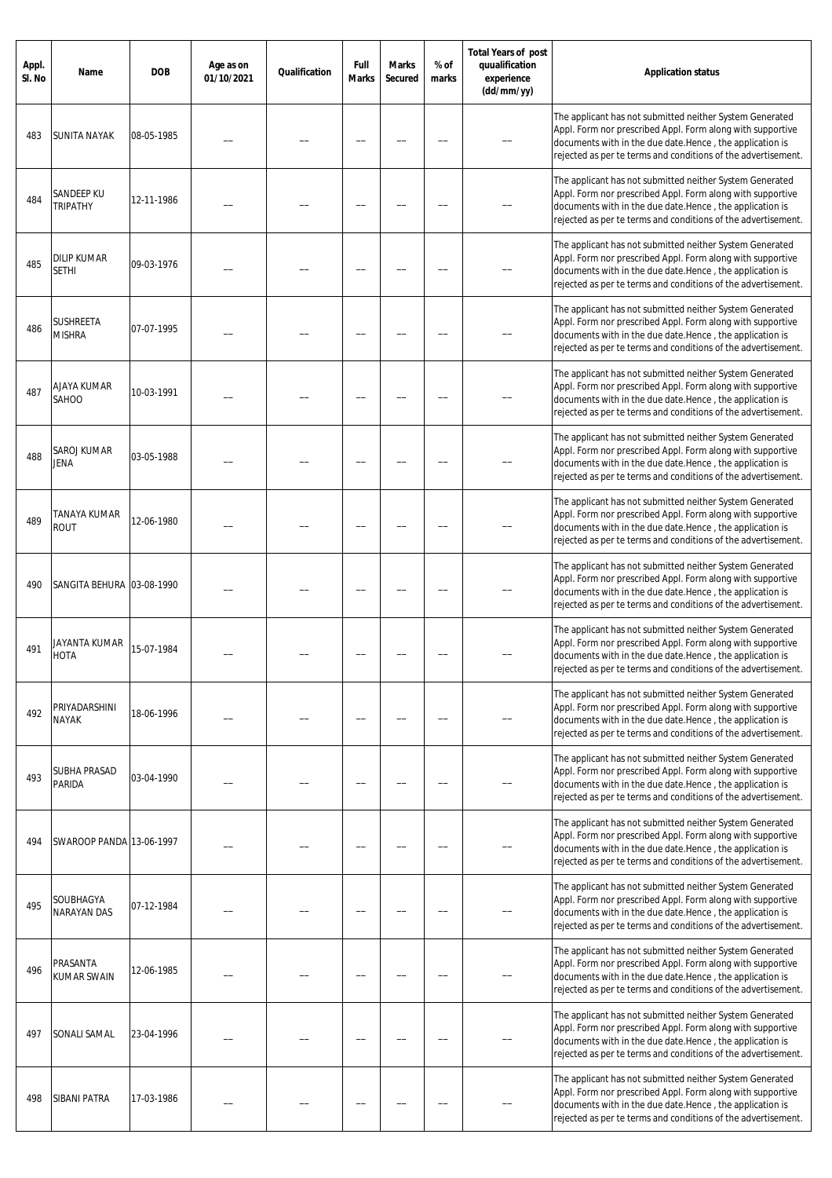| Appl. Sl. No | Name | DOB | Age as on 01/10/2021 | Qualification | Full Marks | Marks Secured | % of marks | Total Years of post quualification experience (dd/mm/yy) | Application status |
|---|---|---|---|---|---|---|---|---|---|
| 483 | SUNITA NAYAK | 08-05-1985 | __ | __ | __ | __ | __ | __ | The applicant has not submitted neither System Generated Appl. Form nor prescribed Appl. Form along with supportive documents with in the due date.Hence , the application is rejected as per te terms and conditions of the advertisement. |
| 484 | SANDEEP KU TRIPATHY | 12-11-1986 | __ | __ | __ | __ | __ | __ | The applicant has not submitted neither System Generated Appl. Form nor prescribed Appl. Form along with supportive documents with in the due date.Hence , the application is rejected as per te terms and conditions of the advertisement. |
| 485 | DILIP KUMAR SETHI | 09-03-1976 | __ | __ | __ | __ | __ | __ | The applicant has not submitted neither System Generated Appl. Form nor prescribed Appl. Form along with supportive documents with in the due date.Hence , the application is rejected as per te terms and conditions of the advertisement. |
| 486 | SUSHREETA MISHRA | 07-07-1995 | __ | __ | __ | __ | __ | __ | The applicant has not submitted neither System Generated Appl. Form nor prescribed Appl. Form along with supportive documents with in the due date.Hence , the application is rejected as per te terms and conditions of the advertisement. |
| 487 | AJAYA KUMAR SAHOO | 10-03-1991 | __ | __ | __ | __ | __ | __ | The applicant has not submitted neither System Generated Appl. Form nor prescribed Appl. Form along with supportive documents with in the due date.Hence , the application is rejected as per te terms and conditions of the advertisement. |
| 488 | SAROJ KUMAR JENA | 03-05-1988 | __ | __ | __ | __ | __ | __ | The applicant has not submitted neither System Generated Appl. Form nor prescribed Appl. Form along with supportive documents with in the due date.Hence , the application is rejected as per te terms and conditions of the advertisement. |
| 489 | TANAYA KUMAR ROUT | 12-06-1980 | __ | __ | __ | __ | __ | __ | The applicant has not submitted neither System Generated Appl. Form nor prescribed Appl. Form along with supportive documents with in the due date.Hence , the application is rejected as per te terms and conditions of the advertisement. |
| 490 | SANGITA BEHURA | 03-08-1990 | __ | __ | __ | __ | __ | __ | The applicant has not submitted neither System Generated Appl. Form nor prescribed Appl. Form along with supportive documents with in the due date.Hence , the application is rejected as per te terms and conditions of the advertisement. |
| 491 | JAYANTA KUMAR HOTA | 15-07-1984 | __ | __ | __ | __ | __ | __ | The applicant has not submitted neither System Generated Appl. Form nor prescribed Appl. Form along with supportive documents with in the due date.Hence , the application is rejected as per te terms and conditions of the advertisement. |
| 492 | PRIYADARSHINI NAYAK | 18-06-1996 | __ | __ | __ | __ | __ | __ | The applicant has not submitted neither System Generated Appl. Form nor prescribed Appl. Form along with supportive documents with in the due date.Hence , the application is rejected as per te terms and conditions of the advertisement. |
| 493 | SUBHA PRASAD PARIDA | 03-04-1990 | __ | __ | __ | __ | __ | __ | The applicant has not submitted neither System Generated Appl. Form nor prescribed Appl. Form along with supportive documents with in the due date.Hence , the application is rejected as per te terms and conditions of the advertisement. |
| 494 | SWAROOP PANDA | 13-06-1997 | __ | __ | __ | __ | __ | __ | The applicant has not submitted neither System Generated Appl. Form nor prescribed Appl. Form along with supportive documents with in the due date.Hence , the application is rejected as per te terms and conditions of the advertisement. |
| 495 | SOUBHAGYA NARAYAN DAS | 07-12-1984 | __ | __ | __ | __ | __ | __ | The applicant has not submitted neither System Generated Appl. Form nor prescribed Appl. Form along with supportive documents with in the due date.Hence , the application is rejected as per te terms and conditions of the advertisement. |
| 496 | PRASANTA KUMAR SWAIN | 12-06-1985 | __ | __ | __ | __ | __ | __ | The applicant has not submitted neither System Generated Appl. Form nor prescribed Appl. Form along with supportive documents with in the due date.Hence , the application is rejected as per te terms and conditions of the advertisement. |
| 497 | SONALI SAMAL | 23-04-1996 | __ | __ | __ | __ | __ | __ | The applicant has not submitted neither System Generated Appl. Form nor prescribed Appl. Form along with supportive documents with in the due date.Hence , the application is rejected as per te terms and conditions of the advertisement. |
| 498 | SIBANI PATRA | 17-03-1986 | __ | __ | __ | __ | __ | __ | The applicant has not submitted neither System Generated Appl. Form nor prescribed Appl. Form along with supportive documents with in the due date.Hence , the application is rejected as per te terms and conditions of the advertisement. |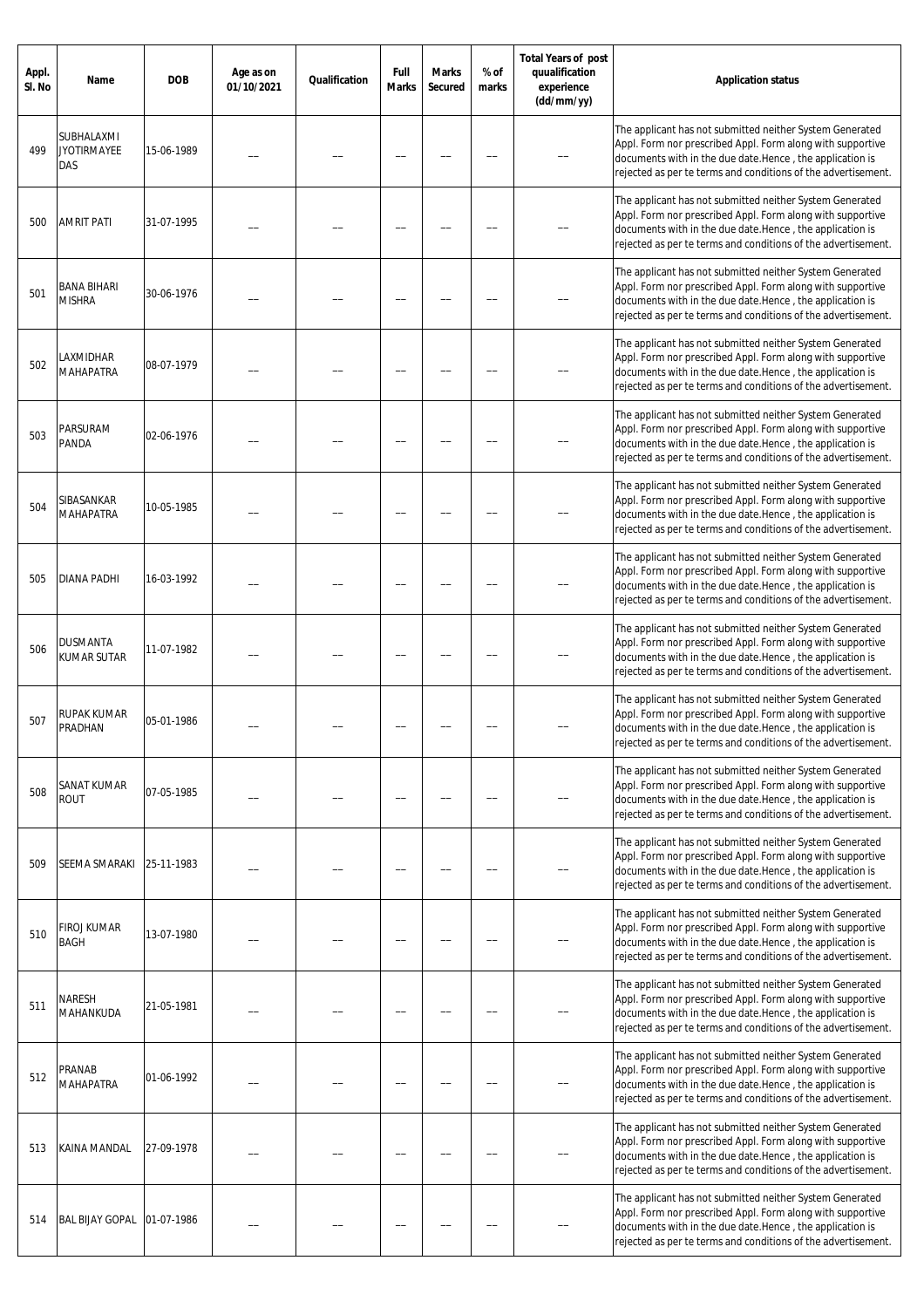| Appl. Sl. No | Name | DOB | Age as on 01/10/2021 | Qualification | Full Marks | Marks Secured | % of marks | Total Years of post quualification experience (dd/mm/yy) | Application status |
|---|---|---|---|---|---|---|---|---|---|
| 499 | SUBHALAXMI JYOTIRMAYEE DAS | 15-06-1989 | __ | __ | __ | __ | __ | __ | The applicant has not submitted neither System Generated Appl. Form nor prescribed Appl. Form along with supportive documents with in the due date.Hence , the application is rejected as per te terms and conditions of the advertisement. |
| 500 | AMRIT PATI | 31-07-1995 | __ | __ | __ | __ | __ | __ | The applicant has not submitted neither System Generated Appl. Form nor prescribed Appl. Form along with supportive documents with in the due date.Hence , the application is rejected as per te terms and conditions of the advertisement. |
| 501 | BANA BIHARI MISHRA | 30-06-1976 | __ | __ | __ | __ | __ | __ | The applicant has not submitted neither System Generated Appl. Form nor prescribed Appl. Form along with supportive documents with in the due date.Hence , the application is rejected as per te terms and conditions of the advertisement. |
| 502 | LAXMIDHAR MAHAPATRA | 08-07-1979 | __ | __ | __ | __ | __ | __ | The applicant has not submitted neither System Generated Appl. Form nor prescribed Appl. Form along with supportive documents with in the due date.Hence , the application is rejected as per te terms and conditions of the advertisement. |
| 503 | PARSURAM PANDA | 02-06-1976 | __ | __ | __ | __ | __ | __ | The applicant has not submitted neither System Generated Appl. Form nor prescribed Appl. Form along with supportive documents with in the due date.Hence , the application is rejected as per te terms and conditions of the advertisement. |
| 504 | SIBASANKAR MAHAPATRA | 10-05-1985 | __ | __ | __ | __ | __ | __ | The applicant has not submitted neither System Generated Appl. Form nor prescribed Appl. Form along with supportive documents with in the due date.Hence , the application is rejected as per te terms and conditions of the advertisement. |
| 505 | DIANA PADHI | 16-03-1992 | __ | __ | __ | __ | __ | __ | The applicant has not submitted neither System Generated Appl. Form nor prescribed Appl. Form along with supportive documents with in the due date.Hence , the application is rejected as per te terms and conditions of the advertisement. |
| 506 | DUSMANTA KUMAR SUTAR | 11-07-1982 | __ | __ | __ | __ | __ | __ | The applicant has not submitted neither System Generated Appl. Form nor prescribed Appl. Form along with supportive documents with in the due date.Hence , the application is rejected as per te terms and conditions of the advertisement. |
| 507 | RUPAK KUMAR PRADHAN | 05-01-1986 | __ | __ | __ | __ | __ | __ | The applicant has not submitted neither System Generated Appl. Form nor prescribed Appl. Form along with supportive documents with in the due date.Hence , the application is rejected as per te terms and conditions of the advertisement. |
| 508 | SANAT KUMAR ROUT | 07-05-1985 | __ | __ | __ | __ | __ | __ | The applicant has not submitted neither System Generated Appl. Form nor prescribed Appl. Form along with supportive documents with in the due date.Hence , the application is rejected as per te terms and conditions of the advertisement. |
| 509 | SEEMA SMARAKI | 25-11-1983 | __ | __ | __ | __ | __ | __ | The applicant has not submitted neither System Generated Appl. Form nor prescribed Appl. Form along with supportive documents with in the due date.Hence , the application is rejected as per te terms and conditions of the advertisement. |
| 510 | FIROJ KUMAR BAGH | 13-07-1980 | __ | __ | __ | __ | __ | __ | The applicant has not submitted neither System Generated Appl. Form nor prescribed Appl. Form along with supportive documents with in the due date.Hence , the application is rejected as per te terms and conditions of the advertisement. |
| 511 | NARESH MAHANKUDA | 21-05-1981 | __ | __ | __ | __ | __ | __ | The applicant has not submitted neither System Generated Appl. Form nor prescribed Appl. Form along with supportive documents with in the due date.Hence , the application is rejected as per te terms and conditions of the advertisement. |
| 512 | PRANAB MAHAPATRA | 01-06-1992 | __ | __ | __ | __ | __ | __ | The applicant has not submitted neither System Generated Appl. Form nor prescribed Appl. Form along with supportive documents with in the due date.Hence , the application is rejected as per te terms and conditions of the advertisement. |
| 513 | KAINA MANDAL | 27-09-1978 | __ | __ | __ | __ | __ | __ | The applicant has not submitted neither System Generated Appl. Form nor prescribed Appl. Form along with supportive documents with in the due date.Hence , the application is rejected as per te terms and conditions of the advertisement. |
| 514 | BAL BIJAY GOPAL | 01-07-1986 | __ | __ | __ | __ | __ | __ | The applicant has not submitted neither System Generated Appl. Form nor prescribed Appl. Form along with supportive documents with in the due date.Hence , the application is rejected as per te terms and conditions of the advertisement. |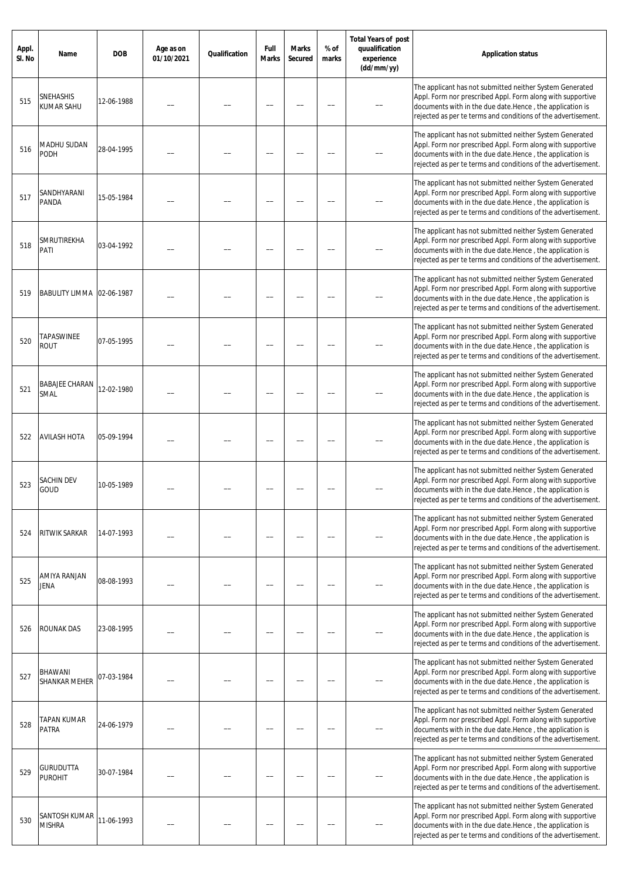| Appl. Sl. No | Name | DOB | Age as on 01/10/2021 | Qualification | Full Marks | Marks Secured | % of marks | Total Years of post quualification experience (dd/mm/yy) | Application status |
|---|---|---|---|---|---|---|---|---|---|
| 515 | SNEHASHIS KUMAR SAHU | 12-06-1988 | -- | -- | -- | -- | -- | -- | The applicant has not submitted neither System Generated Appl. Form nor prescribed Appl. Form along with supportive documents with in the due date.Hence , the application is rejected as per te terms and conditions of the advertisement. |
| 516 | MADHU SUDAN PODH | 28-04-1995 | -- | -- | -- | -- | -- | -- | The applicant has not submitted neither System Generated Appl. Form nor prescribed Appl. Form along with supportive documents with in the due date.Hence , the application is rejected as per te terms and conditions of the advertisement. |
| 517 | SANDHYARANI PANDA | 15-05-1984 | -- | -- | -- | -- | -- | -- | The applicant has not submitted neither System Generated Appl. Form nor prescribed Appl. Form along with supportive documents with in the due date.Hence , the application is rejected as per te terms and conditions of the advertisement. |
| 518 | SMRUTIREKHA PATI | 03-04-1992 | -- | -- | -- | -- | -- | -- | The applicant has not submitted neither System Generated Appl. Form nor prescribed Appl. Form along with supportive documents with in the due date.Hence , the application is rejected as per te terms and conditions of the advertisement. |
| 519 | BABULITY LIMMA | 02-06-1987 | -- | -- | -- | -- | -- | -- | The applicant has not submitted neither System Generated Appl. Form nor prescribed Appl. Form along with supportive documents with in the due date.Hence , the application is rejected as per te terms and conditions of the advertisement. |
| 520 | TAPASWINEE ROUT | 07-05-1995 | -- | -- | -- | -- | -- | -- | The applicant has not submitted neither System Generated Appl. Form nor prescribed Appl. Form along with supportive documents with in the due date.Hence , the application is rejected as per te terms and conditions of the advertisement. |
| 521 | BABAJEE CHARAN SMAL | 12-02-1980 | -- | -- | -- | -- | -- | -- | The applicant has not submitted neither System Generated Appl. Form nor prescribed Appl. Form along with supportive documents with in the due date.Hence , the application is rejected as per te terms and conditions of the advertisement. |
| 522 | AVILASH HOTA | 05-09-1994 | -- | -- | -- | -- | -- | -- | The applicant has not submitted neither System Generated Appl. Form nor prescribed Appl. Form along with supportive documents with in the due date.Hence , the application is rejected as per te terms and conditions of the advertisement. |
| 523 | SACHIN DEV GOUD | 10-05-1989 | -- | -- | -- | -- | -- | -- | The applicant has not submitted neither System Generated Appl. Form nor prescribed Appl. Form along with supportive documents with in the due date.Hence , the application is rejected as per te terms and conditions of the advertisement. |
| 524 | RITWIK SARKAR | 14-07-1993 | -- | -- | -- | -- | -- | -- | The applicant has not submitted neither System Generated Appl. Form nor prescribed Appl. Form along with supportive documents with in the due date.Hence , the application is rejected as per te terms and conditions of the advertisement. |
| 525 | AMIYA RANJAN JENA | 08-08-1993 | -- | -- | -- | -- | -- | -- | The applicant has not submitted neither System Generated Appl. Form nor prescribed Appl. Form along with supportive documents with in the due date.Hence , the application is rejected as per te terms and conditions of the advertisement. |
| 526 | ROUNAK DAS | 23-08-1995 | -- | -- | -- | -- | -- | -- | The applicant has not submitted neither System Generated Appl. Form nor prescribed Appl. Form along with supportive documents with in the due date.Hence , the application is rejected as per te terms and conditions of the advertisement. |
| 527 | BHAWANI SHANKAR MEHER | 07-03-1984 | -- | -- | -- | -- | -- | -- | The applicant has not submitted neither System Generated Appl. Form nor prescribed Appl. Form along with supportive documents with in the due date.Hence , the application is rejected as per te terms and conditions of the advertisement. |
| 528 | TAPAN KUMAR PATRA | 24-06-1979 | -- | -- | -- | -- | -- | -- | The applicant has not submitted neither System Generated Appl. Form nor prescribed Appl. Form along with supportive documents with in the due date.Hence , the application is rejected as per te terms and conditions of the advertisement. |
| 529 | GURUDUTTA PUROHIT | 30-07-1984 | -- | -- | -- | -- | -- | -- | The applicant has not submitted neither System Generated Appl. Form nor prescribed Appl. Form along with supportive documents with in the due date.Hence , the application is rejected as per te terms and conditions of the advertisement. |
| 530 | SANTOSH KUMAR MISHRA | 11-06-1993 | -- | -- | -- | -- | -- | -- | The applicant has not submitted neither System Generated Appl. Form nor prescribed Appl. Form along with supportive documents with in the due date.Hence , the application is rejected as per te terms and conditions of the advertisement. |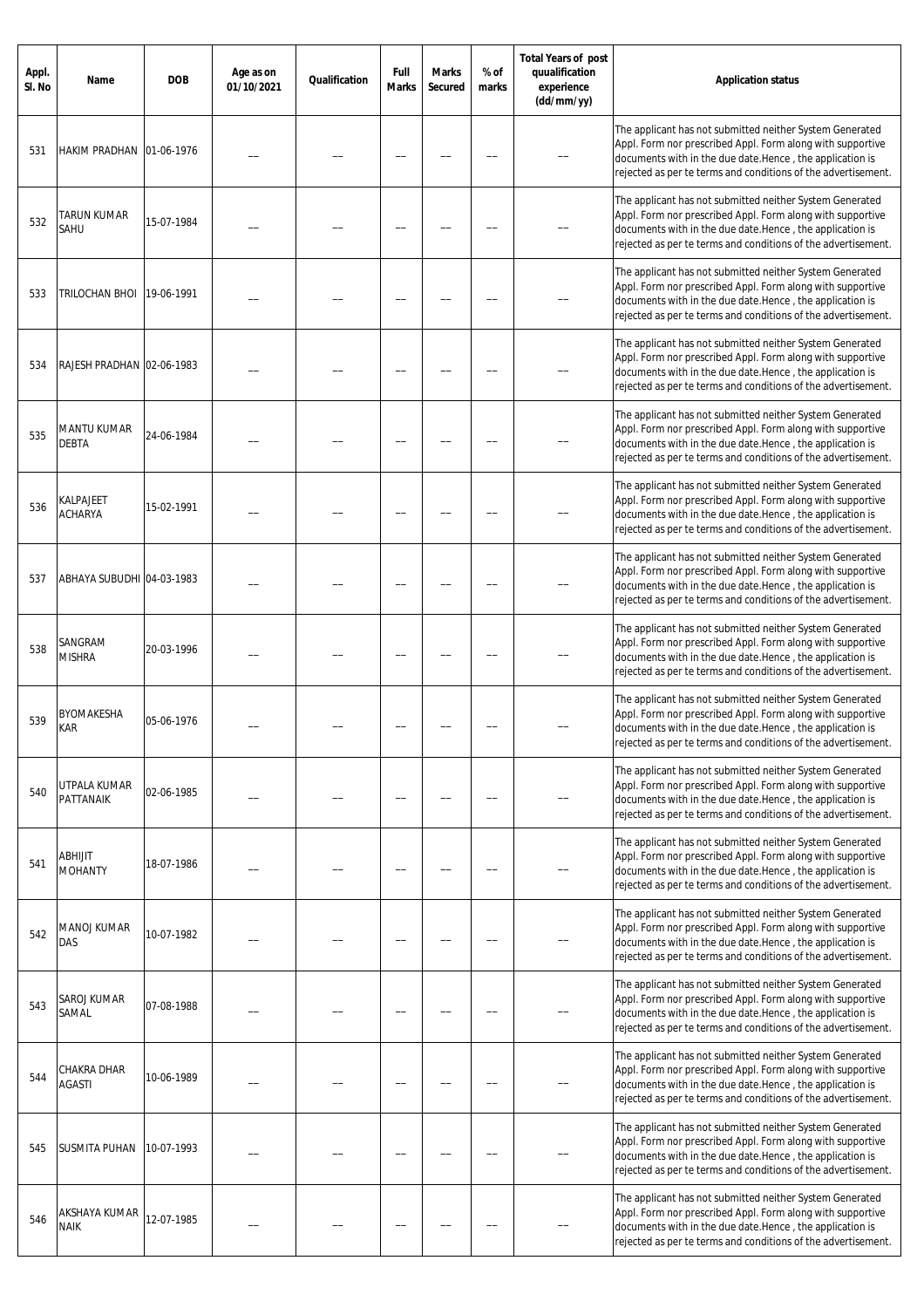| Appl. Sl. No | Name | DOB | Age as on 01/10/2021 | Qualification | Full Marks | Marks Secured | % of marks | Total Years of post quualification experience (dd/mm/yy) | Application status |
|---|---|---|---|---|---|---|---|---|---|
| 531 | HAKIM PRADHAN | 01-06-1976 | -- | -- | -- | -- | -- | -- | The applicant has not submitted neither System Generated Appl. Form nor prescribed Appl. Form along with supportive documents with in the due date.Hence , the application is rejected as per te terms and conditions of the advertisement. |
| 532 | TARUN KUMAR SAHU | 15-07-1984 | -- | -- | -- | -- | -- | -- | The applicant has not submitted neither System Generated Appl. Form nor prescribed Appl. Form along with supportive documents with in the due date.Hence , the application is rejected as per te terms and conditions of the advertisement. |
| 533 | TRILOCHAN BHOI | 19-06-1991 | -- | -- | -- | -- | -- | -- | The applicant has not submitted neither System Generated Appl. Form nor prescribed Appl. Form along with supportive documents with in the due date.Hence , the application is rejected as per te terms and conditions of the advertisement. |
| 534 | RAJESH PRADHAN | 02-06-1983 | -- | -- | -- | -- | -- | -- | The applicant has not submitted neither System Generated Appl. Form nor prescribed Appl. Form along with supportive documents with in the due date.Hence , the application is rejected as per te terms and conditions of the advertisement. |
| 535 | MANTU KUMAR DEBTA | 24-06-1984 | -- | -- | -- | -- | -- | -- | The applicant has not submitted neither System Generated Appl. Form nor prescribed Appl. Form along with supportive documents with in the due date.Hence , the application is rejected as per te terms and conditions of the advertisement. |
| 536 | KALPAJEET ACHARYA | 15-02-1991 | -- | -- | -- | -- | -- | -- | The applicant has not submitted neither System Generated Appl. Form nor prescribed Appl. Form along with supportive documents with in the due date.Hence , the application is rejected as per te terms and conditions of the advertisement. |
| 537 | ABHAYA SUBUDHI | 04-03-1983 | -- | -- | -- | -- | -- | -- | The applicant has not submitted neither System Generated Appl. Form nor prescribed Appl. Form along with supportive documents with in the due date.Hence , the application is rejected as per te terms and conditions of the advertisement. |
| 538 | SANGRAM MISHRA | 20-03-1996 | -- | -- | -- | -- | -- | -- | The applicant has not submitted neither System Generated Appl. Form nor prescribed Appl. Form along with supportive documents with in the due date.Hence , the application is rejected as per te terms and conditions of the advertisement. |
| 539 | BYOMAKESHA KAR | 05-06-1976 | -- | -- | -- | -- | -- | -- | The applicant has not submitted neither System Generated Appl. Form nor prescribed Appl. Form along with supportive documents with in the due date.Hence , the application is rejected as per te terms and conditions of the advertisement. |
| 540 | UTPALA KUMAR PATTANAIK | 02-06-1985 | -- | -- | -- | -- | -- | -- | The applicant has not submitted neither System Generated Appl. Form nor prescribed Appl. Form along with supportive documents with in the due date.Hence , the application is rejected as per te terms and conditions of the advertisement. |
| 541 | ABHIJIT MOHANTY | 18-07-1986 | -- | -- | -- | -- | -- | -- | The applicant has not submitted neither System Generated Appl. Form nor prescribed Appl. Form along with supportive documents with in the due date.Hence , the application is rejected as per te terms and conditions of the advertisement. |
| 542 | MANOJ KUMAR DAS | 10-07-1982 | -- | -- | -- | -- | -- | -- | The applicant has not submitted neither System Generated Appl. Form nor prescribed Appl. Form along with supportive documents with in the due date.Hence , the application is rejected as per te terms and conditions of the advertisement. |
| 543 | SAROJ KUMAR SAMAL | 07-08-1988 | -- | -- | -- | -- | -- | -- | The applicant has not submitted neither System Generated Appl. Form nor prescribed Appl. Form along with supportive documents with in the due date.Hence , the application is rejected as per te terms and conditions of the advertisement. |
| 544 | CHAKRA DHAR AGASTI | 10-06-1989 | -- | -- | -- | -- | -- | -- | The applicant has not submitted neither System Generated Appl. Form nor prescribed Appl. Form along with supportive documents with in the due date.Hence , the application is rejected as per te terms and conditions of the advertisement. |
| 545 | SUSMITA PUHAN | 10-07-1993 | -- | -- | -- | -- | -- | -- | The applicant has not submitted neither System Generated Appl. Form nor prescribed Appl. Form along with supportive documents with in the due date.Hence , the application is rejected as per te terms and conditions of the advertisement. |
| 546 | AKSHAYA KUMAR NAIK | 12-07-1985 | -- | -- | -- | -- | -- | -- | The applicant has not submitted neither System Generated Appl. Form nor prescribed Appl. Form along with supportive documents with in the due date.Hence , the application is rejected as per te terms and conditions of the advertisement. |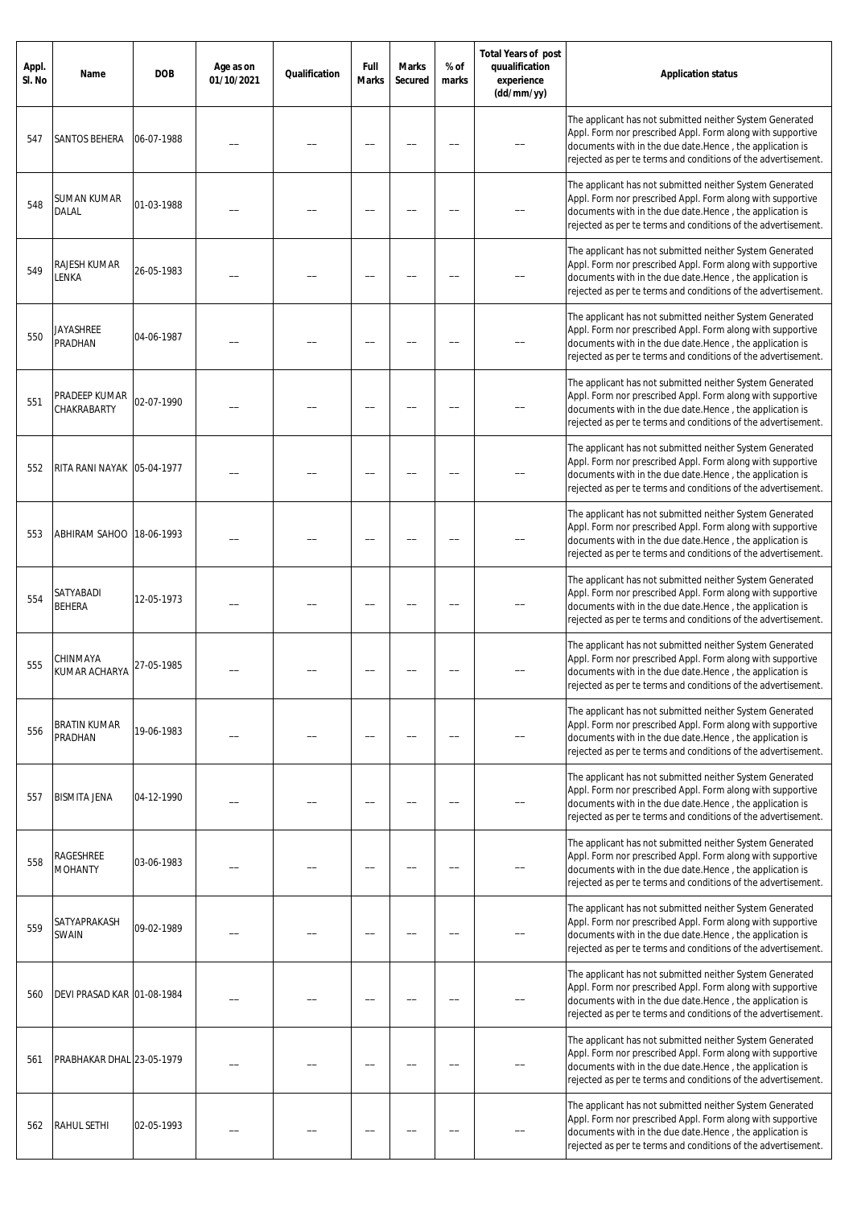| Appl. Sl. No | Name | DOB | Age as on 01/10/2021 | Qualification | Full Marks | Marks Secured | % of marks | Total Years of post quualification experience (dd/mm/yy) | Application status |
|---|---|---|---|---|---|---|---|---|---|
| 547 | SANTOS BEHERA | 06-07-1988 | -- | -- | -- | -- | -- | -- | The applicant has not submitted neither System Generated Appl. Form nor prescribed Appl. Form along with supportive documents with in the due date.Hence , the application is rejected as per te terms and conditions of the advertisement. |
| 548 | SUMAN KUMAR DALAL | 01-03-1988 | -- | -- | -- | -- | -- | -- | The applicant has not submitted neither System Generated Appl. Form nor prescribed Appl. Form along with supportive documents with in the due date.Hence , the application is rejected as per te terms and conditions of the advertisement. |
| 549 | RAJESH KUMAR LENKA | 26-05-1983 | -- | -- | -- | -- | -- | -- | The applicant has not submitted neither System Generated Appl. Form nor prescribed Appl. Form along with supportive documents with in the due date.Hence , the application is rejected as per te terms and conditions of the advertisement. |
| 550 | JAYASHREE PRADHAN | 04-06-1987 | -- | -- | -- | -- | -- | -- | The applicant has not submitted neither System Generated Appl. Form nor prescribed Appl. Form along with supportive documents with in the due date.Hence , the application is rejected as per te terms and conditions of the advertisement. |
| 551 | PRADEEP KUMAR CHAKRABARTY | 02-07-1990 | -- | -- | -- | -- | -- | -- | The applicant has not submitted neither System Generated Appl. Form nor prescribed Appl. Form along with supportive documents with in the due date.Hence , the application is rejected as per te terms and conditions of the advertisement. |
| 552 | RITA RANI NAYAK | 05-04-1977 | -- | -- | -- | -- | -- | -- | The applicant has not submitted neither System Generated Appl. Form nor prescribed Appl. Form along with supportive documents with in the due date.Hence , the application is rejected as per te terms and conditions of the advertisement. |
| 553 | ABHIRAM SAHOO | 18-06-1993 | -- | -- | -- | -- | -- | -- | The applicant has not submitted neither System Generated Appl. Form nor prescribed Appl. Form along with supportive documents with in the due date.Hence , the application is rejected as per te terms and conditions of the advertisement. |
| 554 | SATYABADI BEHERA | 12-05-1973 | -- | -- | -- | -- | -- | -- | The applicant has not submitted neither System Generated Appl. Form nor prescribed Appl. Form along with supportive documents with in the due date.Hence , the application is rejected as per te terms and conditions of the advertisement. |
| 555 | CHINMAYA KUMAR ACHARYA | 27-05-1985 | -- | -- | -- | -- | -- | -- | The applicant has not submitted neither System Generated Appl. Form nor prescribed Appl. Form along with supportive documents with in the due date.Hence , the application is rejected as per te terms and conditions of the advertisement. |
| 556 | BRATIN KUMAR PRADHAN | 19-06-1983 | -- | -- | -- | -- | -- | -- | The applicant has not submitted neither System Generated Appl. Form nor prescribed Appl. Form along with supportive documents with in the due date.Hence , the application is rejected as per te terms and conditions of the advertisement. |
| 557 | BISMITA JENA | 04-12-1990 | -- | -- | -- | -- | -- | -- | The applicant has not submitted neither System Generated Appl. Form nor prescribed Appl. Form along with supportive documents with in the due date.Hence , the application is rejected as per te terms and conditions of the advertisement. |
| 558 | RAGESHREE MOHANTY | 03-06-1983 | -- | -- | -- | -- | -- | -- | The applicant has not submitted neither System Generated Appl. Form nor prescribed Appl. Form along with supportive documents with in the due date.Hence , the application is rejected as per te terms and conditions of the advertisement. |
| 559 | SATYAPRAKASH SWAIN | 09-02-1989 | -- | -- | -- | -- | -- | -- | The applicant has not submitted neither System Generated Appl. Form nor prescribed Appl. Form along with supportive documents with in the due date.Hence , the application is rejected as per te terms and conditions of the advertisement. |
| 560 | DEVI PRASAD KAR | 01-08-1984 | -- | -- | -- | -- | -- | -- | The applicant has not submitted neither System Generated Appl. Form nor prescribed Appl. Form along with supportive documents with in the due date.Hence , the application is rejected as per te terms and conditions of the advertisement. |
| 561 | PRABHAKAR DHAL | 23-05-1979 | -- | -- | -- | -- | -- | -- | The applicant has not submitted neither System Generated Appl. Form nor prescribed Appl. Form along with supportive documents with in the due date.Hence , the application is rejected as per te terms and conditions of the advertisement. |
| 562 | RAHUL SETHI | 02-05-1993 | -- | -- | -- | -- | -- | -- | The applicant has not submitted neither System Generated Appl. Form nor prescribed Appl. Form along with supportive documents with in the due date.Hence , the application is rejected as per te terms and conditions of the advertisement. |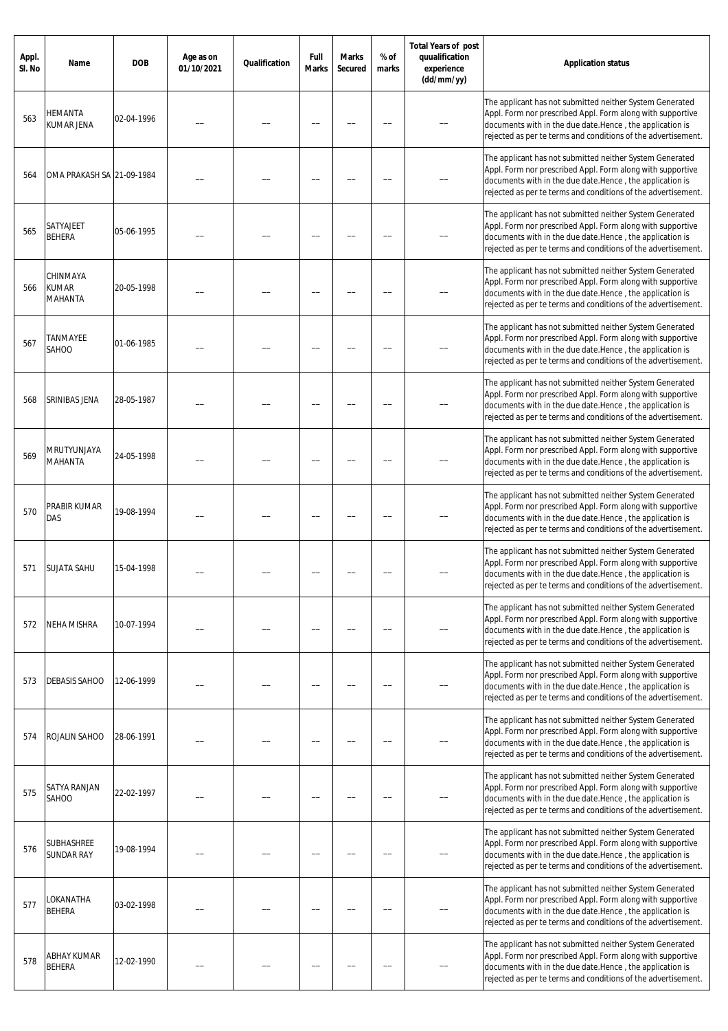| Appl. Sl. No | Name | DOB | Age as on 01/10/2021 | Qualification | Full Marks | Marks Secured | % of marks | Total Years of post quualification experience (dd/mm/yy) | Application status |
|---|---|---|---|---|---|---|---|---|---|
| 563 | HEMANTA KUMAR JENA | 02-04-1996 | -- | -- | -- | -- | -- | -- | The applicant has not submitted neither System Generated Appl. Form nor prescribed Appl. Form along with supportive documents with in the due date.Hence , the application is rejected as per te terms and conditions of the advertisement. |
| 564 | OMA PRAKASH SA | 21-09-1984 | -- | -- | -- | -- | -- | -- | The applicant has not submitted neither System Generated Appl. Form nor prescribed Appl. Form along with supportive documents with in the due date.Hence , the application is rejected as per te terms and conditions of the advertisement. |
| 565 | SATYAJEET BEHERA | 05-06-1995 | -- | -- | -- | -- | -- | -- | The applicant has not submitted neither System Generated Appl. Form nor prescribed Appl. Form along with supportive documents with in the due date.Hence , the application is rejected as per te terms and conditions of the advertisement. |
| 566 | CHINMAYA KUMAR MAHANTA | 20-05-1998 | -- | -- | -- | -- | -- | -- | The applicant has not submitted neither System Generated Appl. Form nor prescribed Appl. Form along with supportive documents with in the due date.Hence , the application is rejected as per te terms and conditions of the advertisement. |
| 567 | TANMAYEE SAHOO | 01-06-1985 | -- | -- | -- | -- | -- | -- | The applicant has not submitted neither System Generated Appl. Form nor prescribed Appl. Form along with supportive documents with in the due date.Hence , the application is rejected as per te terms and conditions of the advertisement. |
| 568 | SRINIBAS JENA | 28-05-1987 | -- | -- | -- | -- | -- | -- | The applicant has not submitted neither System Generated Appl. Form nor prescribed Appl. Form along with supportive documents with in the due date.Hence , the application is rejected as per te terms and conditions of the advertisement. |
| 569 | MRUTYUNJAYA MAHANTA | 24-05-1998 | -- | -- | -- | -- | -- | -- | The applicant has not submitted neither System Generated Appl. Form nor prescribed Appl. Form along with supportive documents with in the due date.Hence , the application is rejected as per te terms and conditions of the advertisement. |
| 570 | PRABIR KUMAR DAS | 19-08-1994 | -- | -- | -- | -- | -- | -- | The applicant has not submitted neither System Generated Appl. Form nor prescribed Appl. Form along with supportive documents with in the due date.Hence , the application is rejected as per te terms and conditions of the advertisement. |
| 571 | SUJATA SAHU | 15-04-1998 | -- | -- | -- | -- | -- | -- | The applicant has not submitted neither System Generated Appl. Form nor prescribed Appl. Form along with supportive documents with in the due date.Hence , the application is rejected as per te terms and conditions of the advertisement. |
| 572 | NEHA MISHRA | 10-07-1994 | -- | -- | -- | -- | -- | -- | The applicant has not submitted neither System Generated Appl. Form nor prescribed Appl. Form along with supportive documents with in the due date.Hence , the application is rejected as per te terms and conditions of the advertisement. |
| 573 | DEBASIS SAHOO | 12-06-1999 | -- | -- | -- | -- | -- | -- | The applicant has not submitted neither System Generated Appl. Form nor prescribed Appl. Form along with supportive documents with in the due date.Hence , the application is rejected as per te terms and conditions of the advertisement. |
| 574 | ROJALIN SAHOO | 28-06-1991 | -- | -- | -- | -- | -- | -- | The applicant has not submitted neither System Generated Appl. Form nor prescribed Appl. Form along with supportive documents with in the due date.Hence , the application is rejected as per te terms and conditions of the advertisement. |
| 575 | SATYA RANJAN SAHOO | 22-02-1997 | -- | -- | -- | -- | -- | -- | The applicant has not submitted neither System Generated Appl. Form nor prescribed Appl. Form along with supportive documents with in the due date.Hence , the application is rejected as per te terms and conditions of the advertisement. |
| 576 | SUBHASHREE SUNDAR RAY | 19-08-1994 | -- | -- | -- | -- | -- | -- | The applicant has not submitted neither System Generated Appl. Form nor prescribed Appl. Form along with supportive documents with in the due date.Hence , the application is rejected as per te terms and conditions of the advertisement. |
| 577 | LOKANATHA BEHERA | 03-02-1998 | -- | -- | -- | -- | -- | -- | The applicant has not submitted neither System Generated Appl. Form nor prescribed Appl. Form along with supportive documents with in the due date.Hence , the application is rejected as per te terms and conditions of the advertisement. |
| 578 | ABHAY KUMAR BEHERA | 12-02-1990 | -- | -- | -- | -- | -- | -- | The applicant has not submitted neither System Generated Appl. Form nor prescribed Appl. Form along with supportive documents with in the due date.Hence , the application is rejected as per te terms and conditions of the advertisement. |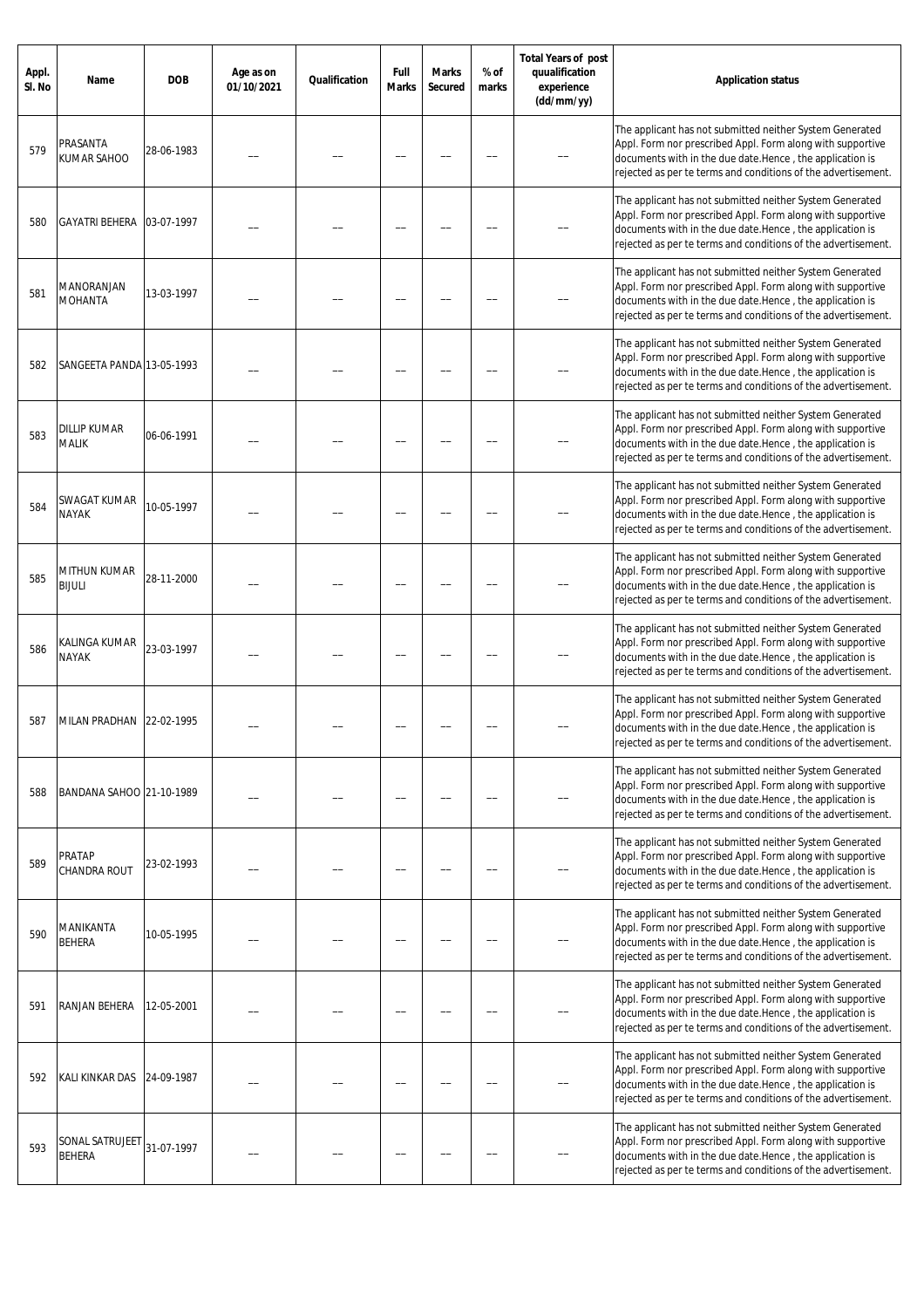| Appl. Sl. No | Name | DOB | Age as on 01/10/2021 | Qualification | Full Marks | Marks Secured | % of marks | Total Years of post quualification experience (dd/mm/yy) | Application status |
|---|---|---|---|---|---|---|---|---|---|
| 579 | PRASANTA KUMAR SAHOO | 28-06-1983 | -- | -- | -- | -- | -- | -- | The applicant has not submitted neither System Generated Appl. Form nor prescribed Appl. Form along with supportive documents with in the due date.Hence , the application is rejected as per te terms and conditions of the advertisement. |
| 580 | GAYATRI BEHERA | 03-07-1997 | -- | -- | -- | -- | -- | -- | The applicant has not submitted neither System Generated Appl. Form nor prescribed Appl. Form along with supportive documents with in the due date.Hence , the application is rejected as per te terms and conditions of the advertisement. |
| 581 | MANORANJAN MOHANTA | 13-03-1997 | -- | -- | -- | -- | -- | -- | The applicant has not submitted neither System Generated Appl. Form nor prescribed Appl. Form along with supportive documents with in the due date.Hence , the application is rejected as per te terms and conditions of the advertisement. |
| 582 | SANGEETA PANDA | 13-05-1993 | -- | -- | -- | -- | -- | -- | The applicant has not submitted neither System Generated Appl. Form nor prescribed Appl. Form along with supportive documents with in the due date.Hence , the application is rejected as per te terms and conditions of the advertisement. |
| 583 | DILLIP KUMAR MALIK | 06-06-1991 | -- | -- | -- | -- | -- | -- | The applicant has not submitted neither System Generated Appl. Form nor prescribed Appl. Form along with supportive documents with in the due date.Hence , the application is rejected as per te terms and conditions of the advertisement. |
| 584 | SWAGAT KUMAR NAYAK | 10-05-1997 | -- | -- | -- | -- | -- | -- | The applicant has not submitted neither System Generated Appl. Form nor prescribed Appl. Form along with supportive documents with in the due date.Hence , the application is rejected as per te terms and conditions of the advertisement. |
| 585 | MITHUN KUMAR BIJULI | 28-11-2000 | -- | -- | -- | -- | -- | -- | The applicant has not submitted neither System Generated Appl. Form nor prescribed Appl. Form along with supportive documents with in the due date.Hence , the application is rejected as per te terms and conditions of the advertisement. |
| 586 | KALINGA KUMAR NAYAK | 23-03-1997 | -- | -- | -- | -- | -- | -- | The applicant has not submitted neither System Generated Appl. Form nor prescribed Appl. Form along with supportive documents with in the due date.Hence , the application is rejected as per te terms and conditions of the advertisement. |
| 587 | MILAN PRADHAN | 22-02-1995 | -- | -- | -- | -- | -- | -- | The applicant has not submitted neither System Generated Appl. Form nor prescribed Appl. Form along with supportive documents with in the due date.Hence , the application is rejected as per te terms and conditions of the advertisement. |
| 588 | BANDANA SAHOO | 21-10-1989 | -- | -- | -- | -- | -- | -- | The applicant has not submitted neither System Generated Appl. Form nor prescribed Appl. Form along with supportive documents with in the due date.Hence , the application is rejected as per te terms and conditions of the advertisement. |
| 589 | PRATAP CHANDRA ROUT | 23-02-1993 | -- | -- | -- | -- | -- | -- | The applicant has not submitted neither System Generated Appl. Form nor prescribed Appl. Form along with supportive documents with in the due date.Hence , the application is rejected as per te terms and conditions of the advertisement. |
| 590 | MANIKANTA BEHERA | 10-05-1995 | -- | -- | -- | -- | -- | -- | The applicant has not submitted neither System Generated Appl. Form nor prescribed Appl. Form along with supportive documents with in the due date.Hence , the application is rejected as per te terms and conditions of the advertisement. |
| 591 | RANJAN BEHERA | 12-05-2001 | -- | -- | -- | -- | -- | -- | The applicant has not submitted neither System Generated Appl. Form nor prescribed Appl. Form along with supportive documents with in the due date.Hence , the application is rejected as per te terms and conditions of the advertisement. |
| 592 | KALI KINKAR DAS | 24-09-1987 | -- | -- | -- | -- | -- | -- | The applicant has not submitted neither System Generated Appl. Form nor prescribed Appl. Form along with supportive documents with in the due date.Hence , the application is rejected as per te terms and conditions of the advertisement. |
| 593 | SONAL SATRUJEET BEHERA | 31-07-1997 | -- | -- | -- | -- | -- | -- | The applicant has not submitted neither System Generated Appl. Form nor prescribed Appl. Form along with supportive documents with in the due date.Hence , the application is rejected as per te terms and conditions of the advertisement. |